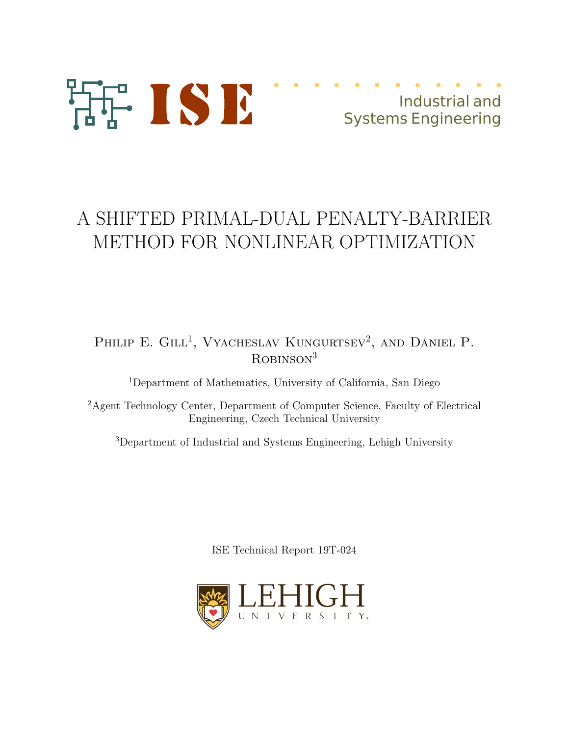ISE

Industrial and Systems Engineering

# A SHIFTED PRIMAL-DUAL PENALTY-BARRIER METHOD FOR NONLINEAR OPTIMIZATION

Philip E. Gill[1], Vyacheslav Kungurtsev[2], and Daniel P. Robinson[3]

[1]Department of Mathematics, University of California, San Diego

[2]Agent Technology Center, Department of Computer Science, Faculty of Electrical Engineering, Czech Technical University

[3]Department of Industrial and Systems Engineering, Lehigh University

ISE Technical Report 19T-024

LEHIGH UNIVERSITY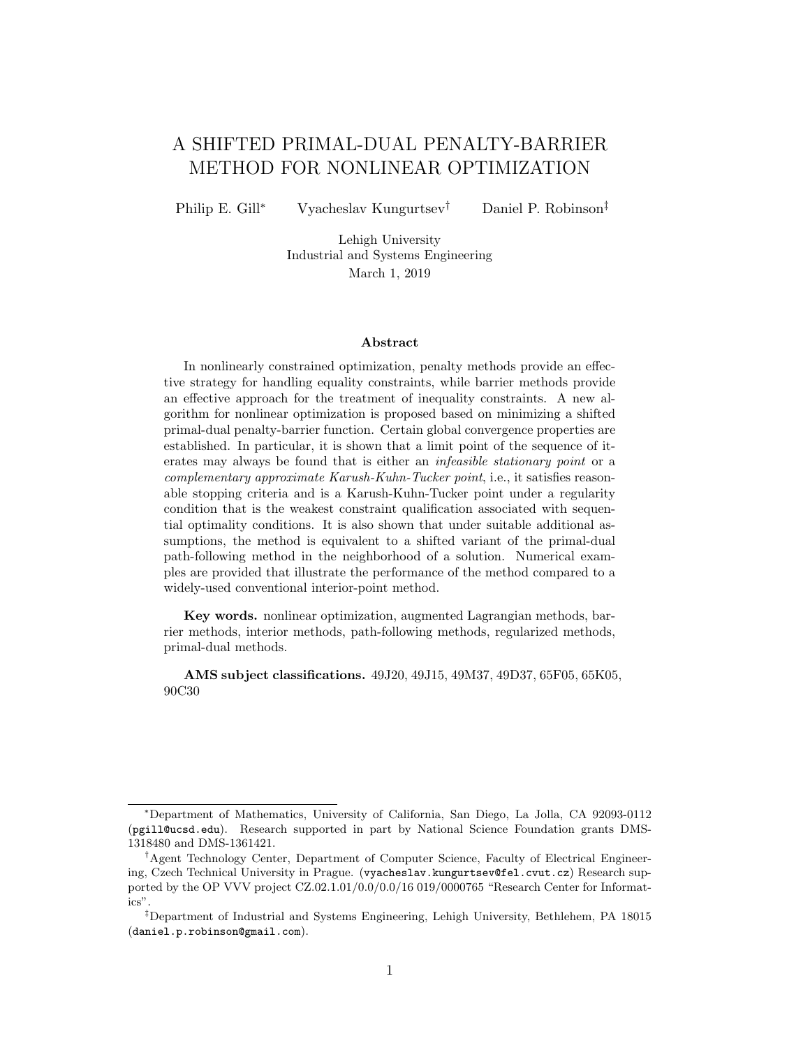# A SHIFTED PRIMAL-DUAL PENALTY-BARRIER METHOD FOR NONLINEAR OPTIMIZATION

Philip E. Gill[*] Vyacheslav Kungurtsev[†] Daniel P. Robinson[‡]

Lehigh University
Industrial and Systems Engineering
March 1, 2019

### Abstract

In nonlinearly constrained optimization, penalty methods provide an effective strategy for handling equality constraints, while barrier methods provide an effective approach for the treatment of inequality constraints. A new algorithm for nonlinear optimization is proposed based on minimizing a shifted primal-dual penalty-barrier function. Certain global convergence properties are established. In particular, it is shown that a limit point of the sequence of iterates may always be found that is either an *infeasible stationary point* or a *complementary approximate Karush-Kuhn-Tucker point*, i.e., it satisfies reasonable stopping criteria and is a Karush-Kuhn-Tucker point under a regularity condition that is the weakest constraint qualification associated with sequential optimality conditions. It is also shown that under suitable additional assumptions, the method is equivalent to a shifted variant of the primal-dual path-following method in the neighborhood of a solution. Numerical examples are provided that illustrate the performance of the method compared to a widely-used conventional interior-point method.

**Key words.** nonlinear optimization, augmented Lagrangian methods, barrier methods, interior methods, path-following methods, regularized methods, primal-dual methods.

**AMS subject classifications.** 49J20, 49J15, 49M37, 49D37, 65F05, 65K05, 90C30

---

[*]Department of Mathematics, University of California, San Diego, La Jolla, CA 92093-0112 (pgill@ucsd.edu). Research supported in part by National Science Foundation grants DMS-1318480 and DMS-1361421.

[†]Agent Technology Center, Department of Computer Science, Faculty of Electrical Engineering, Czech Technical University in Prague. (vyacheslav.kungurtsev@fel.cvut.cz) Research supported by the OP VVV project CZ.02.1.01/0.0/0.0/16 019/0000765 "Research Center for Informatics".

[‡]Department of Industrial and Systems Engineering, Lehigh University, Bethlehem, PA 18015 (daniel.p.robinson@gmail.com).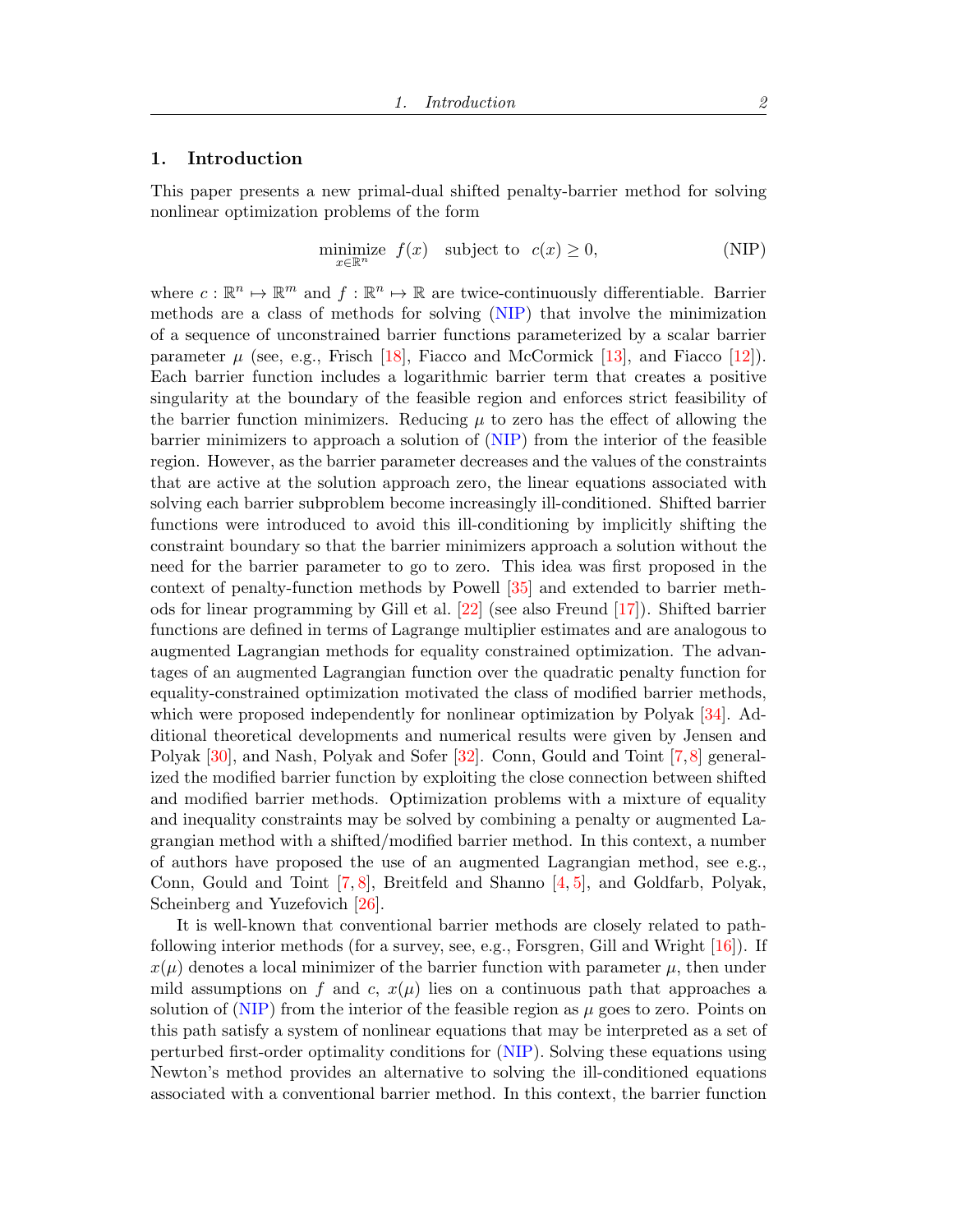## 1. Introduction

This paper presents a new primal-dual shifted penalty-barrier method for solving nonlinear optimization problems of the form

$$\underset{x \in \mathbb{R}^n}{\text{minimize}} \;\; f(x) \quad \text{subject to} \;\; c(x) \geq 0, \tag{NIP}$$

where $c : \mathbb{R}^n \mapsto \mathbb{R}^m$ and $f : \mathbb{R}^n \mapsto \mathbb{R}$ are twice-continuously differentiable. Barrier methods are a class of methods for solving (NIP) that involve the minimization of a sequence of unconstrained barrier functions parameterized by a scalar barrier parameter $\mu$ (see, e.g., Frisch [18], Fiacco and McCormick [13], and Fiacco [12]). Each barrier function includes a logarithmic barrier term that creates a positive singularity at the boundary of the feasible region and enforces strict feasibility of the barrier function minimizers. Reducing $\mu$ to zero has the effect of allowing the barrier minimizers to approach a solution of (NIP) from the interior of the feasible region. However, as the barrier parameter decreases and the values of the constraints that are active at the solution approach zero, the linear equations associated with solving each barrier subproblem become increasingly ill-conditioned. Shifted barrier functions were introduced to avoid this ill-conditioning by implicitly shifting the constraint boundary so that the barrier minimizers approach a solution without the need for the barrier parameter to go to zero. This idea was first proposed in the context of penalty-function methods by Powell [35] and extended to barrier methods for linear programming by Gill et al. [22] (see also Freund [17]). Shifted barrier functions are defined in terms of Lagrange multiplier estimates and are analogous to augmented Lagrangian methods for equality constrained optimization. The advantages of an augmented Lagrangian function over the quadratic penalty function for equality-constrained optimization motivated the class of modified barrier methods, which were proposed independently for nonlinear optimization by Polyak [34]. Additional theoretical developments and numerical results were given by Jensen and Polyak [30], and Nash, Polyak and Sofer [32]. Conn, Gould and Toint [7, 8] generalized the modified barrier function by exploiting the close connection between shifted and modified barrier methods. Optimization problems with a mixture of equality and inequality constraints may be solved by combining a penalty or augmented Lagrangian method with a shifted/modified barrier method. In this context, a number of authors have proposed the use of an augmented Lagrangian method, see e.g., Conn, Gould and Toint [7, 8], Breitfeld and Shanno [4, 5], and Goldfarb, Polyak, Scheinberg and Yuzefovich [26].

It is well-known that conventional barrier methods are closely related to path-following interior methods (for a survey, see, e.g., Forsgren, Gill and Wright [16]). If $x(\mu)$ denotes a local minimizer of the barrier function with parameter $\mu$, then under mild assumptions on $f$ and $c$, $x(\mu)$ lies on a continuous path that approaches a solution of (NIP) from the interior of the feasible region as $\mu$ goes to zero. Points on this path satisfy a system of nonlinear equations that may be interpreted as a set of perturbed first-order optimality conditions for (NIP). Solving these equations using Newton's method provides an alternative to solving the ill-conditioned equations associated with a conventional barrier method. In this context, the barrier function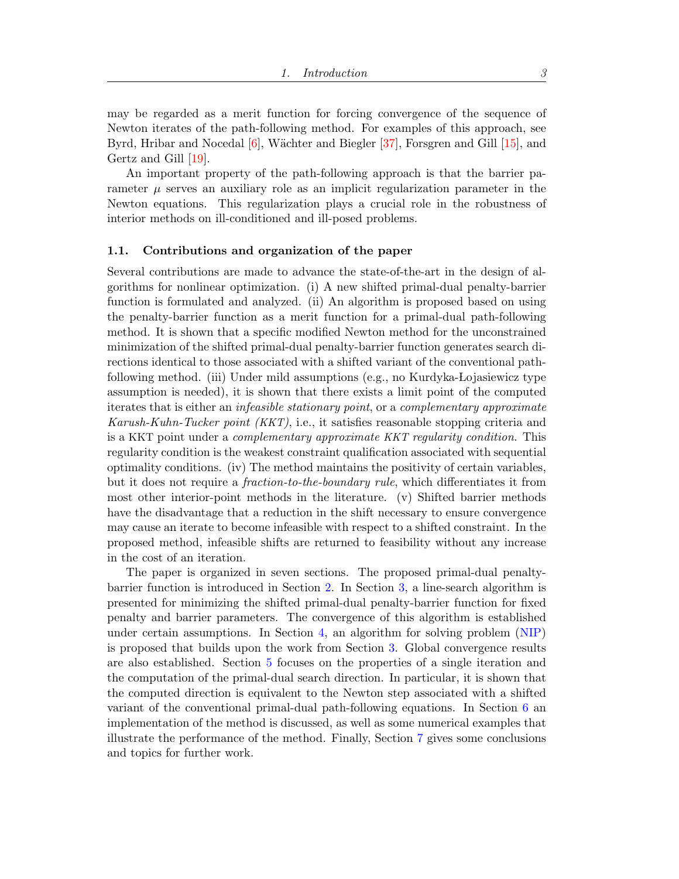may be regarded as a merit function for forcing convergence of the sequence of Newton iterates of the path-following method. For examples of this approach, see Byrd, Hribar and Nocedal [6], Wächter and Biegler [37], Forsgren and Gill [15], and Gertz and Gill [19].

An important property of the path-following approach is that the barrier parameter $\mu$ serves an auxiliary role as an implicit regularization parameter in the Newton equations. This regularization plays a crucial role in the robustness of interior methods on ill-conditioned and ill-posed problems.

### 1.1. Contributions and organization of the paper

Several contributions are made to advance the state-of-the-art in the design of algorithms for nonlinear optimization. (i) A new shifted primal-dual penalty-barrier function is formulated and analyzed. (ii) An algorithm is proposed based on using the penalty-barrier function as a merit function for a primal-dual path-following method. It is shown that a specific modified Newton method for the unconstrained minimization of the shifted primal-dual penalty-barrier function generates search directions identical to those associated with a shifted variant of the conventional path-following method. (iii) Under mild assumptions (e.g., no Kurdyka-Łojasiewicz type assumption is needed), it is shown that there exists a limit point of the computed iterates that is either an *infeasible stationary point*, or a *complementary approximate Karush-Kuhn-Tucker point (KKT)*, i.e., it satisfies reasonable stopping criteria and is a KKT point under a *complementary approximate KKT regularity condition*. This regularity condition is the weakest constraint qualification associated with sequential optimality conditions. (iv) The method maintains the positivity of certain variables, but it does not require a *fraction-to-the-boundary rule*, which differentiates it from most other interior-point methods in the literature. (v) Shifted barrier methods have the disadvantage that a reduction in the shift necessary to ensure convergence may cause an iterate to become infeasible with respect to a shifted constraint. In the proposed method, infeasible shifts are returned to feasibility without any increase in the cost of an iteration.

The paper is organized in seven sections. The proposed primal-dual penalty-barrier function is introduced in Section 2. In Section 3, a line-search algorithm is presented for minimizing the shifted primal-dual penalty-barrier function for fixed penalty and barrier parameters. The convergence of this algorithm is established under certain assumptions. In Section 4, an algorithm for solving problem (NIP) is proposed that builds upon the work from Section 3. Global convergence results are also established. Section 5 focuses on the properties of a single iteration and the computation of the primal-dual search direction. In particular, it is shown that the computed direction is equivalent to the Newton step associated with a shifted variant of the conventional primal-dual path-following equations. In Section 6 an implementation of the method is discussed, as well as some numerical examples that illustrate the performance of the method. Finally, Section 7 gives some conclusions and topics for further work.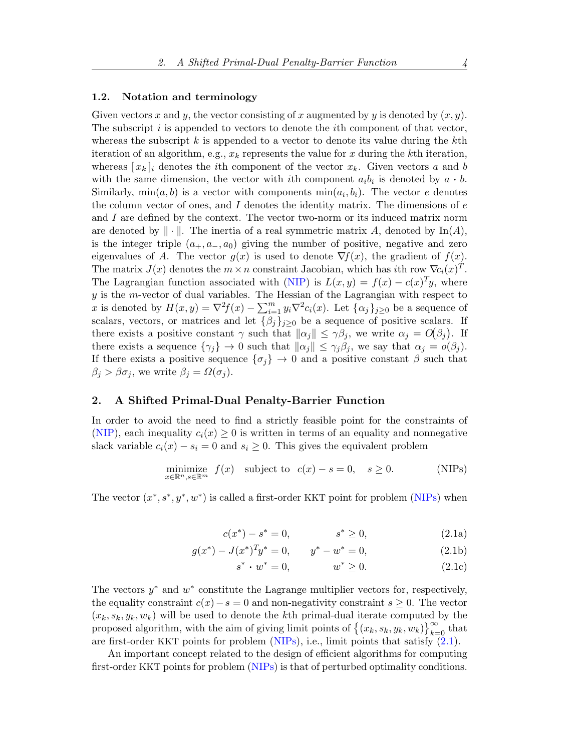### 1.2. Notation and terminology

Given vectors $x$ and $y$, the vector consisting of $x$ augmented by $y$ is denoted by $(x, y)$. The subscript $i$ is appended to vectors to denote the $i$th component of that vector, whereas the subscript $k$ is appended to a vector to denote its value during the $k$th iteration of an algorithm, e.g., $x_k$ represents the value for $x$ during the $k$th iteration, whereas $[\,x_k\,]_i$ denotes the $i$th component of the vector $x_k$. Given vectors $a$ and $b$ with the same dimension, the vector with $i$th component $a_i b_i$ is denoted by $a \cdot b$. Similarly, $\min(a, b)$ is a vector with components $\min(a_i, b_i)$. The vector $e$ denotes the column vector of ones, and $I$ denotes the identity matrix. The dimensions of $e$ and $I$ are defined by the context. The vector two-norm or its induced matrix norm are denoted by $\|\cdot\|$. The inertia of a real symmetric matrix $A$, denoted by $\text{In}(A)$, is the integer triple $(a_+, a_-, a_0)$ giving the number of positive, negative and zero eigenvalues of $A$. The vector $g(x)$ is used to denote $\nabla f(x)$, the gradient of $f(x)$. The matrix $J(x)$ denotes the $m \times n$ constraint Jacobian, which has $i$th row $\nabla c_i(x)^T$. The Lagrangian function associated with (NIP) is $L(x, y) = f(x) - c(x)^T y$, where $y$ is the $m$-vector of dual variables. The Hessian of the Lagrangian with respect to $x$ is denoted by $H(x, y) = \nabla^2 f(x) - \sum_{i=1}^m y_i \nabla^2 c_i(x)$. Let $\{\alpha_j\}_{j \geq 0}$ be a sequence of scalars, vectors, or matrices and let $\{\beta_j\}_{j \geq 0}$ be a sequence of positive scalars. If there exists a positive constant $\gamma$ such that $\|\alpha_j\| \leq \gamma \beta_j$, we write $\alpha_j = O(\beta_j)$. If there exists a sequence $\{\gamma_j\} \to 0$ such that $\|\alpha_j\| \leq \gamma_j \beta_j$, we say that $\alpha_j = o(\beta_j)$. If there exists a positive sequence $\{\sigma_j\} \to 0$ and a positive constant $\beta$ such that $\beta_j > \beta \sigma_j$, we write $\beta_j = \Omega(\sigma_j)$.

## 2. A Shifted Primal-Dual Penalty-Barrier Function

In order to avoid the need to find a strictly feasible point for the constraints of (NIP), each inequality $c_i(x) \geq 0$ is written in terms of an equality and nonnegative slack variable $c_i(x) - s_i = 0$ and $s_i \geq 0$. This gives the equivalent problem

$$\underset{x \in \mathbb{R}^n, s \in \mathbb{R}^m}{\text{minimize}} \;\; f(x) \quad \text{subject to} \;\; c(x) - s = 0, \quad s \geq 0. \tag{NIPs}$$

The vector $(x^*, s^*, y^*, w^*)$ is called a first-order KKT point for problem (NIPs) when

$$c(x^*) - s^* = 0, \qquad\qquad s^* \geq 0, \tag{2.1a}$$

$$g(x^*) - J(x^*)^T y^* = 0, \qquad y^* - w^* = 0, \tag{2.1b}$$

$$s^* \cdot w^* = 0, \qquad\qquad w^* \geq 0. \tag{2.1c}$$

The vectors $y^*$ and $w^*$ constitute the Lagrange multiplier vectors for, respectively, the equality constraint $c(x) - s = 0$ and non-negativity constraint $s \geq 0$. The vector $(x_k, s_k, y_k, w_k)$ will be used to denote the $k$th primal-dual iterate computed by the proposed algorithm, with the aim of giving limit points of $\{(x_k, s_k, y_k, w_k)\}_{k=0}^{\infty}$ that are first-order KKT points for problem (NIPs), i.e., limit points that satisfy (2.1).

An important concept related to the design of efficient algorithms for computing first-order KKT points for problem (NIPs) is that of perturbed optimality conditions.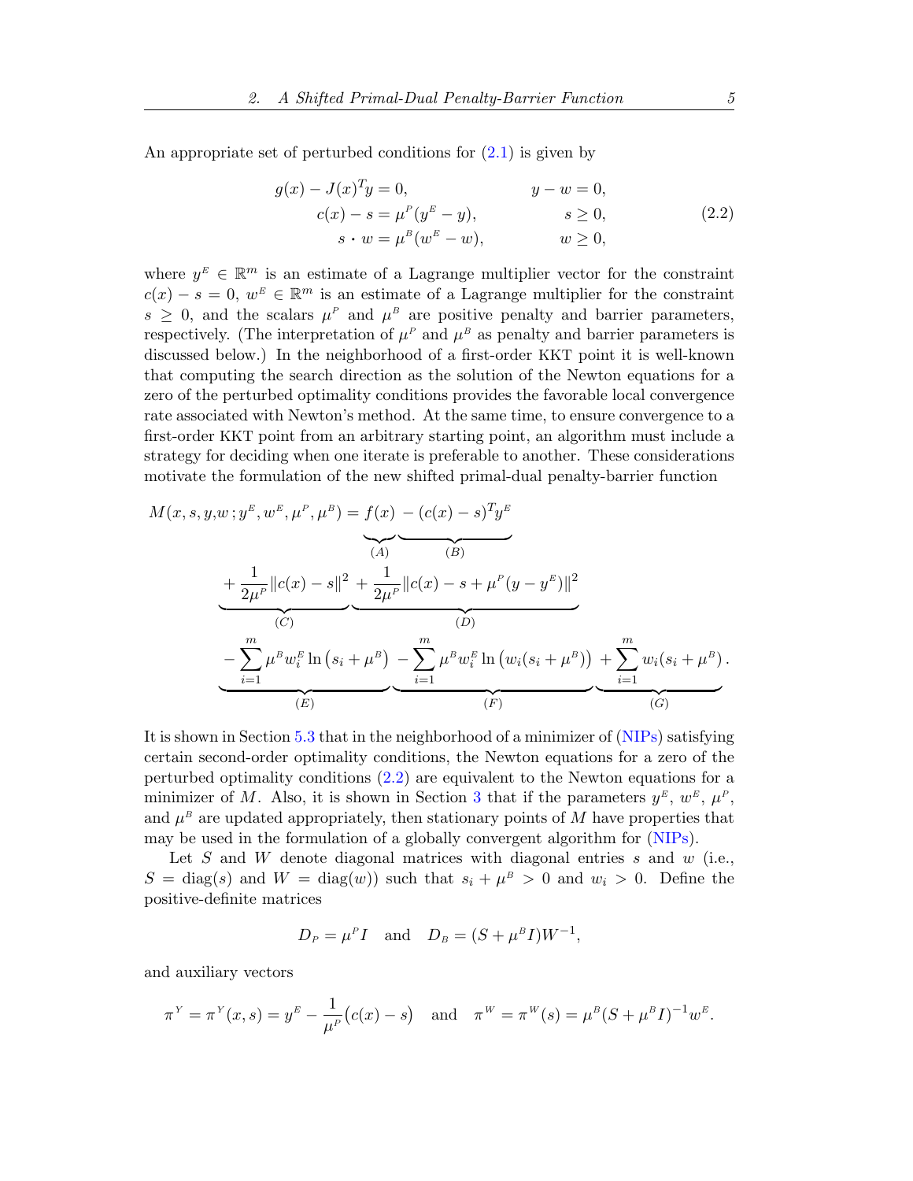An appropriate set of perturbed conditions for (2.1) is given by

$$
\begin{aligned}
g(x) - J(x)^T y &= 0, & y - w &= 0, \\
c(x) - s &= \mu^P (y^E - y), & s &\geq 0, \\
s \cdot w &= \mu^B (w^E - w), & w &\geq 0,
\end{aligned}
\tag{2.2}
$$

where $y^E \in \mathbb{R}^m$ is an estimate of a Lagrange multiplier vector for the constraint $c(x) - s = 0$, $w^E \in \mathbb{R}^m$ is an estimate of a Lagrange multiplier for the constraint $s \geq 0$, and the scalars $\mu^P$ and $\mu^B$ are positive penalty and barrier parameters, respectively. (The interpretation of $\mu^P$ and $\mu^B$ as penalty and barrier parameters is discussed below.) In the neighborhood of a first-order KKT point it is well-known that computing the search direction as the solution of the Newton equations for a zero of the perturbed optimality conditions provides the favorable local convergence rate associated with Newton's method. At the same time, to ensure convergence to a first-order KKT point from an arbitrary starting point, an algorithm must include a strategy for deciding when one iterate is preferable to another. These considerations motivate the formulation of the new shifted primal-dual penalty-barrier function

$$
\begin{aligned}
M(x, s, y, w\,; y^E, w^E, \mu^P, \mu^B) = {} & \underbrace{f(x)}_{(A)} \; \underbrace{- (c(x) - s)^T y^E}_{(B)} \\
& \underbrace{+ \frac{1}{2\mu^P} \|c(x) - s\|^2}_{(C)} \; \underbrace{+ \frac{1}{2\mu^P} \|c(x) - s + \mu^P (y - y^E)\|^2}_{(D)} \\
& \underbrace{- \sum_{i=1}^m \mu^B w_i^E \ln\big(s_i + \mu^B\big)}_{(E)} \; \underbrace{- \sum_{i=1}^m \mu^B w_i^E \ln\big(w_i (s_i + \mu^B)\big)}_{(F)} \; \underbrace{+ \sum_{i=1}^m w_i (s_i + \mu^B)}_{(G)}.
\end{aligned}
$$

It is shown in Section 5.3 that in the neighborhood of a minimizer of (NIPs) satisfying certain second-order optimality conditions, the Newton equations for a zero of the perturbed optimality conditions (2.2) are equivalent to the Newton equations for a minimizer of $M$. Also, it is shown in Section 3 that if the parameters $y^E$, $w^E$, $\mu^P$, and $\mu^B$ are updated appropriately, then stationary points of $M$ have properties that may be used in the formulation of a globally convergent algorithm for (NIPs).

Let $S$ and $W$ denote diagonal matrices with diagonal entries $s$ and $w$ (i.e., $S = \operatorname{diag}(s)$ and $W = \operatorname{diag}(w)$) such that $s_i + \mu^B > 0$ and $w_i > 0$. Define the positive-definite matrices

$$
D_P = \mu^P I \quad \text{and} \quad D_B = (S + \mu^B I) W^{-1},
$$

and auxiliary vectors

$$
\pi^Y = \pi^Y(x, s) = y^E - \frac{1}{\mu^P}\big(c(x) - s\big) \quad \text{and} \quad \pi^W = \pi^W(s) = \mu^B (S + \mu^B I)^{-1} w^E.
$$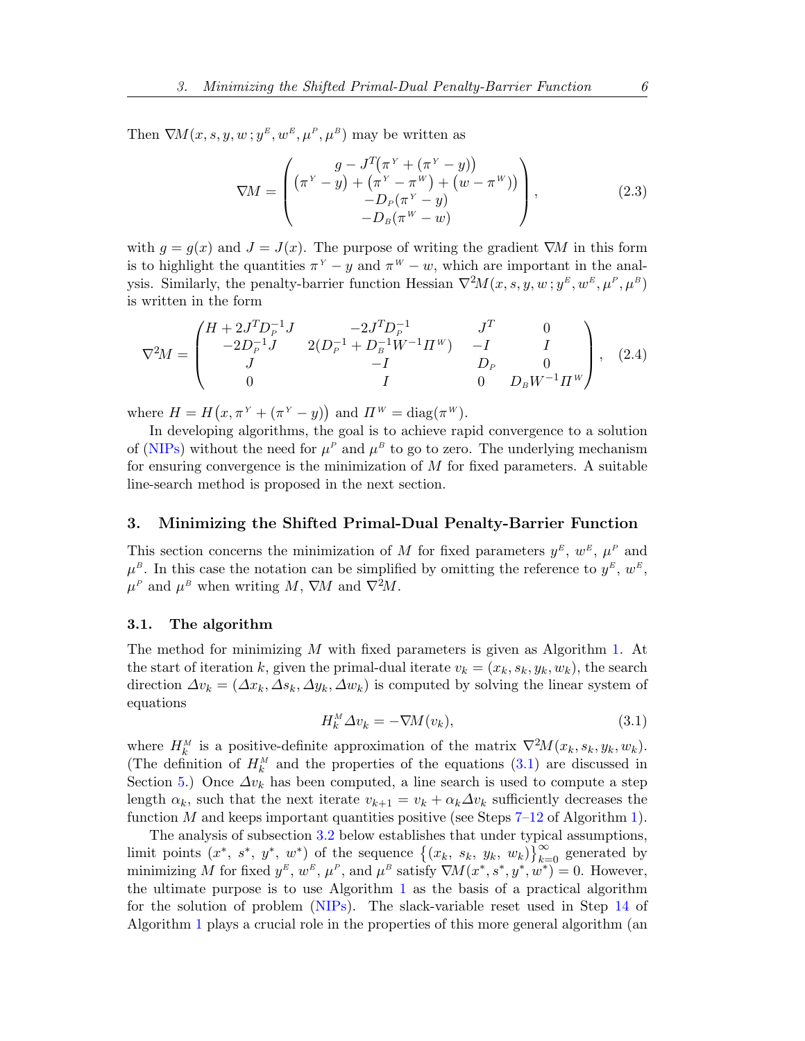Then $\nabla M(x, s, y, w\,; y^E, w^E, \mu^P, \mu^B)$ may be written as

$$
\nabla M = \begin{pmatrix} g - J^T\big(\pi^Y + (\pi^Y - y)\big) \\ \big(\pi^Y - y\big) + \big(\pi^Y - \pi^W\big) + \big(w - \pi^W\big) \\ -D_P(\pi^Y - y) \\ -D_B(\pi^W - w) \end{pmatrix}, \tag{2.3}
$$

with $g = g(x)$ and $J = J(x)$. The purpose of writing the gradient $\nabla M$ in this form is to highlight the quantities $\pi^Y - y$ and $\pi^W - w$, which are important in the analysis. Similarly, the penalty-barrier function Hessian $\nabla^2 M(x, s, y, w\,; y^E, w^E, \mu^P, \mu^B)$ is written in the form

$$
\nabla^2 M = \begin{pmatrix} H + 2J^T D_P^{-1} J & -2J^T D_P^{-1} & J^T & 0 \\ -2D_P^{-1} J & 2(D_P^{-1} + D_B^{-1} W^{-1} \Pi^W) & -I & I \\ J & -I & D_P & 0 \\ 0 & I & 0 & D_B W^{-1} \Pi^W \end{pmatrix}, \tag{2.4}
$$

where $H = H\big(x, \pi^Y + (\pi^Y - y)\big)$ and $\Pi^W = \operatorname{diag}(\pi^W)$.

In developing algorithms, the goal is to achieve rapid convergence to a solution of (NIPs) without the need for $\mu^P$ and $\mu^B$ to go to zero. The underlying mechanism for ensuring convergence is the minimization of $M$ for fixed parameters. A suitable line-search method is proposed in the next section.

## 3. Minimizing the Shifted Primal-Dual Penalty-Barrier Function

This section concerns the minimization of $M$ for fixed parameters $y^E$, $w^E$, $\mu^P$ and $\mu^B$. In this case the notation can be simplified by omitting the reference to $y^E$, $w^E$, $\mu^P$ and $\mu^B$ when writing $M$, $\nabla M$ and $\nabla^2 M$.

### 3.1. The algorithm

The method for minimizing $M$ with fixed parameters is given as Algorithm 1. At the start of iteration $k$, given the primal-dual iterate $v_k = (x_k, s_k, y_k, w_k)$, the search direction $\Delta v_k = (\Delta x_k, \Delta s_k, \Delta y_k, \Delta w_k)$ is computed by solving the linear system of equations

$$
H_k^M \Delta v_k = -\nabla M(v_k), \tag{3.1}
$$

where $H_k^M$ is a positive-definite approximation of the matrix $\nabla^2 M(x_k, s_k, y_k, w_k)$. (The definition of $H_k^M$ and the properties of the equations (3.1) are discussed in Section 5.) Once $\Delta v_k$ has been computed, a line search is used to compute a step length $\alpha_k$, such that the next iterate $v_{k+1} = v_k + \alpha_k \Delta v_k$ sufficiently decreases the function $M$ and keeps important quantities positive (see Steps 7–12 of Algorithm 1).

The analysis of subsection 3.2 below establishes that under typical assumptions, limit points $(x^*,\ s^*,\ y^*,\ w^*)$ of the sequence $\big\{(x_k,\ s_k,\ y_k,\ w_k)\big\}_{k=0}^{\infty}$ generated by minimizing $M$ for fixed $y^E$, $w^E$, $\mu^P$, and $\mu^B$ satisfy $\nabla M(x^*, s^*, y^*, w^*) = 0$. However, the ultimate purpose is to use Algorithm 1 as the basis of a practical algorithm for the solution of problem (NIPs). The slack-variable reset used in Step 14 of Algorithm 1 plays a crucial role in the properties of this more general algorithm (an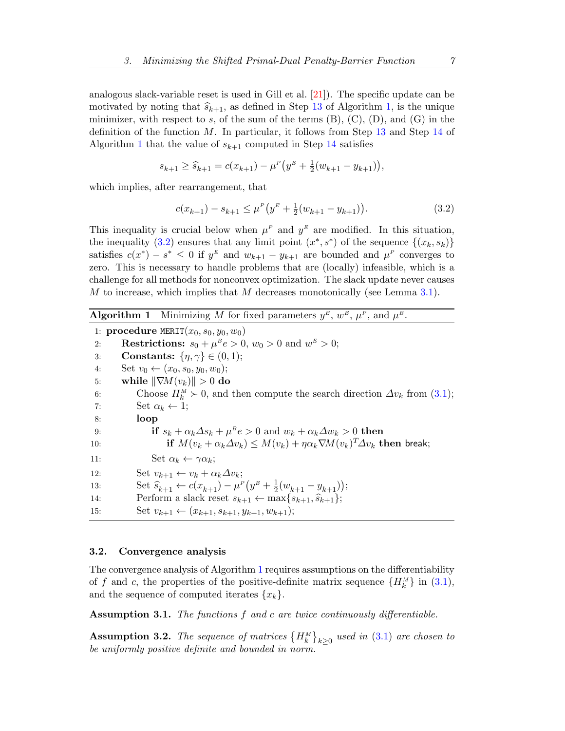analogous slack-variable reset is used in Gill et al. [21]). The specific update can be motivated by noting that $\widehat{s}_{k+1}$, as defined in Step 13 of Algorithm 1, is the unique minimizer, with respect to $s$, of the sum of the terms (B), (C), (D), and (G) in the definition of the function $M$. In particular, it follows from Step 13 and Step 14 of Algorithm 1 that the value of $s_{k+1}$ computed in Step 14 satisfies

$$s_{k+1} \geq \widehat{s}_{k+1} = c(x_{k+1}) - \mu^{P}\big(y^{E} + \tfrac{1}{2}(w_{k+1} - y_{k+1})\big),$$

which implies, after rearrangement, that

$$c(x_{k+1}) - s_{k+1} \leq \mu^{P}\big(y^{E} + \tfrac{1}{2}(w_{k+1} - y_{k+1})\big). \tag{3.2}$$

This inequality is crucial below when $\mu^{P}$ and $y^{E}$ are modified. In this situation, the inequality (3.2) ensures that any limit point $(x^*, s^*)$ of the sequence $\{(x_k, s_k)\}$ satisfies $c(x^*) - s^* \leq 0$ if $y^{E}$ and $w_{k+1} - y_{k+1}$ are bounded and $\mu^{P}$ converges to zero. This is necessary to handle problems that are (locally) infeasible, which is a challenge for all methods for nonconvex optimization. The slack update never causes $M$ to increase, which implies that $M$ decreases monotonically (see Lemma 3.1).

**Algorithm 1** Minimizing $M$ for fixed parameters $y^{E}$, $w^{E}$, $\mu^{P}$, and $\mu^{B}$.

```
 1: procedure MERIT(x_0, s_0, y_0, w_0)
 2:     Restrictions: s_0 + μ^B e > 0, w_0 > 0 and w^E > 0;
 3:     Constants: {η, γ} ∈ (0, 1);
 4:     Set v_0 ← (x_0, s_0, y_0, w_0);
 5:     while ‖∇M(v_k)‖ > 0 do
 6:         Choose H_k^M ≻ 0, and then compute the search direction Δv_k from (3.1);
 7:         Set α_k ← 1;
 8:         loop
 9:             if s_k + α_k Δs_k + μ^B e > 0 and w_k + α_k Δw_k > 0 then
10:                 if M(v_k + α_k Δv_k) ≤ M(v_k) + η α_k ∇M(v_k)^T Δv_k then break;
11:             Set α_k ← γ α_k;
12:         Set v_{k+1} ← v_k + α_k Δv_k;
13:         Set ŝ_{k+1} ← c(x_{k+1}) − μ^P (y^E + ½(w_{k+1} − y_{k+1}));
14:         Perform a slack reset s_{k+1} ← max{s_{k+1}, ŝ_{k+1}};
15:         Set v_{k+1} ← (x_{k+1}, s_{k+1}, y_{k+1}, w_{k+1});
```

### 3.2. Convergence analysis

The convergence analysis of Algorithm 1 requires assumptions on the differentiability of $f$ and $c$, the properties of the positive-definite matrix sequence $\{H_k^{M}\}$ in (3.1), and the sequence of computed iterates $\{x_k\}$.

**Assumption 3.1.** *The functions $f$ and $c$ are twice continuously differentiable.*

**Assumption 3.2.** *The sequence of matrices $\{H_k^{M}\}_{k\geq 0}$ used in (3.1) are chosen to be uniformly positive definite and bounded in norm.*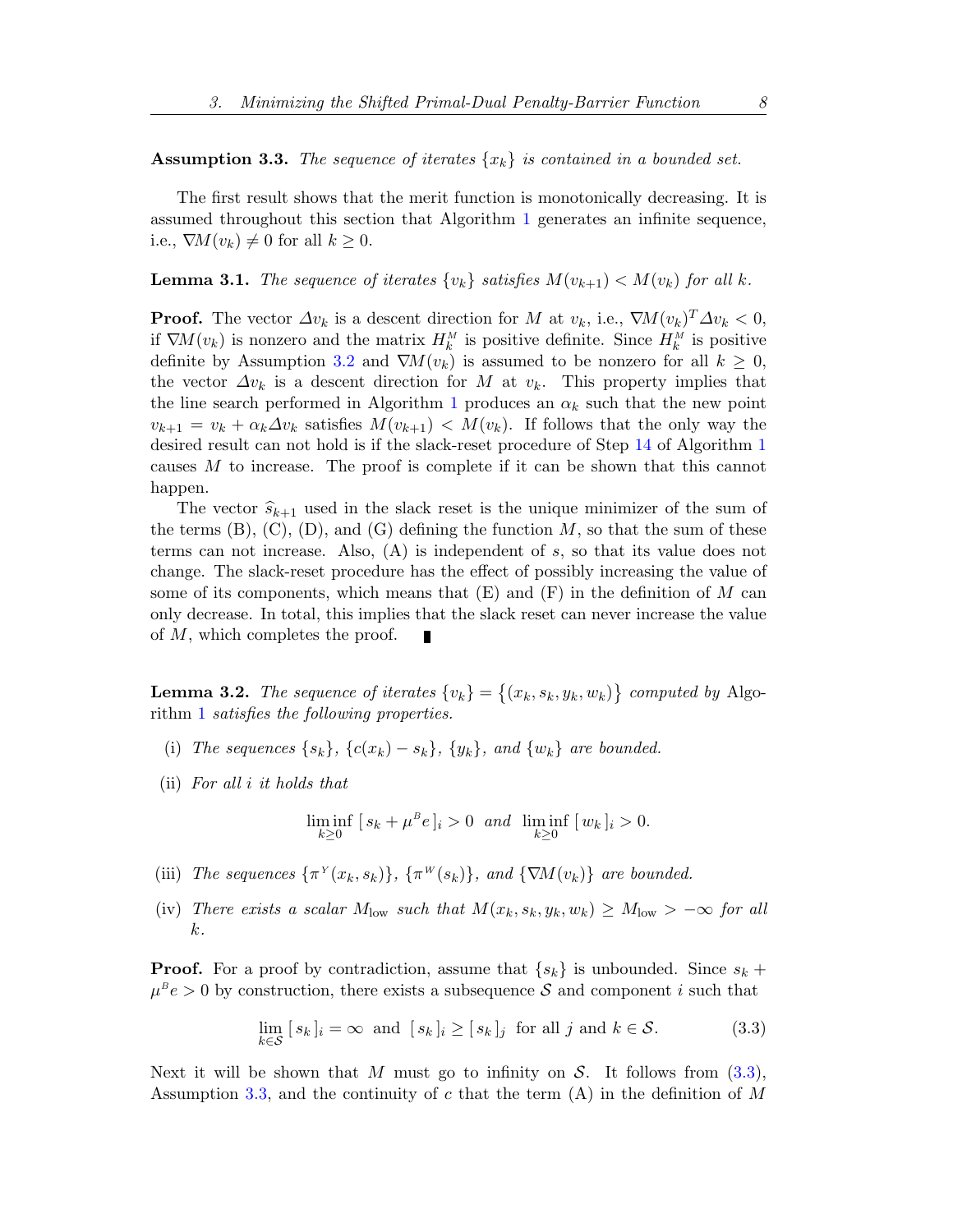**Assumption 3.3.** *The sequence of iterates $\{x_k\}$ is contained in a bounded set.*

The first result shows that the merit function is monotonically decreasing. It is assumed throughout this section that Algorithm 1 generates an infinite sequence, i.e., $\nabla M(v_k) \neq 0$ for all $k \geq 0$.

**Lemma 3.1.** *The sequence of iterates $\{v_k\}$ satisfies $M(v_{k+1}) < M(v_k)$ for all $k$.*

**Proof.** The vector $\Delta v_k$ is a descent direction for $M$ at $v_k$, i.e., $\nabla M(v_k)^T \Delta v_k < 0$, if $\nabla M(v_k)$ is nonzero and the matrix $H_k^M$ is positive definite. Since $H_k^M$ is positive definite by Assumption 3.2 and $\nabla M(v_k)$ is assumed to be nonzero for all $k \geq 0$, the vector $\Delta v_k$ is a descent direction for $M$ at $v_k$. This property implies that the line search performed in Algorithm 1 produces an $\alpha_k$ such that the new point $v_{k+1} = v_k + \alpha_k \Delta v_k$ satisfies $M(v_{k+1}) < M(v_k)$. If follows that the only way the desired result can not hold is if the slack-reset procedure of Step 14 of Algorithm 1 causes $M$ to increase. The proof is complete if it can be shown that this cannot happen.

The vector $\widehat{s}_{k+1}$ used in the slack reset is the unique minimizer of the sum of the terms (B), (C), (D), and (G) defining the function $M$, so that the sum of these terms can not increase. Also, (A) is independent of $s$, so that its value does not change. The slack-reset procedure has the effect of possibly increasing the value of some of its components, which means that (E) and (F) in the definition of $M$ can only decrease. In total, this implies that the slack reset can never increase the value of $M$, which completes the proof. ∎

**Lemma 3.2.** *The sequence of iterates $\{v_k\} = \{(x_k, s_k, y_k, w_k)\}$ computed by* Algorithm 1 *satisfies the following properties.*

(i) *The sequences $\{s_k\}$, $\{c(x_k) - s_k\}$, $\{y_k\}$, and $\{w_k\}$ are bounded.*

(ii) *For all $i$ it holds that*

$$\liminf_{k \geq 0} \, [\, s_k + \mu^B e \,]_i > 0 \quad \text{and} \quad \liminf_{k \geq 0} \, [\, w_k \,]_i > 0.$$

(iii) *The sequences $\{\pi^Y(x_k, s_k)\}$, $\{\pi^W(s_k)\}$, and $\{\nabla M(v_k)\}$ are bounded.*

(iv) *There exists a scalar $M_{\text{low}}$ such that $M(x_k, s_k, y_k, w_k) \geq M_{\text{low}} > -\infty$ for all $k$.*

**Proof.** For a proof by contradiction, assume that $\{s_k\}$ is unbounded. Since $s_k + \mu^B e > 0$ by construction, there exists a subsequence $\mathcal{S}$ and component $i$ such that

$$\lim_{k \in \mathcal{S}} \, [\, s_k \,]_i = \infty \quad \text{and} \quad [\, s_k \,]_i \geq [\, s_k \,]_j \quad \text{for all } j \text{ and } k \in \mathcal{S}. \tag{3.3}$$

Next it will be shown that $M$ must go to infinity on $\mathcal{S}$. It follows from (3.3), Assumption 3.3, and the continuity of $c$ that the term (A) in the definition of $M$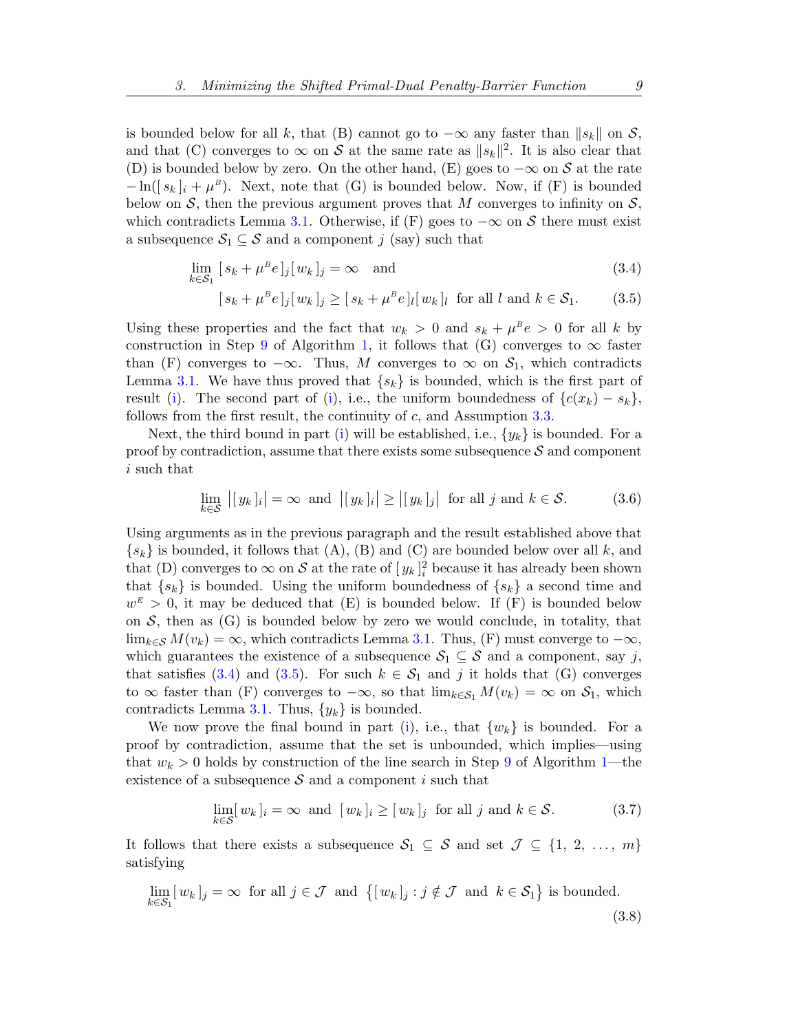is bounded below for all $k$, that (B) cannot go to $-\infty$ any faster than $\|s_k\|$ on $\mathcal{S}$, and that (C) converges to $\infty$ on $\mathcal{S}$ at the same rate as $\|s_k\|^2$. It is also clear that (D) is bounded below by zero. On the other hand, (E) goes to $-\infty$ on $\mathcal{S}$ at the rate $-\ln([\,s_k\,]_i + \mu^B)$. Next, note that (G) is bounded below. Now, if (F) is bounded below on $\mathcal{S}$, then the previous argument proves that $M$ converges to infinity on $\mathcal{S}$, which contradicts Lemma 3.1. Otherwise, if (F) goes to $-\infty$ on $\mathcal{S}$ there must exist a subsequence $\mathcal{S}_1 \subseteq \mathcal{S}$ and a component $j$ (say) such that

$$\lim_{k \in \mathcal{S}_1} [\,s_k + \mu^B e\,]_j [\,w_k\,]_j = \infty \quad \text{and} \tag{3.4}$$

$$[\,s_k + \mu^B e\,]_j [\,w_k\,]_j \geq [\,s_k + \mu^B e\,]_l [\,w_k\,]_l \;\text{ for all } l \text{ and } k \in \mathcal{S}_1. \tag{3.5}$$

Using these properties and the fact that $w_k > 0$ and $s_k + \mu^B e > 0$ for all $k$ by construction in Step 9 of Algorithm 1, it follows that (G) converges to $\infty$ faster than (F) converges to $-\infty$. Thus, $M$ converges to $\infty$ on $\mathcal{S}_1$, which contradicts Lemma 3.1. We have thus proved that $\{s_k\}$ is bounded, which is the first part of result (i). The second part of (i), i.e., the uniform boundedness of $\{c(x_k) - s_k\}$, follows from the first result, the continuity of $c$, and Assumption 3.3.

Next, the third bound in part (i) will be established, i.e., $\{y_k\}$ is bounded. For a proof by contradiction, assume that there exists some subsequence $\mathcal{S}$ and component $i$ such that

$$\lim_{k \in \mathcal{S}} \big|[\,y_k\,]_i\big| = \infty \;\text{ and }\; \big|[\,y_k\,]_i\big| \geq \big|[\,y_k\,]_j\big| \;\text{ for all } j \text{ and } k \in \mathcal{S}. \tag{3.6}$$

Using arguments as in the previous paragraph and the result established above that $\{s_k\}$ is bounded, it follows that (A), (B) and (C) are bounded below over all $k$, and that (D) converges to $\infty$ on $\mathcal{S}$ at the rate of $[\,y_k\,]_i^2$ because it has already been shown that $\{s_k\}$ is bounded. Using the uniform boundedness of $\{s_k\}$ a second time and $w^E > 0$, it may be deduced that (E) is bounded below. If (F) is bounded below on $\mathcal{S}$, then as (G) is bounded below by zero we would conclude, in totality, that $\lim_{k \in \mathcal{S}} M(v_k) = \infty$, which contradicts Lemma 3.1. Thus, (F) must converge to $-\infty$, which guarantees the existence of a subsequence $\mathcal{S}_1 \subseteq \mathcal{S}$ and a component, say $j$, that satisfies (3.4) and (3.5). For such $k \in \mathcal{S}_1$ and $j$ it holds that (G) converges to $\infty$ faster than (F) converges to $-\infty$, so that $\lim_{k \in \mathcal{S}_1} M(v_k) = \infty$ on $\mathcal{S}_1$, which contradicts Lemma 3.1. Thus, $\{y_k\}$ is bounded.

We now prove the final bound in part (i), i.e., that $\{w_k\}$ is bounded. For a proof by contradiction, assume that the set is unbounded, which implies—using that $w_k > 0$ holds by construction of the line search in Step 9 of Algorithm 1—the existence of a subsequence $\mathcal{S}$ and a component $i$ such that

$$\lim_{k \in \mathcal{S}} [\,w_k\,]_i = \infty \;\text{ and }\; [\,w_k\,]_i \geq [\,w_k\,]_j \;\text{ for all } j \text{ and } k \in \mathcal{S}. \tag{3.7}$$

It follows that there exists a subsequence $\mathcal{S}_1 \subseteq \mathcal{S}$ and set $\mathcal{J} \subseteq \{1, 2, \ldots, m\}$ satisfying

$$\lim_{k \in \mathcal{S}_1} [\,w_k\,]_j = \infty \;\text{ for all } j \in \mathcal{J} \;\text{ and }\; \big\{[\,w_k\,]_j : j \notin \mathcal{J} \;\text{ and }\; k \in \mathcal{S}_1\big\} \text{ is bounded.} \tag{3.8}$$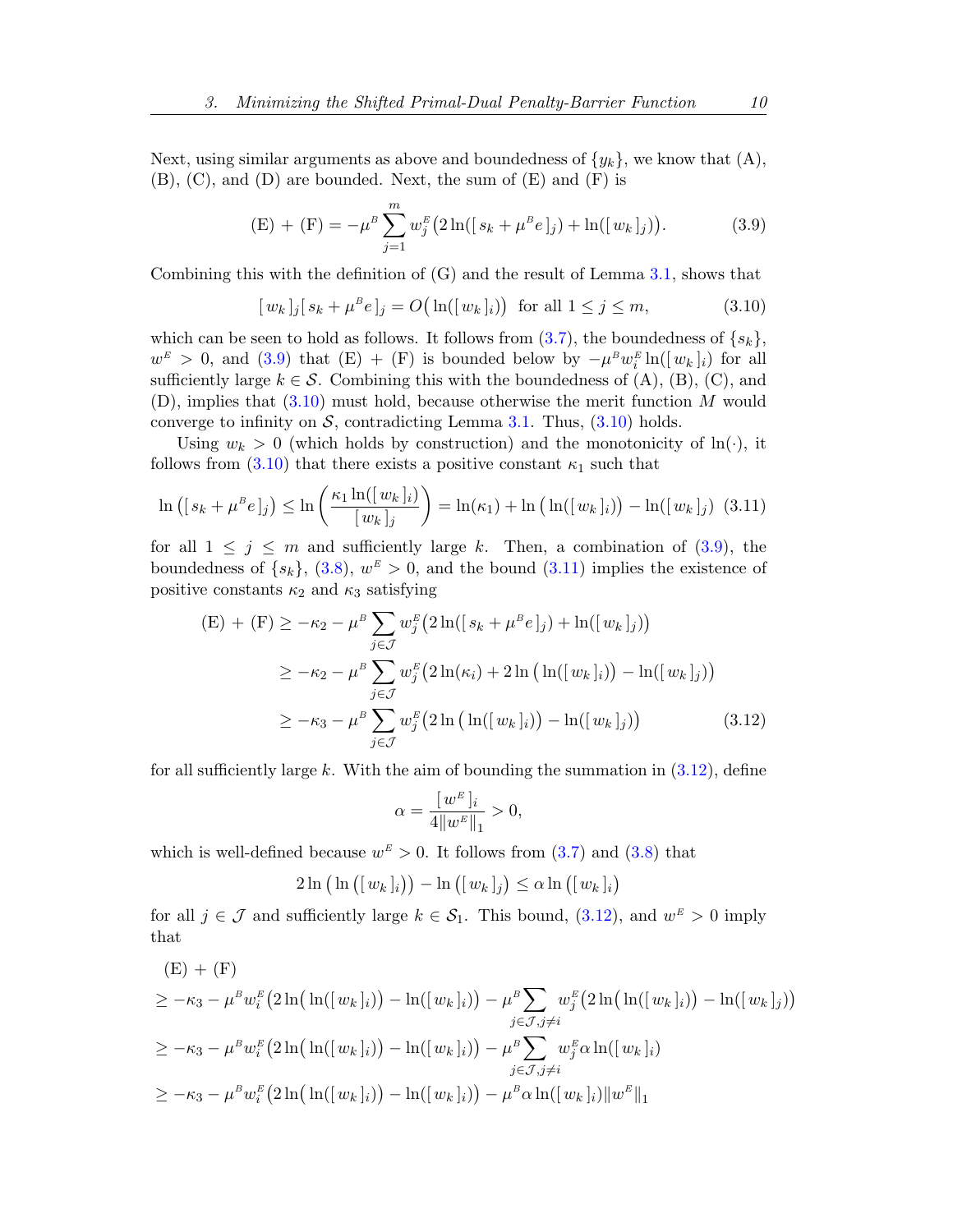Next, using similar arguments as above and boundedness of $\{y_k\}$, we know that (A), (B), (C), and (D) are bounded. Next, the sum of (E) and (F) is

$$\text{(E)} + \text{(F)} = -\mu^B \sum_{j=1}^{m} w_j^E \big( 2 \ln([\, s_k + \mu^B e \,]_j) + \ln([\, w_k \,]_j) \big). \tag{3.9}$$

Combining this with the definition of (G) and the result of Lemma 3.1, shows that

$$[\, w_k \,]_j [\, s_k + \mu^B e \,]_j = O\big( \ln([\, w_k \,]_i) \big) \text{ for all } 1 \le j \le m, \tag{3.10}$$

which can be seen to hold as follows. It follows from (3.7), the boundedness of $\{s_k\}$, $w^E > 0$, and (3.9) that (E) + (F) is bounded below by $-\mu^B w_i^E \ln([\, w_k \,]_i)$ for all sufficiently large $k \in \mathcal{S}$. Combining this with the boundedness of (A), (B), (C), and (D), implies that (3.10) must hold, because otherwise the merit function $M$ would converge to infinity on $\mathcal{S}$, contradicting Lemma 3.1. Thus, (3.10) holds.

Using $w_k > 0$ (which holds by construction) and the monotonicity of $\ln(\cdot)$, it follows from (3.10) that there exists a positive constant $\kappa_1$ such that

$$\ln\big( [\, s_k + \mu^B e \,]_j \big) \le \ln\left( \frac{\kappa_1 \ln([\, w_k \,]_i)}{[\, w_k \,]_j} \right) = \ln(\kappa_1) + \ln\big( \ln([\, w_k \,]_i) \big) - \ln([\, w_k \,]_j) \tag{3.11}$$

for all $1 \le j \le m$ and sufficiently large $k$. Then, a combination of (3.9), the boundedness of $\{s_k\}$, (3.8), $w^E > 0$, and the bound (3.11) implies the existence of positive constants $\kappa_2$ and $\kappa_3$ satisfying

$$\begin{aligned}
\text{(E)} + \text{(F)} &\ge -\kappa_2 - \mu^B \sum_{j \in \mathcal{J}} w_j^E \big( 2 \ln([\, s_k + \mu^B e \,]_j) + \ln([\, w_k \,]_j) \big) \\
&\ge -\kappa_2 - \mu^B \sum_{j \in \mathcal{J}} w_j^E \big( 2 \ln(\kappa_i) + 2 \ln\big( \ln([\, w_k \,]_i) \big) - \ln([\, w_k \,]_j) \big) \\
&\ge -\kappa_3 - \mu^B \sum_{j \in \mathcal{J}} w_j^E \big( 2 \ln\big( \ln([\, w_k \,]_i) \big) - \ln([\, w_k \,]_j) \big)
\end{aligned} \tag{3.12}$$

for all sufficiently large $k$. With the aim of bounding the summation in (3.12), define

$$\alpha = \frac{[\, w^E \,]_i}{4 \| w^E \|_1} > 0,$$

which is well-defined because $w^E > 0$. It follows from (3.7) and (3.8) that

$$2 \ln\big( \ln\big( [\, w_k \,]_i \big) \big) - \ln\big( [\, w_k \,]_j \big) \le \alpha \ln\big( [\, w_k \,]_i \big)$$

for all $j \in \mathcal{J}$ and sufficiently large $k \in \mathcal{S}_1$. This bound, (3.12), and $w^E > 0$ imply that

$$\begin{aligned}
&\text{(E)} + \text{(F)} \\
&\ge -\kappa_3 - \mu^B w_i^E \big( 2 \ln\big( \ln([\, w_k \,]_i) \big) - \ln([\, w_k \,]_i) \big) - \mu^B \sum_{j \in \mathcal{J}, j \ne i} w_j^E \big( 2 \ln\big( \ln([\, w_k \,]_i) \big) - \ln([\, w_k \,]_j) \big) \\
&\ge -\kappa_3 - \mu^B w_i^E \big( 2 \ln\big( \ln([\, w_k \,]_i) \big) - \ln([\, w_k \,]_i) \big) - \mu^B \sum_{j \in \mathcal{J}, j \ne i} w_j^E \alpha \ln([\, w_k \,]_i) \\
&\ge -\kappa_3 - \mu^B w_i^E \big( 2 \ln\big( \ln([\, w_k \,]_i) \big) - \ln([\, w_k \,]_i) \big) - \mu^B \alpha \ln([\, w_k \,]_i) \| w^E \|_1
\end{aligned}$$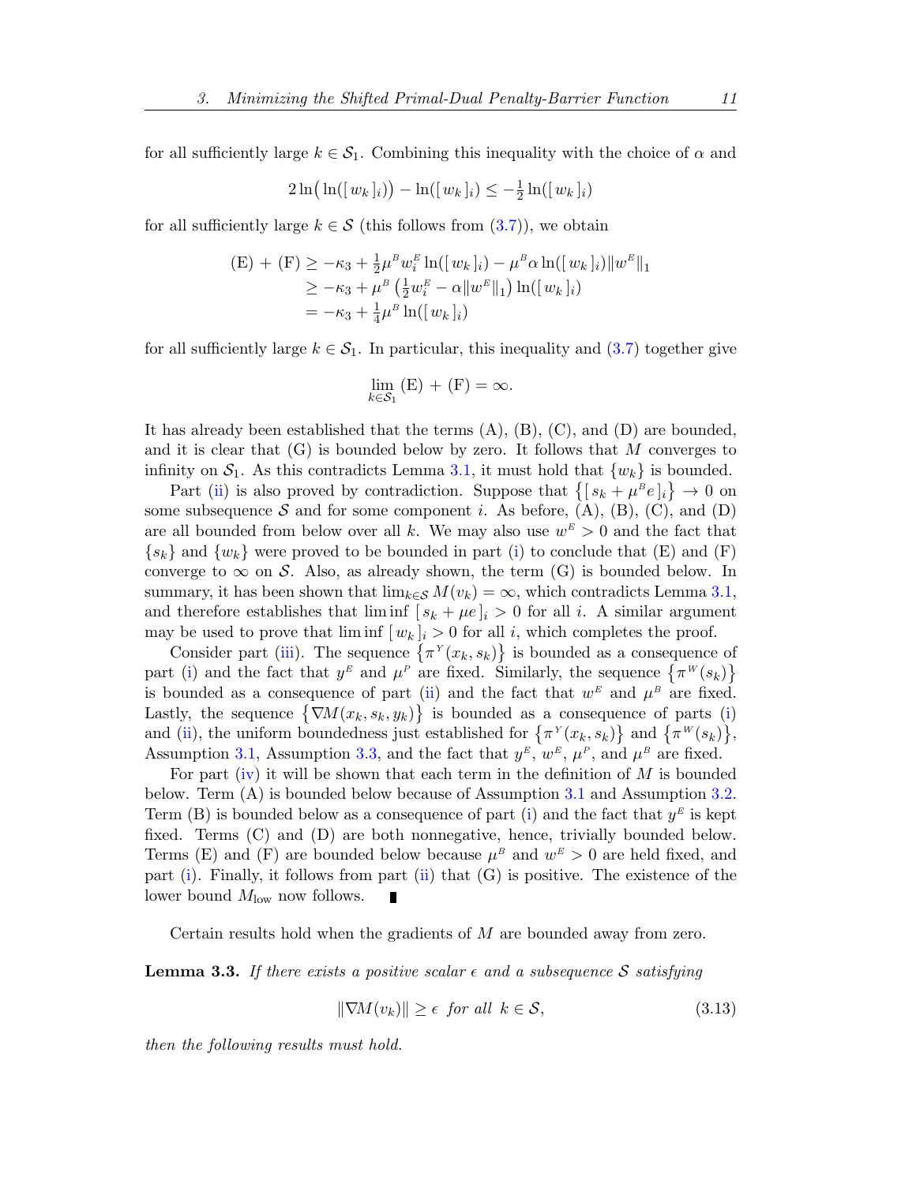for all sufficiently large $k \in \mathcal{S}_1$. Combining this inequality with the choice of $\alpha$ and

$$2\ln\big(\ln([\,w_k\,]_i)\big) - \ln([\,w_k\,]_i) \le -\tfrac{1}{2}\ln([\,w_k\,]_i)$$

for all sufficiently large $k \in \mathcal{S}$ (this follows from (3.7)), we obtain

$$\begin{aligned}
\text{(E)} + \text{(F)} &\ge -\kappa_3 + \tfrac{1}{2}\mu^B w_i^E \ln([\,w_k\,]_i) - \mu^B \alpha \ln([\,w_k\,]_i)\|w^E\|_1 \\
&\ge -\kappa_3 + \mu^B\left(\tfrac{1}{2}w_i^E - \alpha\|w^E\|_1\right)\ln([\,w_k\,]_i) \\
&= -\kappa_3 + \tfrac{1}{4}\mu^B \ln([\,w_k\,]_i)
\end{aligned}$$

for all sufficiently large $k \in \mathcal{S}_1$. In particular, this inequality and (3.7) together give

$$\lim_{k\in\mathcal{S}_1} \text{(E)} + \text{(F)} = \infty.$$

It has already been established that the terms (A), (B), (C), and (D) are bounded, and it is clear that (G) is bounded below by zero. It follows that $M$ converges to infinity on $\mathcal{S}_1$. As this contradicts Lemma 3.1, it must hold that $\{w_k\}$ is bounded.

Part (ii) is also proved by contradiction. Suppose that $\big\{[\,s_k + \mu^B e\,]_i\big\} \to 0$ on some subsequence $\mathcal{S}$ and for some component $i$. As before, (A), (B), (C), and (D) are all bounded from below over all $k$. We may also use $w^E > 0$ and the fact that $\{s_k\}$ and $\{w_k\}$ were proved to be bounded in part (i) to conclude that (E) and (F) converge to $\infty$ on $\mathcal{S}$. Also, as already shown, the term (G) is bounded below. In summary, it has been shown that $\lim_{k\in\mathcal{S}} M(v_k) = \infty$, which contradicts Lemma 3.1, and therefore establishes that $\liminf\,[\,s_k + \mu e\,]_i > 0$ for all $i$. A similar argument may be used to prove that $\liminf\,[\,w_k\,]_i > 0$ for all $i$, which completes the proof.

Consider part (iii). The sequence $\big\{\pi^Y(x_k, s_k)\big\}$ is bounded as a consequence of part (i) and the fact that $y^E$ and $\mu^P$ are fixed. Similarly, the sequence $\big\{\pi^W(s_k)\big\}$ is bounded as a consequence of part (ii) and the fact that $w^E$ and $\mu^B$ are fixed. Lastly, the sequence $\big\{\nabla M(x_k, s_k, y_k)\big\}$ is bounded as a consequence of parts (i) and (ii), the uniform boundedness just established for $\big\{\pi^Y(x_k, s_k)\big\}$ and $\big\{\pi^W(s_k)\big\}$, Assumption 3.1, Assumption 3.3, and the fact that $y^E$, $w^E$, $\mu^P$, and $\mu^B$ are fixed.

For part (iv) it will be shown that each term in the definition of $M$ is bounded below. Term (A) is bounded below because of Assumption 3.1 and Assumption 3.2. Term (B) is bounded below as a consequence of part (i) and the fact that $y^E$ is kept fixed. Terms (C) and (D) are both nonnegative, hence, trivially bounded below. Terms (E) and (F) are bounded below because $\mu^B$ and $w^E > 0$ are held fixed, and part (i). Finally, it follows from part (ii) that (G) is positive. The existence of the lower bound $M_{\text{low}}$ now follows. ∎

Certain results hold when the gradients of $M$ are bounded away from zero.

**Lemma 3.3.** *If there exists a positive scalar $\epsilon$ and a subsequence $\mathcal{S}$ satisfying*

$$\|\nabla M(v_k)\| \ge \epsilon \;\; \text{for all} \;\; k \in \mathcal{S}, \tag{3.13}$$

*then the following results must hold.*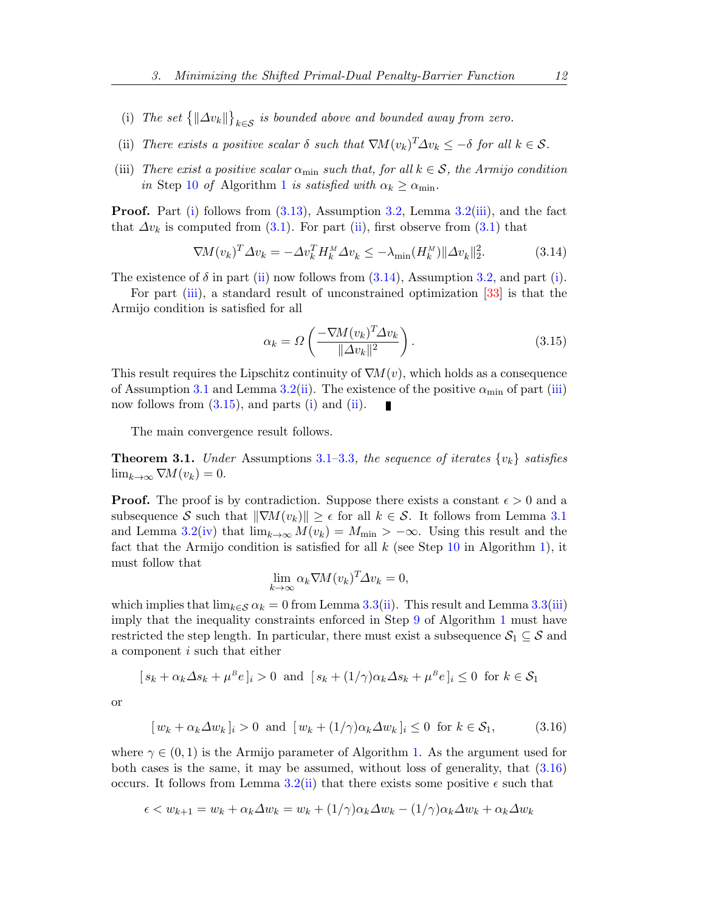(i) *The set* $\{\|\Delta v_k\|\}_{k\in\mathcal{S}}$ *is bounded above and bounded away from zero.*

(ii) *There exists a positive scalar* $\delta$ *such that* $\nabla M(v_k)^T \Delta v_k \le -\delta$ *for all* $k \in \mathcal{S}$.

(iii) *There exist a positive scalar* $\alpha_{\min}$ *such that, for all* $k \in \mathcal{S}$*, the Armijo condition in* Step 10 *of* Algorithm 1 *is satisfied with* $\alpha_k \ge \alpha_{\min}$.

**Proof.** Part (i) follows from (3.13), Assumption 3.2, Lemma 3.2(iii), and the fact that $\Delta v_k$ is computed from (3.1). For part (ii), first observe from (3.1) that

$$\nabla M(v_k)^T \Delta v_k = -\Delta v_k^T H_k^{M} \Delta v_k \le -\lambda_{\min}(H_k^{M})\|\Delta v_k\|_2^2. \tag{3.14}$$

The existence of $\delta$ in part (ii) now follows from (3.14), Assumption 3.2, and part (i).

For part (iii), a standard result of unconstrained optimization [33] is that the Armijo condition is satisfied for all

$$\alpha_k = \Omega\left(\frac{-\nabla M(v_k)^T \Delta v_k}{\|\Delta v_k\|^2}\right). \tag{3.15}$$

This result requires the Lipschitz continuity of $\nabla M(v)$, which holds as a consequence of Assumption 3.1 and Lemma 3.2(ii). The existence of the positive $\alpha_{\min}$ of part (iii) now follows from (3.15), and parts (i) and (ii). ∎

The main convergence result follows.

**Theorem 3.1.** *Under* Assumptions 3.1–3.3*, the sequence of iterates* $\{v_k\}$ *satisfies* $\lim_{k\to\infty} \nabla M(v_k) = 0$.

**Proof.** The proof is by contradiction. Suppose there exists a constant $\epsilon > 0$ and a subsequence $\mathcal{S}$ such that $\|\nabla M(v_k)\| \ge \epsilon$ for all $k \in \mathcal{S}$. It follows from Lemma 3.1 and Lemma 3.2(iv) that $\lim_{k\to\infty} M(v_k) = M_{\min} > -\infty$. Using this result and the fact that the Armijo condition is satisfied for all $k$ (see Step 10 in Algorithm 1), it must follow that

$$\lim_{k\to\infty} \alpha_k \nabla M(v_k)^T \Delta v_k = 0,$$

which implies that $\lim_{k\in\mathcal{S}} \alpha_k = 0$ from Lemma 3.3(ii). This result and Lemma 3.3(iii) imply that the inequality constraints enforced in Step 9 of Algorithm 1 must have restricted the step length. In particular, there must exist a subsequence $\mathcal{S}_1 \subseteq \mathcal{S}$ and a component $i$ such that either

$$[\, s_k + \alpha_k \Delta s_k + \mu^{B} e\,]_i > 0 \;\text{ and }\; [\, s_k + (1/\gamma)\alpha_k \Delta s_k + \mu^{B} e\,]_i \le 0 \;\text{ for } k \in \mathcal{S}_1$$

or

$$[\, w_k + \alpha_k \Delta w_k\,]_i > 0 \;\text{ and }\; [\, w_k + (1/\gamma)\alpha_k \Delta w_k\,]_i \le 0 \;\text{ for } k \in \mathcal{S}_1, \tag{3.16}$$

where $\gamma \in (0,1)$ is the Armijo parameter of Algorithm 1. As the argument used for both cases is the same, it may be assumed, without loss of generality, that (3.16) occurs. It follows from Lemma 3.2(ii) that there exists some positive $\epsilon$ such that

$$\epsilon < w_{k+1} = w_k + \alpha_k \Delta w_k = w_k + (1/\gamma)\alpha_k \Delta w_k - (1/\gamma)\alpha_k \Delta w_k + \alpha_k \Delta w_k$$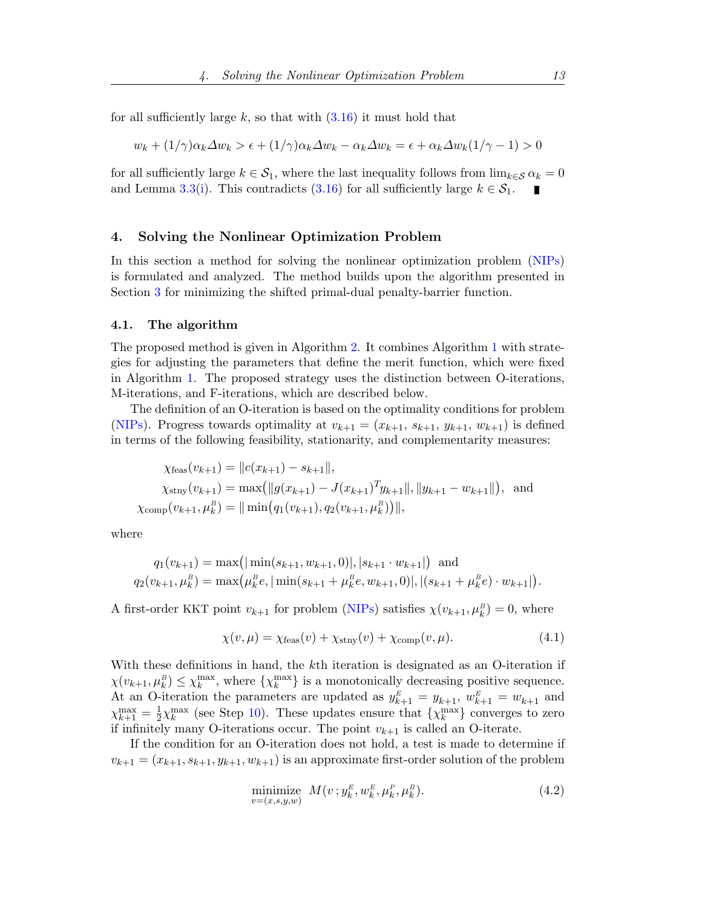for all sufficiently large $k$, so that with (3.16) it must hold that

$$w_k + (1/\gamma)\alpha_k \Delta w_k > \epsilon + (1/\gamma)\alpha_k \Delta w_k - \alpha_k \Delta w_k = \epsilon + \alpha_k \Delta w_k(1/\gamma - 1) > 0$$

for all sufficiently large $k \in \mathcal{S}_1$, where the last inequality follows from $\lim_{k\in\mathcal{S}} \alpha_k = 0$ and Lemma 3.3(i). This contradicts (3.16) for all sufficiently large $k \in \mathcal{S}_1$. ∎

## 4. Solving the Nonlinear Optimization Problem

In this section a method for solving the nonlinear optimization problem (NIPs) is formulated and analyzed. The method builds upon the algorithm presented in Section 3 for minimizing the shifted primal-dual penalty-barrier function.

### 4.1. The algorithm

The proposed method is given in Algorithm 2. It combines Algorithm 1 with strategies for adjusting the parameters that define the merit function, which were fixed in Algorithm 1. The proposed strategy uses the distinction between O-iterations, M-iterations, and F-iterations, which are described below.

The definition of an O-iteration is based on the optimality conditions for problem (NIPs). Progress towards optimality at $v_{k+1} = (x_{k+1},\, s_{k+1},\, y_{k+1},\, w_{k+1})$ is defined in terms of the following feasibility, stationarity, and complementarity measures:

$$\begin{aligned}
\chi_{\text{feas}}(v_{k+1}) &= \|c(x_{k+1}) - s_{k+1}\|, \\
\chi_{\text{stny}}(v_{k+1}) &= \max\bigl(\|g(x_{k+1}) - J(x_{k+1})^T y_{k+1}\|, \|y_{k+1} - w_{k+1}\|\bigr), \text{ and} \\
\chi_{\text{comp}}(v_{k+1}, \mu_k^B) &= \|\min\bigl(q_1(v_{k+1}), q_2(v_{k+1}, \mu_k^B)\bigr)\|,
\end{aligned}$$

where

$$\begin{aligned}
q_1(v_{k+1}) &= \max\bigl(|\min(s_{k+1}, w_{k+1}, 0)|, |s_{k+1} \cdot w_{k+1}|\bigr) \text{ and} \\
q_2(v_{k+1}, \mu_k^B) &= \max\bigl(\mu_k^B e, |\min(s_{k+1} + \mu_k^B e, w_{k+1}, 0)|, |(s_{k+1} + \mu_k^B e) \cdot w_{k+1}|\bigr).
\end{aligned}$$

A first-order KKT point $v_{k+1}$ for problem (NIPs) satisfies $\chi(v_{k+1}, \mu_k^B) = 0$, where

$$\chi(v, \mu) = \chi_{\text{feas}}(v) + \chi_{\text{stny}}(v) + \chi_{\text{comp}}(v, \mu). \tag{4.1}$$

With these definitions in hand, the $k$th iteration is designated as an O-iteration if $\chi(v_{k+1}, \mu_k^B) \le \chi_k^{\max}$, where $\{\chi_k^{\max}\}$ is a monotonically decreasing positive sequence. At an O-iteration the parameters are updated as $y_{k+1}^E = y_{k+1}$, $w_{k+1}^E = w_{k+1}$ and $\chi_{k+1}^{\max} = \frac{1}{2}\chi_k^{\max}$ (see Step 10). These updates ensure that $\{\chi_k^{\max}\}$ converges to zero if infinitely many O-iterations occur. The point $v_{k+1}$ is called an O-iterate.

If the condition for an O-iteration does not hold, a test is made to determine if $v_{k+1} = (x_{k+1}, s_{k+1}, y_{k+1}, w_{k+1})$ is an approximate first-order solution of the problem

$$\underset{v=(x,s,y,w)}{\text{minimize}} \;\; M(v\,; y_k^E, w_k^E, \mu_k^P, \mu_k^B). \tag{4.2}$$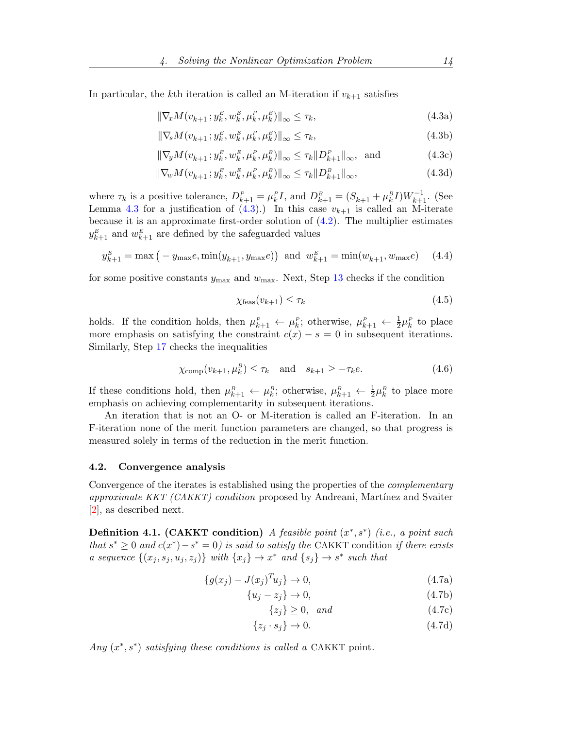In particular, the $k$th iteration is called an M-iteration if $v_{k+1}$ satisfies

$$\|\nabla_x M(v_{k+1}\,; y_k^E, w_k^E, \mu_k^P, \mu_k^B)\|_\infty \le \tau_k, \tag{4.3a}$$

$$\|\nabla_s M(v_{k+1}\,; y_k^E, w_k^E, \mu_k^P, \mu_k^B)\|_\infty \le \tau_k, \tag{4.3b}$$

$$\|\nabla_y M(v_{k+1}\,; y_k^E, w_k^E, \mu_k^P, \mu_k^B)\|_\infty \le \tau_k \|D_{k+1}^P\|_\infty, \quad \text{and} \tag{4.3c}$$

$$\|\nabla_w M(v_{k+1}\,; y_k^E, w_k^E, \mu_k^P, \mu_k^B)\|_\infty \le \tau_k \|D_{k+1}^B\|_\infty, \tag{4.3d}$$

where $\tau_k$ is a positive tolerance, $D_{k+1}^P = \mu_k^P I$, and $D_{k+1}^B = (S_{k+1} + \mu_k^B I)W_{k+1}^{-1}$. (See Lemma 4.3 for a justification of (4.3).) In this case $v_{k+1}$ is called an M-iterate because it is an approximate first-order solution of (4.2). The multiplier estimates $y_{k+1}^E$ and $w_{k+1}^E$ are defined by the safeguarded values

$$y_{k+1}^E = \max\big(-y_{\max} e, \min(y_{k+1}, y_{\max} e)\big) \;\text{ and }\; w_{k+1}^E = \min(w_{k+1}, w_{\max} e) \tag{4.4}$$

for some positive constants $y_{\max}$ and $w_{\max}$. Next, Step 13 checks if the condition

$$\chi_{\text{feas}}(v_{k+1}) \le \tau_k \tag{4.5}$$

holds. If the condition holds, then $\mu_{k+1}^P \leftarrow \mu_k^P$; otherwise, $\mu_{k+1}^P \leftarrow \frac{1}{2}\mu_k^P$ to place more emphasis on satisfying the constraint $c(x) - s = 0$ in subsequent iterations. Similarly, Step 17 checks the inequalities

$$\chi_{\text{comp}}(v_{k+1}, \mu_k^B) \le \tau_k \quad \text{and} \quad s_{k+1} \ge -\tau_k e. \tag{4.6}$$

If these conditions hold, then $\mu_{k+1}^B \leftarrow \mu_k^B$; otherwise, $\mu_{k+1}^B \leftarrow \frac{1}{2}\mu_k^B$ to place more emphasis on achieving complementarity in subsequent iterations.

An iteration that is not an O- or M-iteration is called an F-iteration. In an F-iteration none of the merit function parameters are changed, so that progress is measured solely in terms of the reduction in the merit function.

### 4.2. Convergence analysis

Convergence of the iterates is established using the properties of the *complementary approximate KKT (CAKKT) condition* proposed by Andreani, Martínez and Svaiter [2], as described next.

**Definition 4.1. (CAKKT condition)** *A feasible point $(x^*, s^*)$ (i.e., a point such that $s^* \ge 0$ and $c(x^*) - s^* = 0$) is said to satisfy the* CAKKT condition *if there exists a sequence $\{(x_j, s_j, u_j, z_j)\}$ with $\{x_j\} \to x^*$ and $\{s_j\} \to s^*$ such that*

$$\{g(x_j) - J(x_j)^T u_j\} \to 0, \tag{4.7a}$$

$$\{u_j - z_j\} \to 0, \tag{4.7b}$$

$$\{z_j\} \ge 0, \quad \textit{and} \tag{4.7c}$$

$$\{z_j \cdot s_j\} \to 0. \tag{4.7d}$$

*Any $(x^*, s^*)$ satisfying these conditions is called a* CAKKT point.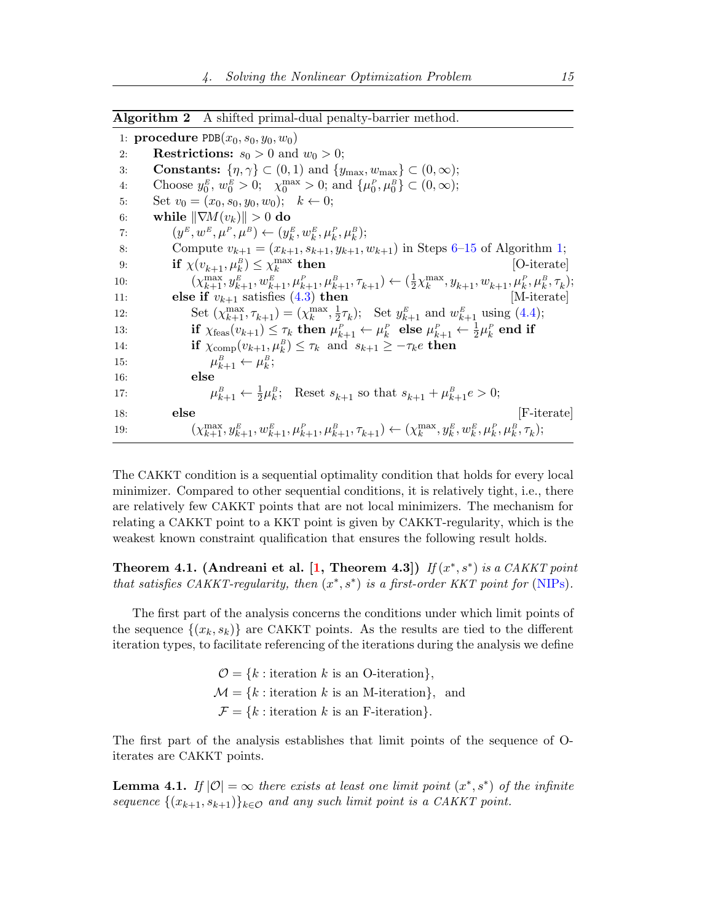**Algorithm 2** A shifted primal-dual penalty-barrier method.

```
1:  procedure PDB(x_0, s_0, y_0, w_0)
2:      Restrictions: s_0 > 0 and w_0 > 0;
3:      Constants: {η, γ} ⊂ (0,1) and {y_max, w_max} ⊂ (0,∞);
4:      Choose y_0^E, w_0^E > 0;  χ_0^max > 0; and {μ_0^P, μ_0^B} ⊂ (0,∞);
5:      Set v_0 = (x_0, s_0, y_0, w_0);  k ← 0;
6:      while ‖∇M(v_k)‖ > 0 do
7:          (y^E, w^E, μ^P, μ^B) ← (y_k^E, w_k^E, μ_k^P, μ_k^B);
8:          Compute v_{k+1} = (x_{k+1}, s_{k+1}, y_{k+1}, w_{k+1}) in Steps 6–15 of Algorithm 1;
9:          if χ(v_{k+1}, μ_k^B) ≤ χ_k^max then                                   [O-iterate]
10:             (χ_{k+1}^max, y_{k+1}^E, w_{k+1}^E, μ_{k+1}^P, μ_{k+1}^B, τ_{k+1}) ← (½χ_k^max, y_{k+1}, w_{k+1}, μ_k^P, μ_k^B, τ_k);
11:         else if v_{k+1} satisfies (4.3) then                                  [M-iterate]
12:             Set (χ_{k+1}^max, τ_{k+1}) = (χ_k^max, ½τ_k);  Set y_{k+1}^E and w_{k+1}^E using (4.4);
13:             if χ_feas(v_{k+1}) ≤ τ_k then μ_{k+1}^P ← μ_k^P else μ_{k+1}^P ← ½μ_k^P end if
14:             if χ_comp(v_{k+1}, μ_k^B) ≤ τ_k and s_{k+1} ≥ −τ_k e then
15:                 μ_{k+1}^B ← μ_k^B;
16:             else
17:                 μ_{k+1}^B ← ½μ_k^B;  Reset s_{k+1} so that s_{k+1} + μ_{k+1}^B e > 0;
18:         else                                                                  [F-iterate]
19:             (χ_{k+1}^max, y_{k+1}^E, w_{k+1}^E, μ_{k+1}^P, μ_{k+1}^B, τ_{k+1}) ← (χ_k^max, y_k^E, w_k^E, μ_k^P, μ_k^B, τ_k);
```

The CAKKT condition is a sequential optimality condition that holds for every local minimizer. Compared to other sequential conditions, it is relatively tight, i.e., there are relatively few CAKKT points that are not local minimizers. The mechanism for relating a CAKKT point to a KKT point is given by CAKKT-regularity, which is the weakest known constraint qualification that ensures the following result holds.

**Theorem 4.1. (Andreani et al. [1, Theorem 4.3])** *If $(x^*, s^*)$ is a CAKKT point that satisfies CAKKT-regularity, then $(x^*, s^*)$ is a first-order KKT point for (NIPs).*

The first part of the analysis concerns the conditions under which limit points of the sequence $\{(x_k, s_k)\}$ are CAKKT points. As the results are tied to the different iteration types, to facilitate referencing of the iterations during the analysis we define

$$
\begin{aligned}
\mathcal{O} &= \{k : \text{iteration } k \text{ is an O-iteration}\},\\
\mathcal{M} &= \{k : \text{iteration } k \text{ is an M-iteration}\}, \text{ and}\\
\mathcal{F} &= \{k : \text{iteration } k \text{ is an F-iteration}\}.
\end{aligned}
$$

The first part of the analysis establishes that limit points of the sequence of O-iterates are CAKKT points.

**Lemma 4.1.** *If $|\mathcal{O}| = \infty$ there exists at least one limit point $(x^*, s^*)$ of the infinite sequence $\{(x_{k+1}, s_{k+1})\}_{k\in\mathcal{O}}$ and any such limit point is a CAKKT point.*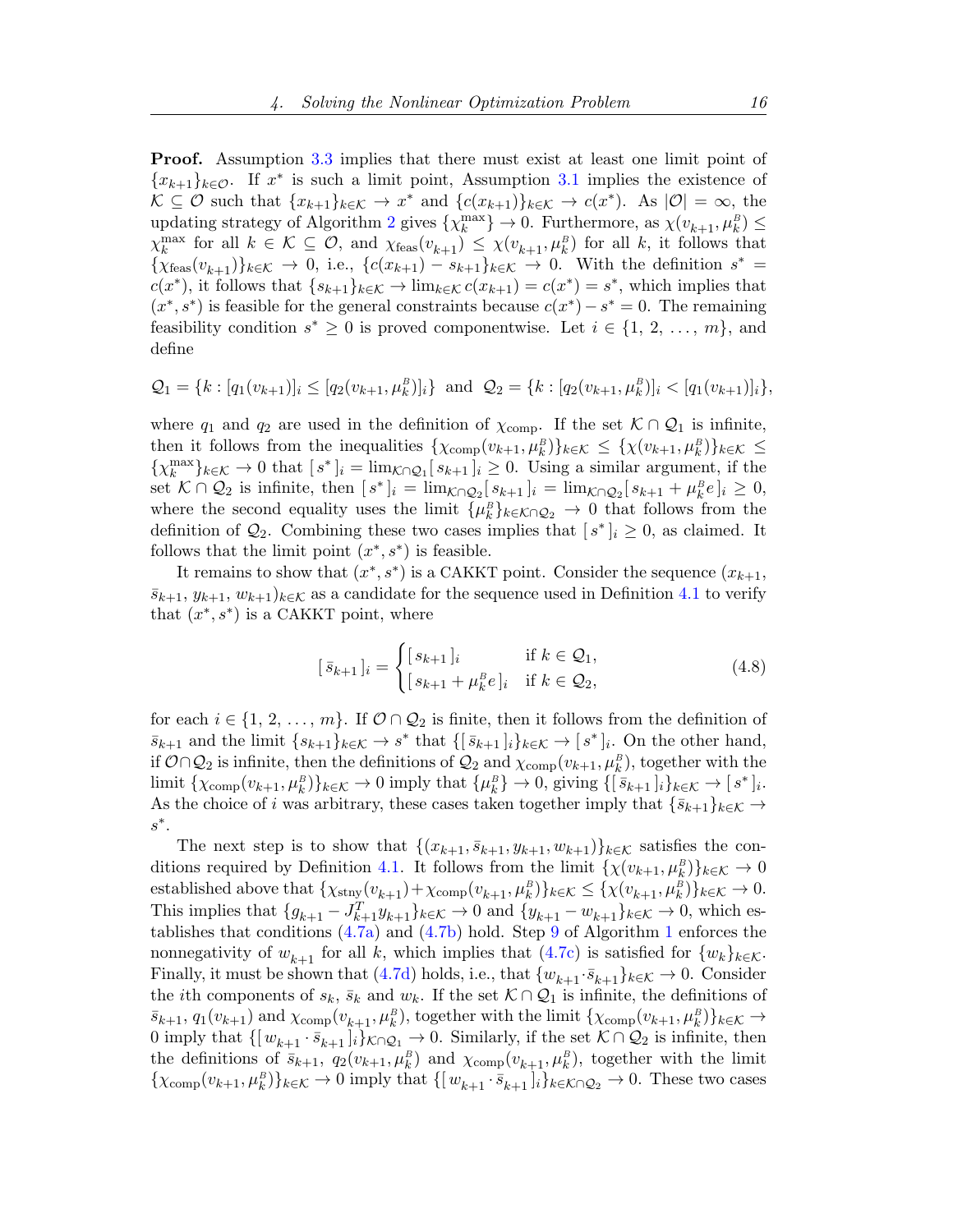**Proof.** Assumption 3.3 implies that there must exist at least one limit point of $\{x_{k+1}\}_{k\in\mathcal{O}}$. If $x^*$ is such a limit point, Assumption 3.1 implies the existence of $\mathcal{K} \subseteq \mathcal{O}$ such that $\{x_{k+1}\}_{k\in\mathcal{K}} \to x^*$ and $\{c(x_{k+1})\}_{k\in\mathcal{K}} \to c(x^*)$. As $|\mathcal{O}| = \infty$, the updating strategy of Algorithm 2 gives $\{\chi_k^{\max}\} \to 0$. Furthermore, as $\chi(v_{k+1}, \mu_k^B) \le \chi_k^{\max}$ for all $k \in \mathcal{K} \subseteq \mathcal{O}$, and $\chi_{\text{feas}}(v_{k+1}) \le \chi(v_{k+1}, \mu_k^B)$ for all $k$, it follows that $\{\chi_{\text{feas}}(v_{k+1})\}_{k\in\mathcal{K}} \to 0$, i.e., $\{c(x_{k+1}) - s_{k+1}\}_{k\in\mathcal{K}} \to 0$. With the definition $s^* = c(x^*)$, it follows that $\{s_{k+1}\}_{k\in\mathcal{K}} \to \lim_{k\in\mathcal{K}} c(x_{k+1}) = c(x^*) = s^*$, which implies that $(x^*, s^*)$ is feasible for the general constraints because $c(x^*) - s^* = 0$. The remaining feasibility condition $s^* \ge 0$ is proved componentwise. Let $i \in \{1, 2, \ldots, m\}$, and define

$$\mathcal{Q}_1 = \{k : [q_1(v_{k+1})]_i \le [q_2(v_{k+1}, \mu_k^B)]_i\} \text{ and } \mathcal{Q}_2 = \{k : [q_2(v_{k+1}, \mu_k^B)]_i < [q_1(v_{k+1})]_i\},$$

where $q_1$ and $q_2$ are used in the definition of $\chi_{\text{comp}}$. If the set $\mathcal{K} \cap \mathcal{Q}_1$ is infinite, then it follows from the inequalities $\{\chi_{\text{comp}}(v_{k+1}, \mu_k^B)\}_{k\in\mathcal{K}} \le \{\chi(v_{k+1}, \mu_k^B)\}_{k\in\mathcal{K}} \le \{\chi_k^{\max}\}_{k\in\mathcal{K}} \to 0$ that $[\, s^*\,]_i = \lim_{\mathcal{K}\cap\mathcal{Q}_1} [\, s_{k+1}\,]_i \ge 0$. Using a similar argument, if the set $\mathcal{K} \cap \mathcal{Q}_2$ is infinite, then $[\, s^*\,]_i = \lim_{\mathcal{K}\cap\mathcal{Q}_2} [\, s_{k+1}\,]_i = \lim_{\mathcal{K}\cap\mathcal{Q}_2} [\, s_{k+1} + \mu_k^B e\,]_i \ge 0$, where the second equality uses the limit $\{\mu_k^B\}_{k\in\mathcal{K}\cap\mathcal{Q}_2} \to 0$ that follows from the definition of $\mathcal{Q}_2$. Combining these two cases implies that $[\, s^*\,]_i \ge 0$, as claimed. It follows that the limit point $(x^*, s^*)$ is feasible.

It remains to show that $(x^*, s^*)$ is a CAKKT point. Consider the sequence $(x_{k+1}, \bar{s}_{k+1}, y_{k+1}, w_{k+1})_{k\in\mathcal{K}}$ as a candidate for the sequence used in Definition 4.1 to verify that $(x^*, s^*)$ is a CAKKT point, where

$$[\, \bar{s}_{k+1}\,]_i = \begin{cases} [\, s_{k+1}\,]_i & \text{if } k \in \mathcal{Q}_1, \\ [\, s_{k+1} + \mu_k^B e\,]_i & \text{if } k \in \mathcal{Q}_2, \end{cases} \tag{4.8}$$

for each $i \in \{1, 2, \ldots, m\}$. If $\mathcal{O} \cap \mathcal{Q}_2$ is finite, then it follows from the definition of $\bar{s}_{k+1}$ and the limit $\{s_{k+1}\}_{k\in\mathcal{K}} \to s^*$ that $\{[\, \bar{s}_{k+1}\,]_i\}_{k\in\mathcal{K}} \to [\, s^*\,]_i$. On the other hand, if $\mathcal{O} \cap \mathcal{Q}_2$ is infinite, then the definitions of $\mathcal{Q}_2$ and $\chi_{\text{comp}}(v_{k+1}, \mu_k^B)$, together with the limit $\{\chi_{\text{comp}}(v_{k+1}, \mu_k^B)\}_{k\in\mathcal{K}} \to 0$ imply that $\{\mu_k^B\} \to 0$, giving $\{[\, \bar{s}_{k+1}\,]_i\}_{k\in\mathcal{K}} \to [\, s^*\,]_i$. As the choice of $i$ was arbitrary, these cases taken together imply that $\{\bar{s}_{k+1}\}_{k\in\mathcal{K}} \to s^*$.

The next step is to show that $\{(x_{k+1}, \bar{s}_{k+1}, y_{k+1}, w_{k+1})\}_{k\in\mathcal{K}}$ satisfies the conditions required by Definition 4.1. It follows from the limit $\{\chi(v_{k+1}, \mu_k^B)\}_{k\in\mathcal{K}} \to 0$ established above that $\{\chi_{\text{stny}}(v_{k+1}) + \chi_{\text{comp}}(v_{k+1}, \mu_k^B)\}_{k\in\mathcal{K}} \le \{\chi(v_{k+1}, \mu_k^B)\}_{k\in\mathcal{K}} \to 0$. This implies that $\{g_{k+1} - J_{k+1}^T y_{k+1}\}_{k\in\mathcal{K}} \to 0$ and $\{y_{k+1} - w_{k+1}\}_{k\in\mathcal{K}} \to 0$, which establishes that conditions (4.7a) and (4.7b) hold. Step 9 of Algorithm 1 enforces the nonnegativity of $w_{k+1}$ for all $k$, which implies that (4.7c) is satisfied for $\{w_k\}_{k\in\mathcal{K}}$. Finally, it must be shown that (4.7d) holds, i.e., that $\{w_{k+1} \cdot \bar{s}_{k+1}\}_{k\in\mathcal{K}} \to 0$. Consider the $i$th components of $s_k$, $\bar{s}_k$ and $w_k$. If the set $\mathcal{K} \cap \mathcal{Q}_1$ is infinite, the definitions of $\bar{s}_{k+1}$, $q_1(v_{k+1})$ and $\chi_{\text{comp}}(v_{k+1}, \mu_k^B)$, together with the limit $\{\chi_{\text{comp}}(v_{k+1}, \mu_k^B)\}_{k\in\mathcal{K}} \to 0$ imply that $\{[\, w_{k+1} \cdot \bar{s}_{k+1}\,]_i\}_{\mathcal{K}\cap\mathcal{Q}_1} \to 0$. Similarly, if the set $\mathcal{K} \cap \mathcal{Q}_2$ is infinite, then the definitions of $\bar{s}_{k+1}$, $q_2(v_{k+1}, \mu_k^B)$ and $\chi_{\text{comp}}(v_{k+1}, \mu_k^B)$, together with the limit $\{\chi_{\text{comp}}(v_{k+1}, \mu_k^B)\}_{k\in\mathcal{K}} \to 0$ imply that $\{[\, w_{k+1} \cdot \bar{s}_{k+1}\,]_i\}_{k\in\mathcal{K}\cap\mathcal{Q}_2} \to 0$. These two cases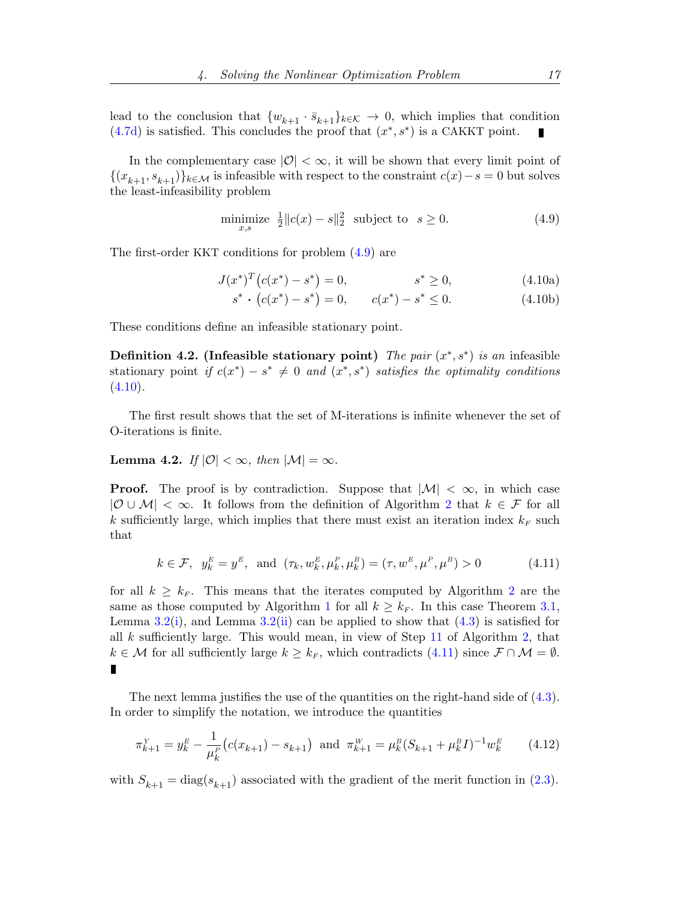lead to the conclusion that $\{w_{k+1} \cdot \bar{s}_{k+1}\}_{k\in\mathcal{K}} \to 0$, which implies that condition (4.7d) is satisfied. This concludes the proof that $(x^*, s^*)$ is a CAKKT point. ∎

In the complementary case $|\mathcal{O}| < \infty$, it will be shown that every limit point of $\{(x_{k+1}, s_{k+1})\}_{k\in\mathcal{M}}$ is infeasible with respect to the constraint $c(x) - s = 0$ but solves the least-infeasibility problem

$$\underset{x,s}{\text{minimize}} \;\; \tfrac{1}{2}\|c(x) - s\|_2^2 \;\; \text{subject to} \;\; s \geq 0. \tag{4.9}$$

The first-order KKT conditions for problem (4.9) are

$$J(x^*)^T\big(c(x^*) - s^*\big) = 0, \qquad\qquad s^* \geq 0, \tag{4.10a}$$

$$s^* \cdot \big(c(x^*) - s^*\big) = 0, \qquad c(x^*) - s^* \leq 0. \tag{4.10b}$$

These conditions define an infeasible stationary point.

**Definition 4.2. (Infeasible stationary point)** *The pair $(x^*, s^*)$ is an* infeasible stationary point *if $c(x^*) - s^* \neq 0$ and $(x^*, s^*)$ satisfies the optimality conditions* (4.10).

The first result shows that the set of M-iterations is infinite whenever the set of O-iterations is finite.

**Lemma 4.2.** *If $|\mathcal{O}| < \infty$, then $|\mathcal{M}| = \infty$.*

**Proof.** The proof is by contradiction. Suppose that $|\mathcal{M}| < \infty$, in which case $|\mathcal{O} \cup \mathcal{M}| < \infty$. It follows from the definition of Algorithm 2 that $k \in \mathcal{F}$ for all $k$ sufficiently large, which implies that there must exist an iteration index $k_F$ such that

$$k \in \mathcal{F}, \;\; y_k^E = y^E, \;\; \text{and} \;\; (\tau_k, w_k^E, \mu_k^P, \mu_k^B) = (\tau, w^E, \mu^P, \mu^B) > 0 \tag{4.11}$$

for all $k \geq k_F$. This means that the iterates computed by Algorithm 2 are the same as those computed by Algorithm 1 for all $k \geq k_F$. In this case Theorem 3.1, Lemma 3.2(i), and Lemma 3.2(ii) can be applied to show that (4.3) is satisfied for all $k$ sufficiently large. This would mean, in view of Step 11 of Algorithm 2, that $k \in \mathcal{M}$ for all sufficiently large $k \geq k_F$, which contradicts (4.11) since $\mathcal{F} \cap \mathcal{M} = \emptyset$. ∎

The next lemma justifies the use of the quantities on the right-hand side of (4.3). In order to simplify the notation, we introduce the quantities

$$\pi_{k+1}^Y = y_k^E - \frac{1}{\mu_k^P}\big(c(x_{k+1}) - s_{k+1}\big) \;\; \text{and} \;\; \pi_{k+1}^W = \mu_k^B(S_{k+1} + \mu_k^B I)^{-1} w_k^E \tag{4.12}$$

with $S_{k+1} = \text{diag}(s_{k+1})$ associated with the gradient of the merit function in (2.3).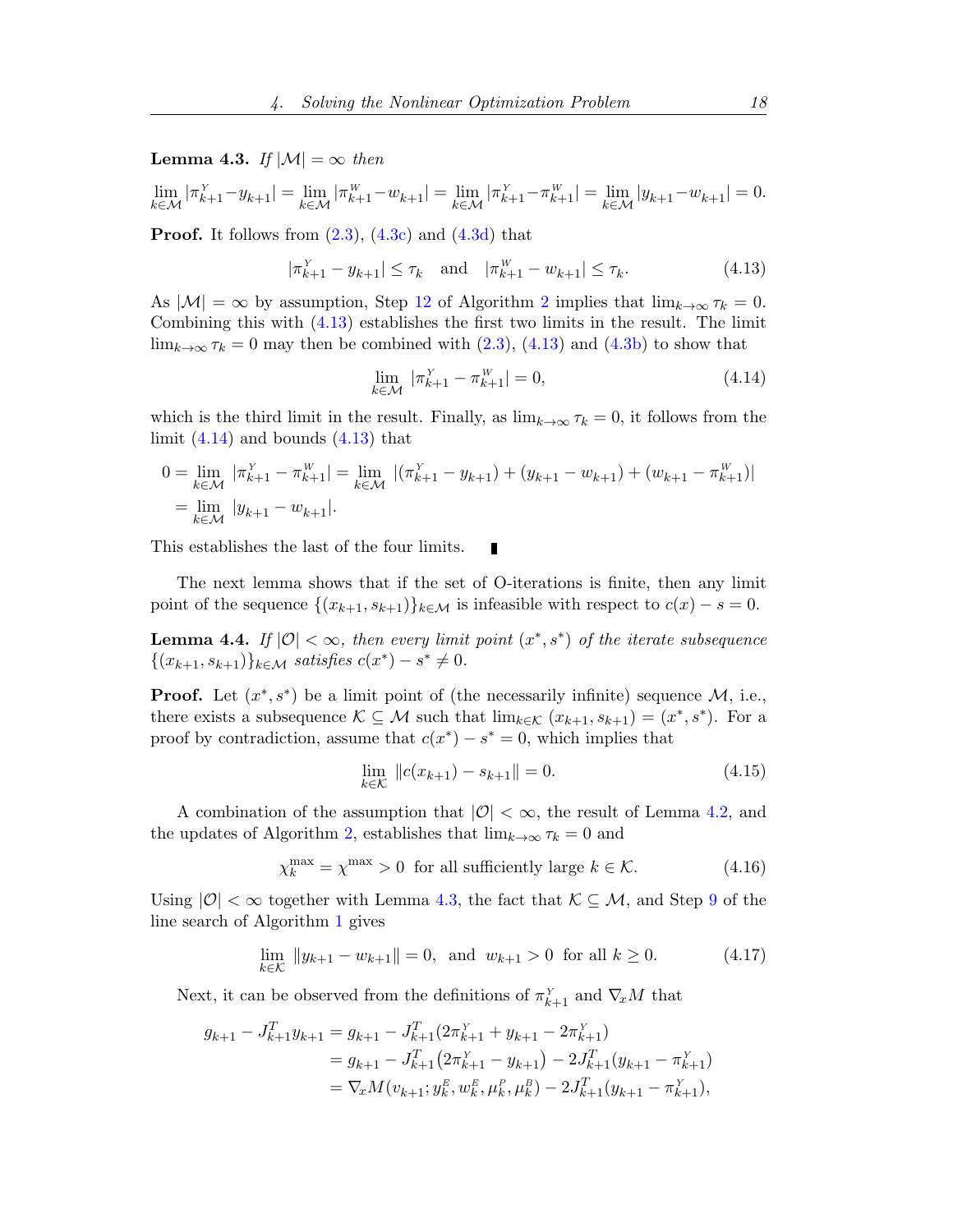**Lemma 4.3.** *If* $|\mathcal{M}| = \infty$ *then*

$$\lim_{k\in\mathcal{M}} |\pi^{Y}_{k+1} - y_{k+1}| = \lim_{k\in\mathcal{M}} |\pi^{W}_{k+1} - w_{k+1}| = \lim_{k\in\mathcal{M}} |\pi^{Y}_{k+1} - \pi^{W}_{k+1}| = \lim_{k\in\mathcal{M}} |y_{k+1} - w_{k+1}| = 0.$$

**Proof.** It follows from (2.3), (4.3c) and (4.3d) that

$$|\pi^{Y}_{k+1} - y_{k+1}| \le \tau_k \quad \text{and} \quad |\pi^{W}_{k+1} - w_{k+1}| \le \tau_k. \tag{4.13}$$

As $|\mathcal{M}| = \infty$ by assumption, Step 12 of Algorithm 2 implies that $\lim_{k\to\infty} \tau_k = 0$. Combining this with (4.13) establishes the first two limits in the result. The limit $\lim_{k\to\infty} \tau_k = 0$ may then be combined with (2.3), (4.13) and (4.3b) to show that

$$\lim_{k\in\mathcal{M}} |\pi^{Y}_{k+1} - \pi^{W}_{k+1}| = 0, \tag{4.14}$$

which is the third limit in the result. Finally, as $\lim_{k\to\infty} \tau_k = 0$, it follows from the limit (4.14) and bounds (4.13) that

$$\begin{aligned} 0 = \lim_{k\in\mathcal{M}} |\pi^{Y}_{k+1} - \pi^{W}_{k+1}| &= \lim_{k\in\mathcal{M}} |(\pi^{Y}_{k+1} - y_{k+1}) + (y_{k+1} - w_{k+1}) + (w_{k+1} - \pi^{W}_{k+1})| \\ &= \lim_{k\in\mathcal{M}} |y_{k+1} - w_{k+1}|. \end{aligned}$$

This establishes the last of the four limits. ∎

The next lemma shows that if the set of O-iterations is finite, then any limit point of the sequence $\{(x_{k+1}, s_{k+1})\}_{k\in\mathcal{M}}$ is infeasible with respect to $c(x) - s = 0$.

**Lemma 4.4.** *If* $|\mathcal{O}| < \infty$*, then every limit point* $(x^*, s^*)$ *of the iterate subsequence* $\{(x_{k+1}, s_{k+1})\}_{k\in\mathcal{M}}$ *satisfies* $c(x^*) - s^* \ne 0$.

**Proof.** Let $(x^*, s^*)$ be a limit point of (the necessarily infinite) sequence $\mathcal{M}$, i.e., there exists a subsequence $\mathcal{K} \subseteq \mathcal{M}$ such that $\lim_{k\in\mathcal{K}} (x_{k+1}, s_{k+1}) = (x^*, s^*)$. For a proof by contradiction, assume that $c(x^*) - s^* = 0$, which implies that

$$\lim_{k\in\mathcal{K}} \|c(x_{k+1}) - s_{k+1}\| = 0. \tag{4.15}$$

A combination of the assumption that $|\mathcal{O}| < \infty$, the result of Lemma 4.2, and the updates of Algorithm 2, establishes that $\lim_{k\to\infty} \tau_k = 0$ and

$$\chi^{\max}_k = \chi^{\max} > 0 \ \text{ for all sufficiently large } k \in \mathcal{K}. \tag{4.16}$$

Using $|\mathcal{O}| < \infty$ together with Lemma 4.3, the fact that $\mathcal{K} \subseteq \mathcal{M}$, and Step 9 of the line search of Algorithm 1 gives

$$\lim_{k\in\mathcal{K}} \|y_{k+1} - w_{k+1}\| = 0, \ \text{ and } \ w_{k+1} > 0 \ \text{ for all } k \ge 0. \tag{4.17}$$

Next, it can be observed from the definitions of $\pi^{Y}_{k+1}$ and $\nabla_{\!x} M$ that

$$\begin{aligned} g_{k+1} - J^T_{k+1} y_{k+1} &= g_{k+1} - J^T_{k+1}(2\pi^{Y}_{k+1} + y_{k+1} - 2\pi^{Y}_{k+1}) \\ &= g_{k+1} - J^T_{k+1}\big(2\pi^{Y}_{k+1} - y_{k+1}\big) - 2J^T_{k+1}(y_{k+1} - \pi^{Y}_{k+1}) \\ &= \nabla_{\!x} M(v_{k+1}; y^{E}_k, w^{E}_k, \mu^{P}_k, \mu^{B}_k) - 2J^T_{k+1}(y_{k+1} - \pi^{Y}_{k+1}), \end{aligned}$$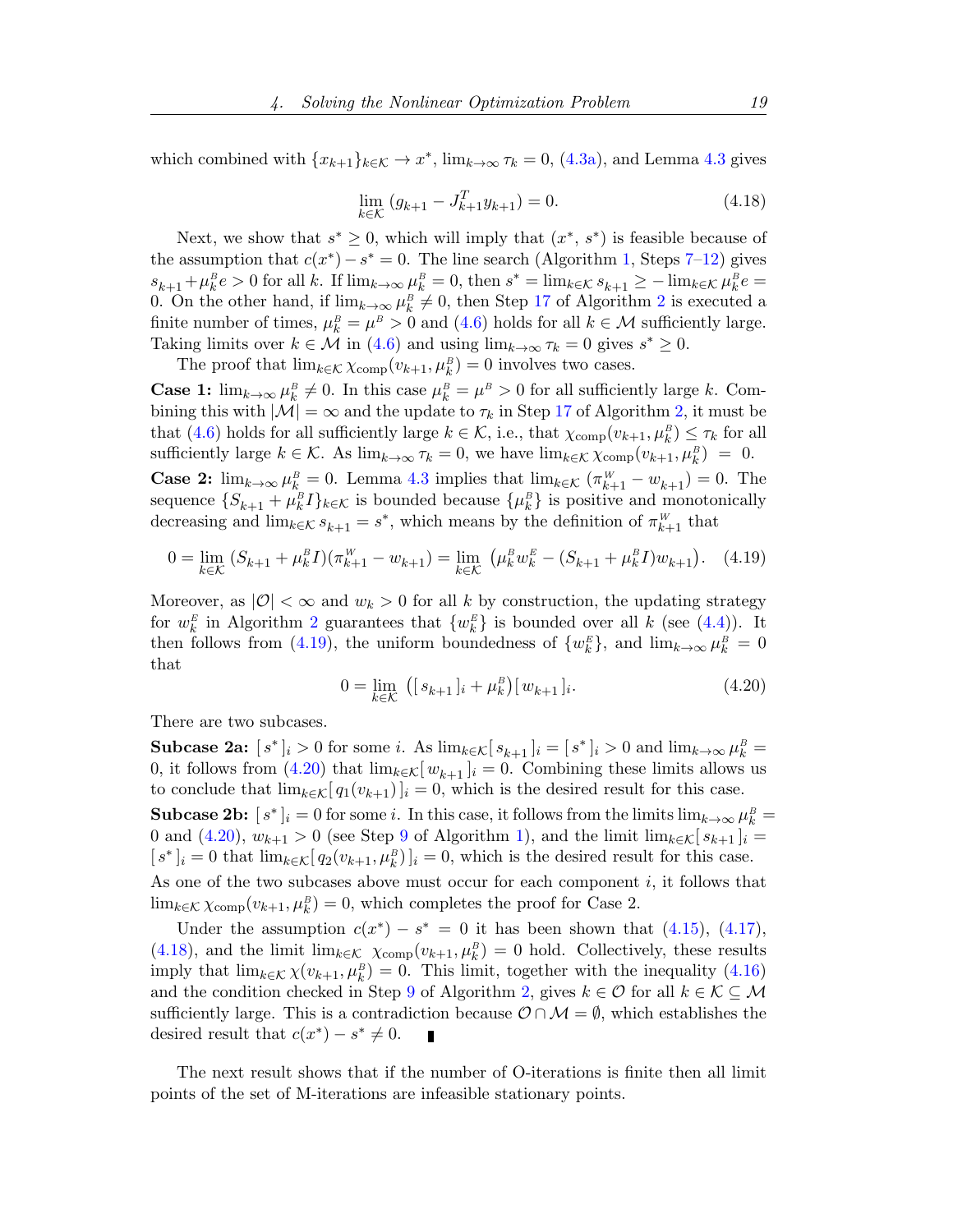which combined with $\{x_{k+1}\}_{k\in\mathcal{K}} \to x^*$, $\lim_{k\to\infty} \tau_k = 0$, (4.3a), and Lemma 4.3 gives

$$\lim_{k\in\mathcal{K}} (g_{k+1} - J_{k+1}^T y_{k+1}) = 0. \tag{4.18}$$

Next, we show that $s^* \geq 0$, which will imply that $(x^*, s^*)$ is feasible because of the assumption that $c(x^*) - s^* = 0$. The line search (Algorithm 1, Steps 7–12) gives $s_{k+1} + \mu_k^B e > 0$ for all $k$. If $\lim_{k\to\infty} \mu_k^B = 0$, then $s^* = \lim_{k\in\mathcal{K}} s_{k+1} \geq -\lim_{k\in\mathcal{K}} \mu_k^B e = 0$. On the other hand, if $\lim_{k\to\infty} \mu_k^B \neq 0$, then Step 17 of Algorithm 2 is executed a finite number of times, $\mu_k^B = \mu^B > 0$ and (4.6) holds for all $k \in \mathcal{M}$ sufficiently large. Taking limits over $k \in \mathcal{M}$ in (4.6) and using $\lim_{k\to\infty} \tau_k = 0$ gives $s^* \geq 0$.

The proof that $\lim_{k\in\mathcal{K}} \chi_{\text{comp}}(v_{k+1}, \mu_k^B) = 0$ involves two cases.

**Case 1:** $\lim_{k\to\infty} \mu_k^B \neq 0$. In this case $\mu_k^B = \mu^B > 0$ for all sufficiently large $k$. Combining this with $|\mathcal{M}| = \infty$ and the update to $\tau_k$ in Step 17 of Algorithm 2, it must be that (4.6) holds for all sufficiently large $k \in \mathcal{K}$, i.e., that $\chi_{\text{comp}}(v_{k+1}, \mu_k^B) \leq \tau_k$ for all sufficiently large $k \in \mathcal{K}$. As $\lim_{k\to\infty} \tau_k = 0$, we have $\lim_{k\in\mathcal{K}} \chi_{\text{comp}}(v_{k+1}, \mu_k^B) = 0$.

**Case 2:** $\lim_{k\to\infty} \mu_k^B = 0$. Lemma 4.3 implies that $\lim_{k\in\mathcal{K}} (\pi_{k+1}^W - w_{k+1}) = 0$. The sequence $\{S_{k+1} + \mu_k^B I\}_{k\in\mathcal{K}}$ is bounded because $\{\mu_k^B\}$ is positive and monotonically decreasing and $\lim_{k\in\mathcal{K}} s_{k+1} = s^*$, which means by the definition of $\pi_{k+1}^W$ that

$$0 = \lim_{k\in\mathcal{K}} (S_{k+1} + \mu_k^B I)(\pi_{k+1}^W - w_{k+1}) = \lim_{k\in\mathcal{K}} \big(\mu_k^B w_k^E - (S_{k+1} + \mu_k^B I) w_{k+1}\big). \tag{4.19}$$

Moreover, as $|\mathcal{O}| < \infty$ and $w_k > 0$ for all $k$ by construction, the updating strategy for $w_k^E$ in Algorithm 2 guarantees that $\{w_k^E\}$ is bounded over all $k$ (see (4.4)). It then follows from (4.19), the uniform boundedness of $\{w_k^E\}$, and $\lim_{k\to\infty} \mu_k^B = 0$ that

$$0 = \lim_{k\in\mathcal{K}} \big([\, s_{k+1}\,]_i + \mu_k^B\big)[\, w_{k+1}\,]_i. \tag{4.20}$$

There are two subcases.

**Subcase 2a:** $[\, s^*\,]_i > 0$ for some $i$. As $\lim_{k\in\mathcal{K}}[\, s_{k+1}\,]_i = [\, s^*\,]_i > 0$ and $\lim_{k\to\infty} \mu_k^B = 0$, it follows from (4.20) that $\lim_{k\in\mathcal{K}}[\, w_{k+1}\,]_i = 0$. Combining these limits allows us to conclude that $\lim_{k\in\mathcal{K}}[\, q_1(v_{k+1})\,]_i = 0$, which is the desired result for this case.

**Subcase 2b:** $[\, s^*\,]_i = 0$ for some $i$. In this case, it follows from the limits $\lim_{k\to\infty} \mu_k^B = 0$ and (4.20), $w_{k+1} > 0$ (see Step 9 of Algorithm 1), and the limit $\lim_{k\in\mathcal{K}}[\, s_{k+1}\,]_i = [\, s^*\,]_i = 0$ that $\lim_{k\in\mathcal{K}}[\, q_2(v_{k+1}, \mu_k^B)\,]_i = 0$, which is the desired result for this case.

As one of the two subcases above must occur for each component $i$, it follows that $\lim_{k\in\mathcal{K}} \chi_{\text{comp}}(v_{k+1}, \mu_k^B) = 0$, which completes the proof for Case 2.

Under the assumption $c(x^*) - s^* = 0$ it has been shown that (4.15), (4.17), (4.18), and the limit $\lim_{k\in\mathcal{K}} \chi_{\text{comp}}(v_{k+1}, \mu_k^B) = 0$ hold. Collectively, these results imply that $\lim_{k\in\mathcal{K}} \chi(v_{k+1}, \mu_k^B) = 0$. This limit, together with the inequality (4.16) and the condition checked in Step 9 of Algorithm 2, gives $k \in \mathcal{O}$ for all $k \in \mathcal{K} \subseteq \mathcal{M}$ sufficiently large. This is a contradiction because $\mathcal{O} \cap \mathcal{M} = \emptyset$, which establishes the desired result that $c(x^*) - s^* \neq 0$. ∎

The next result shows that if the number of O-iterations is finite then all limit points of the set of M-iterations are infeasible stationary points.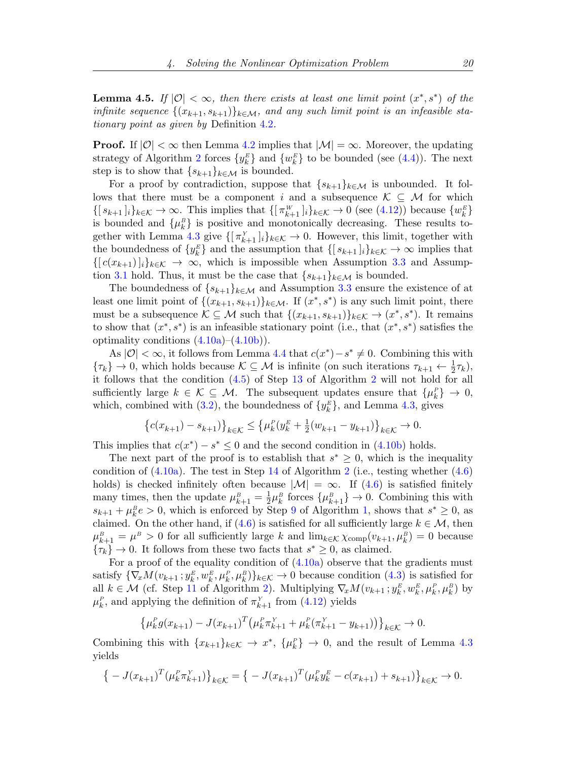**Lemma 4.5.** *If $|\mathcal{O}| < \infty$, then there exists at least one limit point $(x^*, s^*)$ of the infinite sequence $\{(x_{k+1}, s_{k+1})\}_{k\in\mathcal{M}}$, and any such limit point is an infeasible stationary point as given by* Definition 4.2.

**Proof.** If $|\mathcal{O}| < \infty$ then Lemma 4.2 implies that $|\mathcal{M}| = \infty$. Moreover, the updating strategy of Algorithm 2 forces $\{y_k^E\}$ and $\{w_k^E\}$ to be bounded (see (4.4)). The next step is to show that $\{s_{k+1}\}_{k\in\mathcal{M}}$ is bounded.

For a proof by contradiction, suppose that $\{s_{k+1}\}_{k\in\mathcal{M}}$ is unbounded. It follows that there must be a component $i$ and a subsequence $\mathcal{K} \subseteq \mathcal{M}$ for which $\{[\, s_{k+1}\,]_i\}_{k\in\mathcal{K}} \to \infty$. This implies that $\{[\, \pi_{k+1}^W\,]_i\}_{k\in\mathcal{K}} \to 0$ (see (4.12)) because $\{w_k^E\}$ is bounded and $\{\mu_k^B\}$ is positive and monotonically decreasing. These results together with Lemma 4.3 give $\{[\, \pi_{k+1}^Y\,]_i\}_{k\in\mathcal{K}} \to 0$. However, this limit, together with the boundedness of $\{y_k^E\}$ and the assumption that $\{[\, s_{k+1}\,]_i\}_{k\in\mathcal{K}} \to \infty$ implies that $\{[\, c(x_{k+1})\,]_i\}_{k\in\mathcal{K}} \to \infty$, which is impossible when Assumption 3.3 and Assumption 3.1 hold. Thus, it must be the case that $\{s_{k+1}\}_{k\in\mathcal{M}}$ is bounded.

The boundedness of $\{s_{k+1}\}_{k\in\mathcal{M}}$ and Assumption 3.3 ensure the existence of at least one limit point of $\{(x_{k+1}, s_{k+1})\}_{k\in\mathcal{M}}$. If $(x^*, s^*)$ is any such limit point, there must be a subsequence $\mathcal{K} \subseteq \mathcal{M}$ such that $\{(x_{k+1}, s_{k+1})\}_{k\in\mathcal{K}} \to (x^*, s^*)$. It remains to show that $(x^*, s^*)$ is an infeasible stationary point (i.e., that $(x^*, s^*)$ satisfies the optimality conditions (4.10a)–(4.10b)).

As $|\mathcal{O}| < \infty$, it follows from Lemma 4.4 that $c(x^*) - s^* \neq 0$. Combining this with $\{\tau_k\} \to 0$, which holds because $\mathcal{K} \subseteq \mathcal{M}$ is infinite (on such iterations $\tau_{k+1} \leftarrow \frac{1}{2}\tau_k$), it follows that the condition (4.5) of Step 13 of Algorithm 2 will not hold for all sufficiently large $k \in \mathcal{K} \subseteq \mathcal{M}$. The subsequent updates ensure that $\{\mu_k^P\} \to 0$, which, combined with (3.2), the boundedness of $\{y_k^E\}$, and Lemma 4.3, gives

$$\big\{c(x_{k+1}) - s_{k+1})\big\}_{k\in\mathcal{K}} \le \big\{\mu_k^P(y_k^E + \tfrac{1}{2}(w_{k+1} - y_{k+1})\big\}_{k\in\mathcal{K}} \to 0.$$

This implies that $c(x^*) - s^* \le 0$ and the second condition in (4.10b) holds.

The next part of the proof is to establish that $s^* \ge 0$, which is the inequality condition of (4.10a). The test in Step 14 of Algorithm 2 (i.e., testing whether (4.6) holds) is checked infinitely often because $|\mathcal{M}| = \infty$. If (4.6) is satisfied finitely many times, then the update $\mu_{k+1}^B = \frac{1}{2}\mu_k^B$ forces $\{\mu_{k+1}^B\} \to 0$. Combining this with $s_{k+1} + \mu_k^B e > 0$, which is enforced by Step 9 of Algorithm 1, shows that $s^* \ge 0$, as claimed. On the other hand, if (4.6) is satisfied for all sufficiently large $k \in \mathcal{M}$, then $\mu_{k+1}^B = \mu^B > 0$ for all sufficiently large $k$ and $\lim_{k\in\mathcal{K}} \chi_{\text{comp}}(v_{k+1}, \mu_k^B) = 0$ because $\{\tau_k\} \to 0$. It follows from these two facts that $s^* \ge 0$, as claimed.

For a proof of the equality condition of (4.10a) observe that the gradients must satisfy $\{\nabla_{\!x} M(v_{k+1}\,; y_k^E, w_k^E, \mu_k^P, \mu_k^B)\}_{k\in\mathcal{K}} \to 0$ because condition (4.3) is satisfied for all $k \in \mathcal{M}$ (cf. Step 11 of Algorithm 2). Multiplying $\nabla_{\!x} M(v_{k+1}\,; y_k^E, w_k^E, \mu_k^P, \mu_k^B)$ by $\mu_k^P$, and applying the definition of $\pi_{k+1}^Y$ from (4.12) yields

$$\big\{\mu_k^P g(x_{k+1}) - J(x_{k+1})^T\big(\mu_k^P \pi_{k+1}^Y + \mu_k^P(\pi_{k+1}^Y - y_{k+1})\big)\big\}_{k\in\mathcal{K}} \to 0.$$

Combining this with $\{x_{k+1}\}_{k\in\mathcal{K}} \to x^*$, $\{\mu_k^P\} \to 0$, and the result of Lemma 4.3 yields

$$\big\{ - J(x_{k+1})^T(\mu_k^P \pi_{k+1}^Y)\big\}_{k\in\mathcal{K}} = \big\{ - J(x_{k+1})^T(\mu_k^P y_k^E - c(x_{k+1}) + s_{k+1})\big\}_{k\in\mathcal{K}} \to 0.$$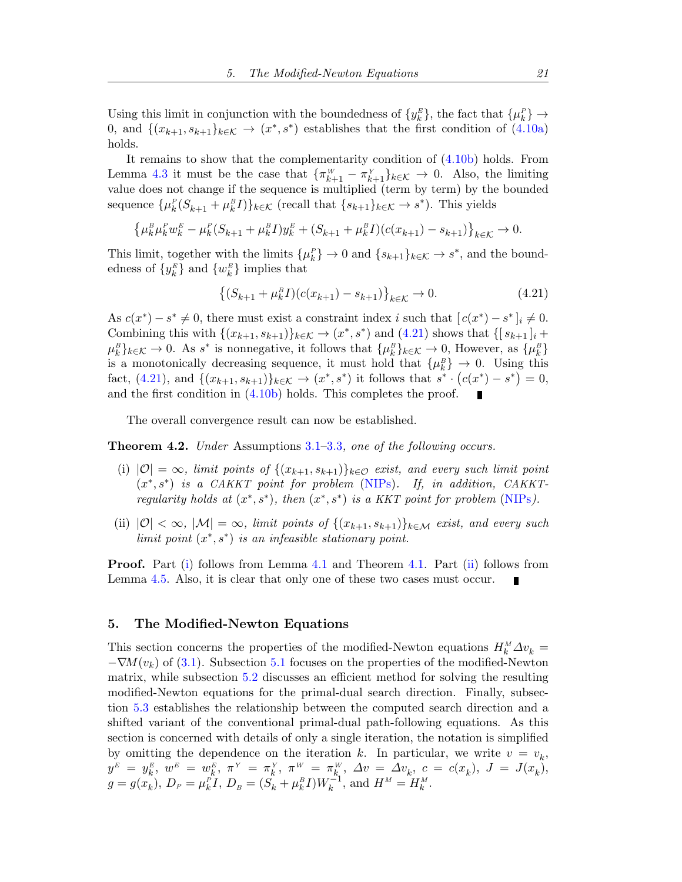Using this limit in conjunction with the boundedness of $\{y_k^E\}$, the fact that $\{\mu_k^P\} \to 0$, and $\{(x_{k+1}, s_{k+1}\}_{k\in\mathcal{K}} \to (x^*, s^*)$ establishes that the first condition of (4.10a) holds.

It remains to show that the complementarity condition of (4.10b) holds. From Lemma 4.3 it must be the case that $\{\pi_{k+1}^W - \pi_{k+1}^Y\}_{k\in\mathcal{K}} \to 0$. Also, the limiting value does not change if the sequence is multiplied (term by term) by the bounded sequence $\{\mu_k^P(S_{k+1} + \mu_k^B I)\}_{k\in\mathcal{K}}$ (recall that $\{s_{k+1}\}_{k\in\mathcal{K}} \to s^*$). This yields

$$\left\{\mu_k^B \mu_k^P w_k^E - \mu_k^P(S_{k+1} + \mu_k^B I) y_k^E + (S_{k+1} + \mu_k^B I)(c(x_{k+1}) - s_{k+1})\right\}_{k\in\mathcal{K}} \to 0.$$

This limit, together with the limits $\{\mu_k^P\} \to 0$ and $\{s_{k+1}\}_{k\in\mathcal{K}} \to s^*$, and the boundedness of $\{y_k^E\}$ and $\{w_k^E\}$ implies that

$$\left\{(S_{k+1} + \mu_k^B I)(c(x_{k+1}) - s_{k+1})\right\}_{k\in\mathcal{K}} \to 0. \tag{4.21}$$

As $c(x^*) - s^* \neq 0$, there must exist a constraint index $i$ such that $[\,c(x^*) - s^*\,]_i \neq 0$. Combining this with $\{(x_{k+1}, s_{k+1})\}_{k\in\mathcal{K}} \to (x^*, s^*)$ and (4.21) shows that $\{[\,s_{k+1}\,]_i + \mu_k^B\}_{k\in\mathcal{K}} \to 0$. As $s^*$ is nonnegative, it follows that $\{\mu_k^B\}_{k\in\mathcal{K}} \to 0$, However, as $\{\mu_k^B\}$ is a monotonically decreasing sequence, it must hold that $\{\mu_k^B\} \to 0$. Using this fact, (4.21), and $\{(x_{k+1}, s_{k+1})\}_{k\in\mathcal{K}} \to (x^*, s^*)$ it follows that $s^* \cdot \big(c(x^*) - s^*\big) = 0$, and the first condition in (4.10b) holds. This completes the proof. ∎

The overall convergence result can now be established.

**Theorem 4.2.** *Under* Assumptions 3.1–3.3*, one of the following occurs.*

(i) *$|\mathcal{O}| = \infty$, limit points of $\{(x_{k+1}, s_{k+1})\}_{k\in\mathcal{O}}$ exist, and every such limit point $(x^*, s^*)$ is a CAKKT point for problem* (NIPs)*. If, in addition, CAKKT-regularity holds at $(x^*, s^*)$, then $(x^*, s^*)$ is a KKT point for problem* (NIPs)*.*

(ii) *$|\mathcal{O}| < \infty$, $|\mathcal{M}| = \infty$, limit points of $\{(x_{k+1}, s_{k+1})\}_{k\in\mathcal{M}}$ exist, and every such limit point $(x^*, s^*)$ is an infeasible stationary point.*

**Proof.** Part (i) follows from Lemma 4.1 and Theorem 4.1. Part (ii) follows from Lemma 4.5. Also, it is clear that only one of these two cases must occur. ∎

## 5. The Modified-Newton Equations

This section concerns the properties of the modified-Newton equations $H_k^M \Delta v_k = -\nabla M(v_k)$ of (3.1). Subsection 5.1 focuses on the properties of the modified-Newton matrix, while subsection 5.2 discusses an efficient method for solving the resulting modified-Newton equations for the primal-dual search direction. Finally, subsection 5.3 establishes the relationship between the computed search direction and a shifted variant of the conventional primal-dual path-following equations. As this section is concerned with details of only a single iteration, the notation is simplified by omitting the dependence on the iteration $k$. In particular, we write $v = v_k$, $y^E = y_k^E$, $w^E = w_k^E$, $\pi^Y = \pi_k^Y$, $\pi^W = \pi_k^W$, $\Delta v = \Delta v_k$, $c = c(x_k)$, $J = J(x_k)$, $g = g(x_k)$, $D_P = \mu_k^P I$, $D_B = (S_k + \mu_k^B I)W_k^{-1}$, and $H^M = H_k^M$.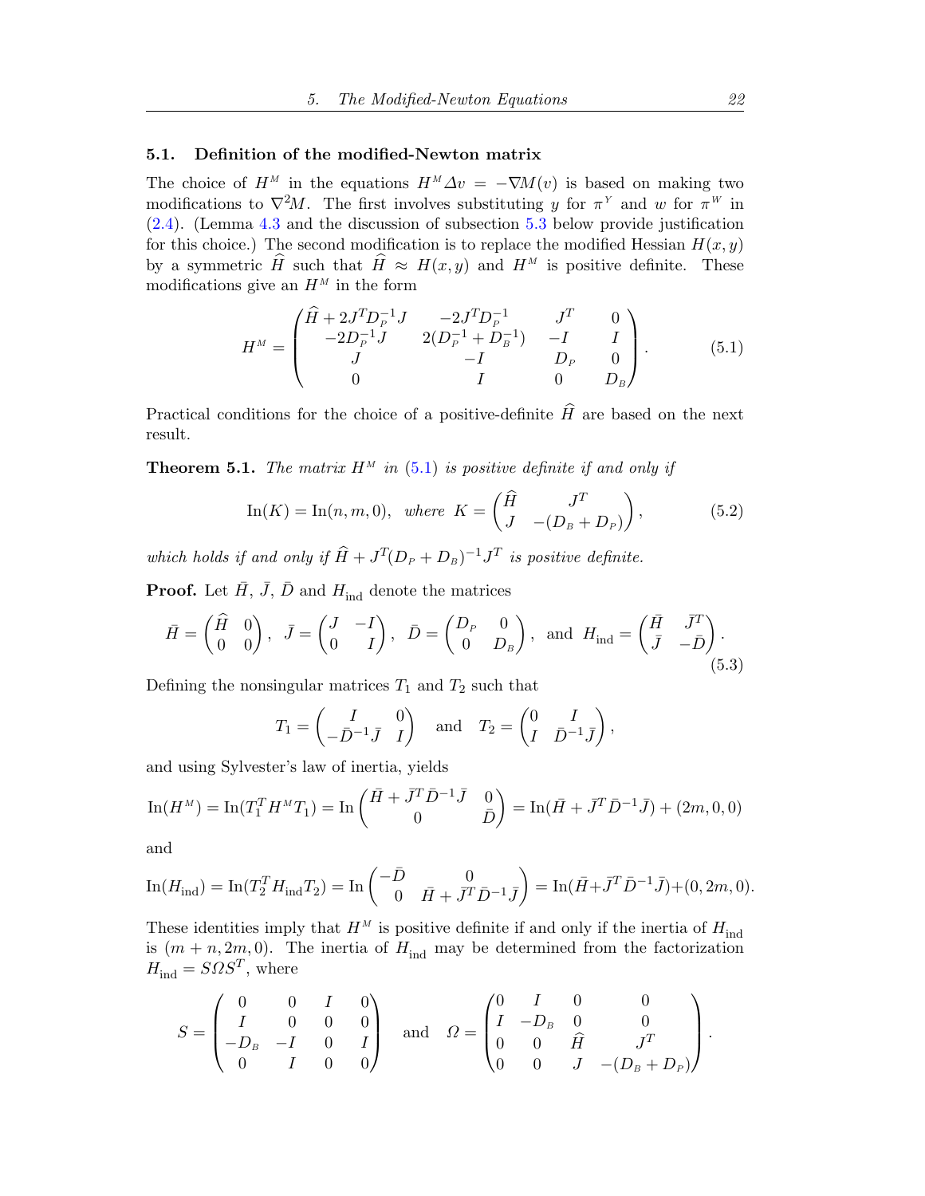### 5.1. Definition of the modified-Newton matrix

The choice of $H^M$ in the equations $H^M \Delta v = -\nabla M(v)$ is based on making two modifications to $\nabla^2 M$. The first involves substituting $y$ for $\pi^Y$ and $w$ for $\pi^W$ in (2.4). (Lemma 4.3 and the discussion of subsection 5.3 below provide justification for this choice.) The second modification is to replace the modified Hessian $H(x, y)$ by a symmetric $\widehat{H}$ such that $\widehat{H} \approx H(x, y)$ and $H^M$ is positive definite. These modifications give an $H^M$ in the form

$$H^M = \begin{pmatrix} \widehat{H} + 2J^T D_P^{-1} J & -2J^T D_P^{-1} & J^T & 0 \\ -2D_P^{-1} J & 2(D_P^{-1} + D_B^{-1}) & -I & I \\ J & -I & D_P & 0 \\ 0 & I & 0 & D_B \end{pmatrix}. \tag{5.1}$$

Practical conditions for the choice of a positive-definite $\widehat{H}$ are based on the next result.

**Theorem 5.1.** *The matrix $H^M$ in (5.1) is positive definite if and only if*

$$\operatorname{In}(K) = \operatorname{In}(n, m, 0), \quad \textit{where} \;\; K = \begin{pmatrix} \widehat{H} & J^T \\ J & -(D_B + D_P) \end{pmatrix}, \tag{5.2}$$

*which holds if and only if $\widehat{H} + J^T (D_P + D_B)^{-1} J^T$ is positive definite.*

**Proof.** Let $\bar{H}$, $\bar{J}$, $\bar{D}$ and $H_{\text{ind}}$ denote the matrices

$$\bar{H} = \begin{pmatrix} \widehat{H} & 0 \\ 0 & 0 \end{pmatrix}, \;\; \bar{J} = \begin{pmatrix} J & -I \\ 0 & I \end{pmatrix}, \;\; \bar{D} = \begin{pmatrix} D_P & 0 \\ 0 & D_B \end{pmatrix}, \;\; \text{and} \;\; H_{\text{ind}} = \begin{pmatrix} \bar{H} & \bar{J}^T \\ \bar{J} & -\bar{D} \end{pmatrix}. \tag{5.3}$$

Defining the nonsingular matrices $T_1$ and $T_2$ such that

$$T_1 = \begin{pmatrix} I & 0 \\ -\bar{D}^{-1}\bar{J} & I \end{pmatrix} \quad \text{and} \quad T_2 = \begin{pmatrix} 0 & I \\ I & \bar{D}^{-1}\bar{J} \end{pmatrix},$$

and using Sylvester's law of inertia, yields

$$\operatorname{In}(H^M) = \operatorname{In}(T_1^T H^M T_1) = \operatorname{In}\begin{pmatrix} \bar{H} + \bar{J}^T \bar{D}^{-1} \bar{J} & 0 \\ 0 & \bar{D} \end{pmatrix} = \operatorname{In}(\bar{H} + \bar{J}^T \bar{D}^{-1} \bar{J}) + (2m, 0, 0)$$

and

$$\operatorname{In}(H_{\text{ind}}) = \operatorname{In}(T_2^T H_{\text{ind}} T_2) = \operatorname{In}\begin{pmatrix} -\bar{D} & 0 \\ 0 & \bar{H} + \bar{J}^T \bar{D}^{-1} \bar{J} \end{pmatrix} = \operatorname{In}(\bar{H} + \bar{J}^T \bar{D}^{-1} \bar{J}) + (0, 2m, 0).$$

These identities imply that $H^M$ is positive definite if and only if the inertia of $H_{\text{ind}}$ is $(m + n, 2m, 0)$. The inertia of $H_{\text{ind}}$ may be determined from the factorization $H_{\text{ind}} = S \Omega S^T$, where

$$S = \begin{pmatrix} 0 & 0 & I & 0 \\ I & 0 & 0 & 0 \\ -D_B & -I & 0 & I \\ 0 & I & 0 & 0 \end{pmatrix} \quad \text{and} \quad \Omega = \begin{pmatrix} 0 & I & 0 & 0 \\ I & -D_B & 0 & 0 \\ 0 & 0 & \widehat{H} & J^T \\ 0 & 0 & J & -(D_B + D_P) \end{pmatrix}.$$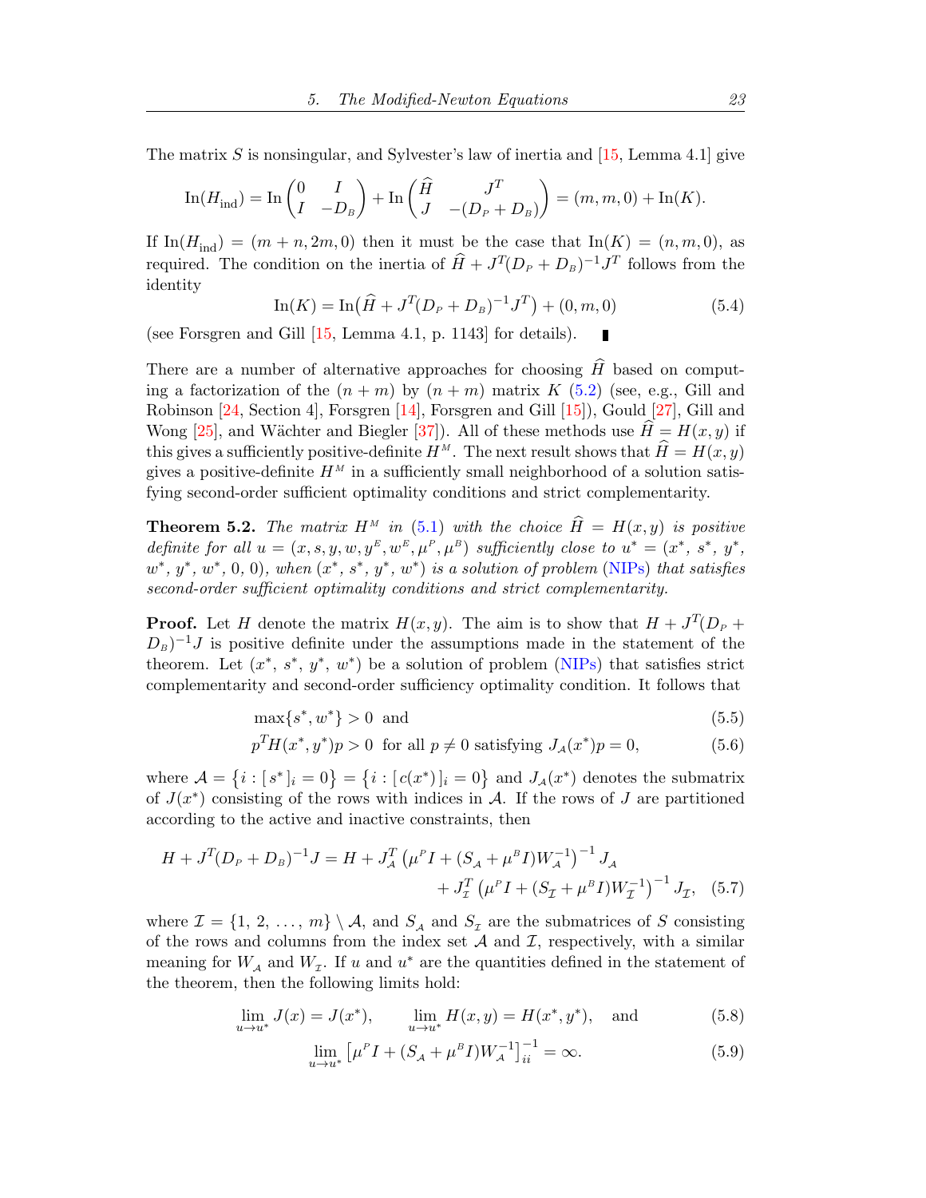The matrix $S$ is nonsingular, and Sylvester's law of inertia and [15, Lemma 4.1] give

$$\mathrm{In}(H_{\mathrm{ind}}) = \mathrm{In}\begin{pmatrix} 0 & I \\ I & -D_{B} \end{pmatrix} + \mathrm{In}\begin{pmatrix} \widehat{H} & J^T \\ J & -(D_{P} + D_{B}) \end{pmatrix} = (m, m, 0) + \mathrm{In}(K).$$

If $\mathrm{In}(H_{\mathrm{ind}}) = (m + n, 2m, 0)$ then it must be the case that $\mathrm{In}(K) = (n, m, 0)$, as required. The condition on the inertia of $\widehat{H} + J^T(D_{P} + D_{B})^{-1}J^T$ follows from the identity

$$\mathrm{In}(K) = \mathrm{In}\big(\widehat{H} + J^T(D_{P} + D_{B})^{-1}J^T\big) + (0, m, 0) \tag{5.4}$$

(see Forsgren and Gill [15, Lemma 4.1, p. 1143] for details). ∎

There are a number of alternative approaches for choosing $\widehat{H}$ based on computing a factorization of the $(n + m)$ by $(n + m)$ matrix $K$ (5.2) (see, e.g., Gill and Robinson [24, Section 4], Forsgren [14], Forsgren and Gill [15]), Gould [27], Gill and Wong [25], and Wächter and Biegler [37]). All of these methods use $\widehat{H} = H(x, y)$ if this gives a sufficiently positive-definite $H^{M}$. The next result shows that $\widehat{H} = H(x, y)$ gives a positive-definite $H^{M}$ in a sufficiently small neighborhood of a solution satisfying second-order sufficient optimality conditions and strict complementarity.

**Theorem 5.2.** *The matrix $H^{M}$ in (5.1) with the choice $\widehat{H} = H(x, y)$ is positive definite for all $u = (x, s, y, w, y^{E}, w^{E}, \mu^{P}, \mu^{B})$ sufficiently close to $u^* = (x^*, s^*, y^*, w^*, y^*, w^*, 0, 0)$, when $(x^*, s^*, y^*, w^*)$ is a solution of problem (NIPs) that satisfies second-order sufficient optimality conditions and strict complementarity.*

**Proof.** Let $H$ denote the matrix $H(x, y)$. The aim is to show that $H + J^T(D_{P} + D_{B})^{-1}J$ is positive definite under the assumptions made in the statement of the theorem. Let $(x^*, s^*, y^*, w^*)$ be a solution of problem (NIPs) that satisfies strict complementarity and second-order sufficiency optimality condition. It follows that

$$\max\{s^*, w^*\} > 0 \ \text{ and} \tag{5.5}$$

$$p^T H(x^*, y^*) p > 0 \ \text{ for all } p \neq 0 \text{ satisfying } J_{\mathcal{A}}(x^*) p = 0, \tag{5.6}$$

where $\mathcal{A} = \{ i : [\, s^* ]_i = 0 \} = \{ i : [\, c(x^*) ]_i = 0 \}$ and $J_{\mathcal{A}}(x^*)$ denotes the submatrix of $J(x^*)$ consisting of the rows with indices in $\mathcal{A}$. If the rows of $J$ are partitioned according to the active and inactive constraints, then

$$\begin{aligned} H + J^T(D_{P} + D_{B})^{-1}J = H &+ J_{\mathcal{A}}^T \left( \mu^{P} I + (S_{\mathcal{A}} + \mu^{B} I) W_{\mathcal{A}}^{-1} \right)^{-1} J_{\mathcal{A}} \\ &+ J_{\mathcal{I}}^T \left( \mu^{P} I + (S_{\mathcal{I}} + \mu^{B} I) W_{\mathcal{I}}^{-1} \right)^{-1} J_{\mathcal{I}}, \end{aligned} \tag{5.7}$$

where $\mathcal{I} = \{1, 2, \ldots, m\} \setminus \mathcal{A}$, and $S_{\mathcal{A}}$ and $S_{\mathcal{I}}$ are the submatrices of $S$ consisting of the rows and columns from the index set $\mathcal{A}$ and $\mathcal{I}$, respectively, with a similar meaning for $W_{\mathcal{A}}$ and $W_{\mathcal{I}}$. If $u$ and $u^*$ are the quantities defined in the statement of the theorem, then the following limits hold:

$$\lim_{u \to u^*} J(x) = J(x^*), \qquad \lim_{u \to u^*} H(x, y) = H(x^*, y^*), \quad \text{and} \tag{5.8}$$

$$\lim_{u \to u^*} \left[ \mu^{P} I + (S_{\mathcal{A}} + \mu^{B} I) W_{\mathcal{A}}^{-1} \right]_{ii}^{-1} = \infty. \tag{5.9}$$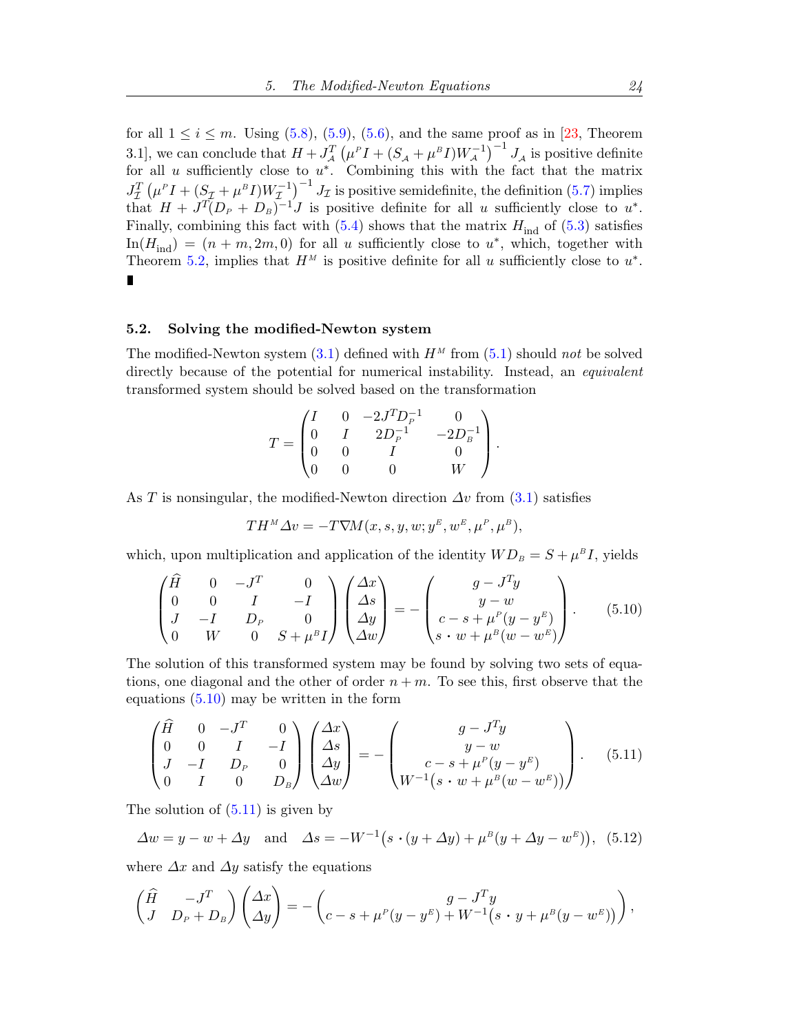for all $1 \le i \le m$. Using (5.8), (5.9), (5.6), and the same proof as in [23, Theorem 3.1], we can conclude that $H + J_{\mathcal{A}}^T \left(\mu^P I + (S_{\mathcal{A}} + \mu^B I) W_{\mathcal{A}}^{-1}\right)^{-1} J_{\mathcal{A}}$ is positive definite for all $u$ sufficiently close to $u^*$. Combining this with the fact that the matrix $J_{\mathcal{I}}^T \left(\mu^P I + (S_{\mathcal{I}} + \mu^B I) W_{\mathcal{I}}^{-1}\right)^{-1} J_{\mathcal{I}}$ is positive semidefinite, the definition (5.7) implies that $H + J^T(D_P + D_B)^{-1} J$ is positive definite for all $u$ sufficiently close to $u^*$. Finally, combining this fact with (5.4) shows that the matrix $H_{\text{ind}}$ of (5.3) satisfies $\text{In}(H_{\text{ind}}) = (n + m, 2m, 0)$ for all $u$ sufficiently close to $u^*$, which, together with Theorem 5.2, implies that $H^M$ is positive definite for all $u$ sufficiently close to $u^*$. ∎

### 5.2. Solving the modified-Newton system

The modified-Newton system (3.1) defined with $H^M$ from (5.1) should *not* be solved directly because of the potential for numerical instability. Instead, an *equivalent* transformed system should be solved based on the transformation

$$
T = \begin{pmatrix} I & 0 & -2J^T D_P^{-1} & 0 \\ 0 & I & 2D_P^{-1} & -2D_B^{-1} \\ 0 & 0 & I & 0 \\ 0 & 0 & 0 & W \end{pmatrix}.
$$

As $T$ is nonsingular, the modified-Newton direction $\Delta v$ from (3.1) satisfies

$$
TH^M \Delta v = -T \nabla M(x, s, y, w; y^E, w^E, \mu^P, \mu^B),
$$

which, upon multiplication and application of the identity $WD_B = S + \mu^B I$, yields

$$
\begin{pmatrix} \widehat{H} & 0 & -J^T & 0 \\ 0 & 0 & I & -I \\ J & -I & D_P & 0 \\ 0 & W & 0 & S + \mu^B I \end{pmatrix} \begin{pmatrix} \Delta x \\ \Delta s \\ \Delta y \\ \Delta w \end{pmatrix} = - \begin{pmatrix} g - J^T y \\ y - w \\ c - s + \mu^P (y - y^E) \\ s \cdot w + \mu^B (w - w^E) \end{pmatrix}. \tag{5.10}
$$

The solution of this transformed system may be found by solving two sets of equations, one diagonal and the other of order $n + m$. To see this, first observe that the equations (5.10) may be written in the form

$$
\begin{pmatrix} \widehat{H} & 0 & -J^T & 0 \\ 0 & 0 & I & -I \\ J & -I & D_P & 0 \\ 0 & I & 0 & D_B \end{pmatrix} \begin{pmatrix} \Delta x \\ \Delta s \\ \Delta y \\ \Delta w \end{pmatrix} = - \begin{pmatrix} g - J^T y \\ y - w \\ c - s + \mu^P (y - y^E) \\ W^{-1}\big(s \cdot w + \mu^B (w - w^E)\big) \end{pmatrix}. \tag{5.11}
$$

The solution of (5.11) is given by

$$
\Delta w = y - w + \Delta y \quad \text{and} \quad \Delta s = -W^{-1}\big(s \cdot (y + \Delta y) + \mu^B (y + \Delta y - w^E)\big), \tag{5.12}
$$

where $\Delta x$ and $\Delta y$ satisfy the equations

$$
\begin{pmatrix} \widehat{H} & -J^T \\ J & D_P + D_B \end{pmatrix} \begin{pmatrix} \Delta x \\ \Delta y \end{pmatrix} = - \begin{pmatrix} g - J^T y \\ c - s + \mu^P (y - y^E) + W^{-1}\big(s \cdot y + \mu^B (y - w^E)\big) \end{pmatrix},
$$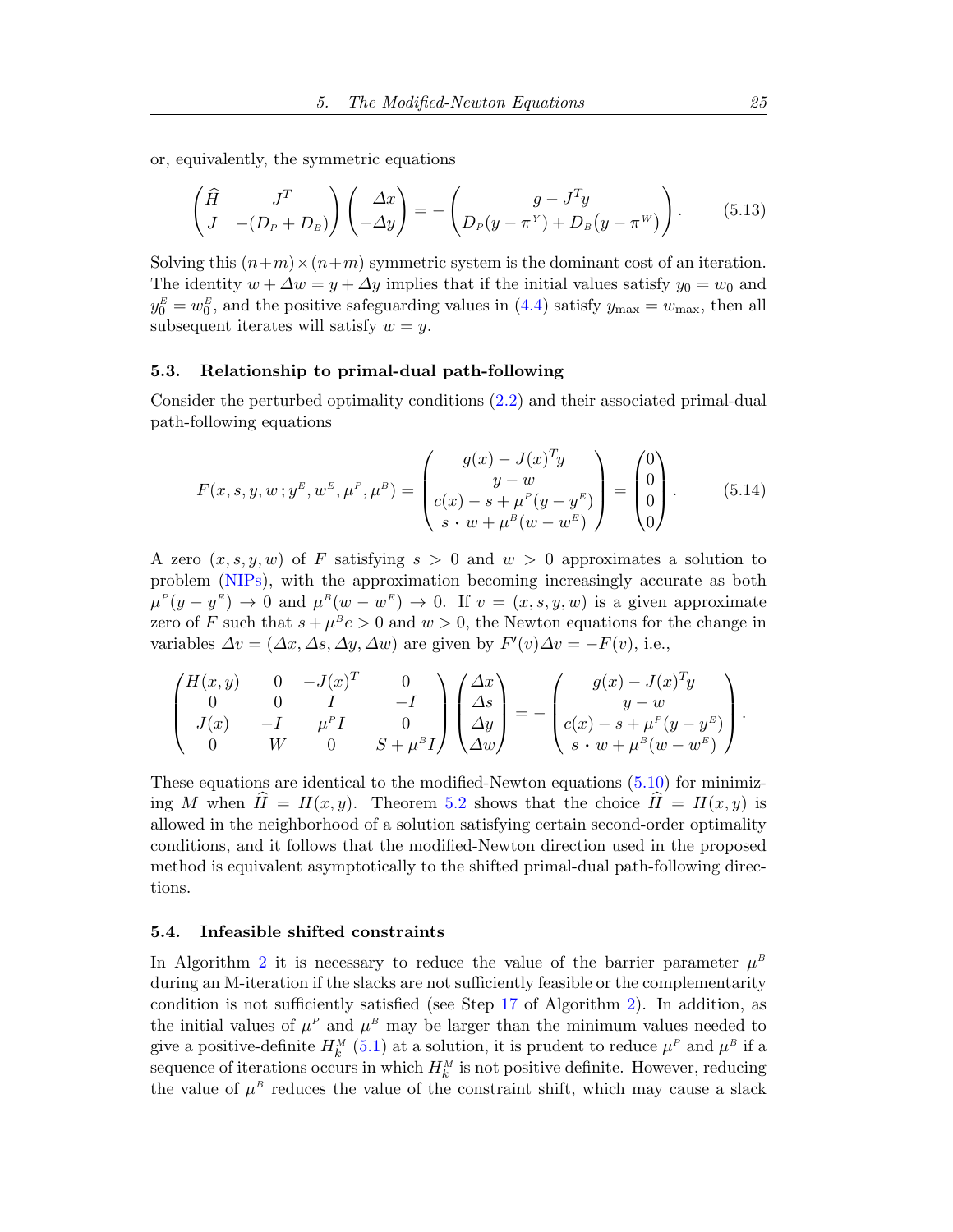or, equivalently, the symmetric equations

$$
\begin{pmatrix} \widehat{H} & J^T \\ J & -(D_P + D_B) \end{pmatrix} \begin{pmatrix} \Delta x \\ -\Delta y \end{pmatrix} = - \begin{pmatrix} g - J^T y \\ D_P(y - \pi^Y) + D_B\big(y - \pi^W\big) \end{pmatrix}. \tag{5.13}
$$

Solving this $(n+m) \times (n+m)$ symmetric system is the dominant cost of an iteration. The identity $w + \Delta w = y + \Delta y$ implies that if the initial values satisfy $y_0 = w_0$ and $y_0^E = w_0^E$, and the positive safeguarding values in (4.4) satisfy $y_{\max} = w_{\max}$, then all subsequent iterates will satisfy $w = y$.

### 5.3. Relationship to primal-dual path-following

Consider the perturbed optimality conditions (2.2) and their associated primal-dual path-following equations

$$
F(x, s, y, w\,; y^E, w^E, \mu^P, \mu^B) = \begin{pmatrix} g(x) - J(x)^T y \\ y - w \\ c(x) - s + \mu^P(y - y^E) \\ s \cdot w + \mu^B(w - w^E) \end{pmatrix} = \begin{pmatrix} 0 \\ 0 \\ 0 \\ 0 \end{pmatrix}. \tag{5.14}
$$

A zero $(x, s, y, w)$ of $F$ satisfying $s > 0$ and $w > 0$ approximates a solution to problem (NIPs), with the approximation becoming increasingly accurate as both $\mu^P(y - y^E) \to 0$ and $\mu^B(w - w^E) \to 0$. If $v = (x, s, y, w)$ is a given approximate zero of $F$ such that $s + \mu^B e > 0$ and $w > 0$, the Newton equations for the change in variables $\Delta v = (\Delta x, \Delta s, \Delta y, \Delta w)$ are given by $F'(v)\Delta v = -F(v)$, i.e.,

$$
\begin{pmatrix} H(x, y) & 0 & -J(x)^T & 0 \\ 0 & 0 & I & -I \\ J(x) & -I & \mu^P I & 0 \\ 0 & W & 0 & S + \mu^B I \end{pmatrix} \begin{pmatrix} \Delta x \\ \Delta s \\ \Delta y \\ \Delta w \end{pmatrix} = - \begin{pmatrix} g(x) - J(x)^T y \\ y - w \\ c(x) - s + \mu^P(y - y^E) \\ s \cdot w + \mu^B(w - w^E) \end{pmatrix}.
$$

These equations are identical to the modified-Newton equations (5.10) for minimizing $M$ when $\widehat{H} = H(x, y)$. Theorem 5.2 shows that the choice $\widehat{H} = H(x, y)$ is allowed in the neighborhood of a solution satisfying certain second-order optimality conditions, and it follows that the modified-Newton direction used in the proposed method is equivalent asymptotically to the shifted primal-dual path-following directions.

### 5.4. Infeasible shifted constraints

In Algorithm 2 it is necessary to reduce the value of the barrier parameter $\mu^B$ during an M-iteration if the slacks are not sufficiently feasible or the complementarity condition is not sufficiently satisfied (see Step 17 of Algorithm 2). In addition, as the initial values of $\mu^P$ and $\mu^B$ may be larger than the minimum values needed to give a positive-definite $H_k^M$ (5.1) at a solution, it is prudent to reduce $\mu^P$ and $\mu^B$ if a sequence of iterations occurs in which $H_k^M$ is not positive definite. However, reducing the value of $\mu^B$ reduces the value of the constraint shift, which may cause a slack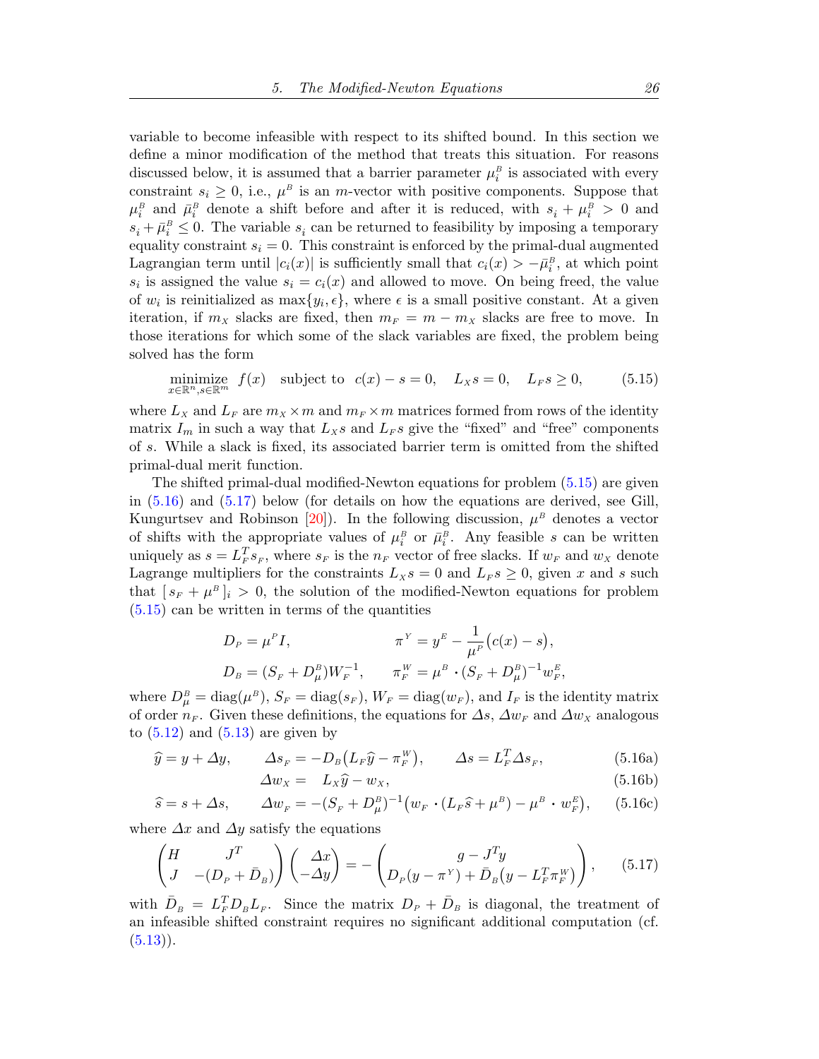variable to become infeasible with respect to its shifted bound. In this section we define a minor modification of the method that treats this situation. For reasons discussed below, it is assumed that a barrier parameter $\mu_i^B$ is associated with every constraint $s_i \ge 0$, i.e., $\mu^B$ is an $m$-vector with positive components. Suppose that $\mu_i^B$ and $\bar{\mu}_i^B$ denote a shift before and after it is reduced, with $s_i + \mu_i^B > 0$ and $s_i + \bar{\mu}_i^B \le 0$. The variable $s_i$ can be returned to feasibility by imposing a temporary equality constraint $s_i = 0$. This constraint is enforced by the primal-dual augmented Lagrangian term until $|c_i(x)|$ is sufficiently small that $c_i(x) > -\bar{\mu}_i^B$, at which point $s_i$ is assigned the value $s_i = c_i(x)$ and allowed to move. On being freed, the value of $w_i$ is reinitialized as $\max\{y_i, \epsilon\}$, where $\epsilon$ is a small positive constant. At a given iteration, if $m_X$ slacks are fixed, then $m_F = m - m_X$ slacks are free to move. In those iterations for which some of the slack variables are fixed, the problem being solved has the form

$$\underset{x\in\mathbb{R}^n, s\in\mathbb{R}^m}{\text{minimize}} \;\; f(x) \quad \text{subject to} \;\; c(x) - s = 0, \quad L_X s = 0, \quad L_F s \ge 0, \tag{5.15}$$

where $L_X$ and $L_F$ are $m_X \times m$ and $m_F \times m$ matrices formed from rows of the identity matrix $I_m$ in such a way that $L_X s$ and $L_F s$ give the "fixed" and "free" components of $s$. While a slack is fixed, its associated barrier term is omitted from the shifted primal-dual merit function.

The shifted primal-dual modified-Newton equations for problem (5.15) are given in (5.16) and (5.17) below (for details on how the equations are derived, see Gill, Kungurtsev and Robinson [20]). In the following discussion, $\mu^B$ denotes a vector of shifts with the appropriate values of $\mu_i^B$ or $\bar{\mu}_i^B$. Any feasible $s$ can be written uniquely as $s = L_F^T s_F$, where $s_F$ is the $n_F$ vector of free slacks. If $w_F$ and $w_X$ denote Lagrange multipliers for the constraints $L_X s = 0$ and $L_F s \ge 0$, given $x$ and $s$ such that $[\, s_F + \mu^B \,]_i > 0$, the solution of the modified-Newton equations for problem (5.15) can be written in terms of the quantities

$$D_P = \mu^P I, \qquad \pi^Y = y^E - \frac{1}{\mu^P}\big(c(x) - s\big),$$
$$D_B = (S_F + D_\mu^B) W_F^{-1}, \qquad \pi_F^W = \mu^B \cdot (S_F + D_\mu^B)^{-1} w_F^E,$$

where $D_\mu^B = \operatorname{diag}(\mu^B)$, $S_F = \operatorname{diag}(s_F)$, $W_F = \operatorname{diag}(w_F)$, and $I_F$ is the identity matrix of order $n_F$. Given these definitions, the equations for $\Delta s$, $\Delta w_F$ and $\Delta w_X$ analogous to (5.12) and (5.13) are given by

$$\widehat{y} = y + \Delta y, \qquad \Delta s_F = -D_B\big(L_F \widehat{y} - \pi_F^W\big), \qquad \Delta s = L_F^T \Delta s_F, \tag{5.16a}$$
$$\Delta w_X = \;\; L_X \widehat{y} - w_X, \tag{5.16b}$$
$$\widehat{s} = s + \Delta s, \qquad \Delta w_F = -(S_F + D_\mu^B)^{-1}\big(w_F \cdot (L_F \widehat{s} + \mu^B) - \mu^B \cdot w_F^E\big), \tag{5.16c}$$

where $\Delta x$ and $\Delta y$ satisfy the equations

$$\begin{pmatrix} H & J^T \\ J & -(D_P + \bar{D}_B) \end{pmatrix} \begin{pmatrix} \Delta x \\ -\Delta y \end{pmatrix} = -\begin{pmatrix} g - J^T y \\ D_P(y - \pi^Y) + \bar{D}_B\big(y - L_F^T \pi_F^W\big) \end{pmatrix}, \tag{5.17}$$

with $\bar{D}_B = L_F^T D_B L_F$. Since the matrix $D_P + \bar{D}_B$ is diagonal, the treatment of an infeasible shifted constraint requires no significant additional computation (cf. (5.13)).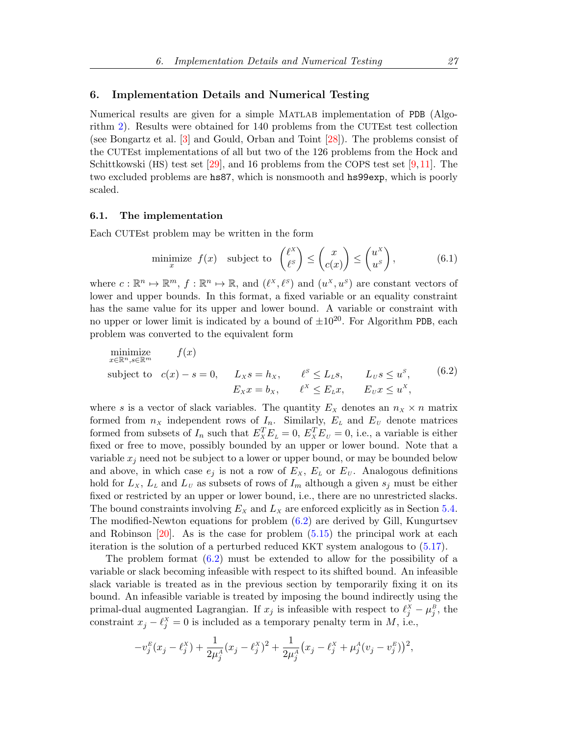## 6. Implementation Details and Numerical Testing

Numerical results are given for a simple MATLAB implementation of PDB (Algorithm 2). Results were obtained for 140 problems from the CUTEst test collection (see Bongartz et al. [3] and Gould, Orban and Toint [28]). The problems consist of the CUTEst implementations of all but two of the 126 problems from the Hock and Schittkowski (HS) test set [29], and 16 problems from the COPS test set [9,11]. The two excluded problems are `hs87`, which is nonsmooth and `hs99exp`, which is poorly scaled.

### 6.1. The implementation

Each CUTEst problem may be written in the form

$$\underset{x}{\text{minimize}} \;\; f(x) \quad \text{subject to} \;\; \begin{pmatrix} \ell^{X} \\ \ell^{S} \end{pmatrix} \le \begin{pmatrix} x \\ c(x) \end{pmatrix} \le \begin{pmatrix} u^{X} \\ u^{S} \end{pmatrix}, \tag{6.1}$$

where $c : \mathbb{R}^n \mapsto \mathbb{R}^m$, $f : \mathbb{R}^n \mapsto \mathbb{R}$, and $(\ell^X, \ell^S)$ and $(u^X, u^S)$ are constant vectors of lower and upper bounds. In this format, a fixed variable or an equality constraint has the same value for its upper and lower bound. A variable or constraint with no upper or lower limit is indicated by a bound of $\pm 10^{20}$. For Algorithm PDB, each problem was converted to the equivalent form

$$\begin{array}{lllll} \underset{x \in \mathbb{R}^n, s \in \mathbb{R}^m}{\text{minimize}} & f(x) & & & \\ \text{subject to} & c(x) - s = 0, & L_X s = h_X, & \ell^S \le L_L s, & L_U s \le u^S, \\ & & E_X x = b_X, & \ell^X \le E_L x, & E_U x \le u^X, \end{array} \tag{6.2}$$

where $s$ is a vector of slack variables. The quantity $E_X$ denotes an $n_X \times n$ matrix formed from $n_X$ independent rows of $I_n$. Similarly, $E_L$ and $E_U$ denote matrices formed from subsets of $I_n$ such that $E_X^T E_L = 0$, $E_X^T E_U = 0$, i.e., a variable is either fixed or free to move, possibly bounded by an upper or lower bound. Note that a variable $x_j$ need not be subject to a lower or upper bound, or may be bounded below and above, in which case $e_j$ is not a row of $E_X$, $E_L$ or $E_U$. Analogous definitions hold for $L_X$, $L_L$ and $L_U$ as subsets of rows of $I_m$ although a given $s_j$ must be either fixed or restricted by an upper or lower bound, i.e., there are no unrestricted slacks. The bound constraints involving $E_X$ and $L_X$ are enforced explicitly as in Section 5.4. The modified-Newton equations for problem (6.2) are derived by Gill, Kungurtsev and Robinson [20]. As is the case for problem (5.15) the principal work at each iteration is the solution of a perturbed reduced KKT system analogous to (5.17).

The problem format (6.2) must be extended to allow for the possibility of a variable or slack becoming infeasible with respect to its shifted bound. An infeasible slack variable is treated as in the previous section by temporarily fixing it on its bound. An infeasible variable is treated by imposing the bound indirectly using the primal-dual augmented Lagrangian. If $x_j$ is infeasible with respect to $\ell_j^X - \mu_j^B$, the constraint $x_j - \ell_j^X = 0$ is included as a temporary penalty term in $M$, i.e.,

$$-v_j^E (x_j - \ell_j^X) + \frac{1}{2\mu_j^A}(x_j - \ell_j^X)^2 + \frac{1}{2\mu_j^A}\big(x_j - \ell_j^X + \mu_j^A (v_j - v_j^E)\big)^2,$$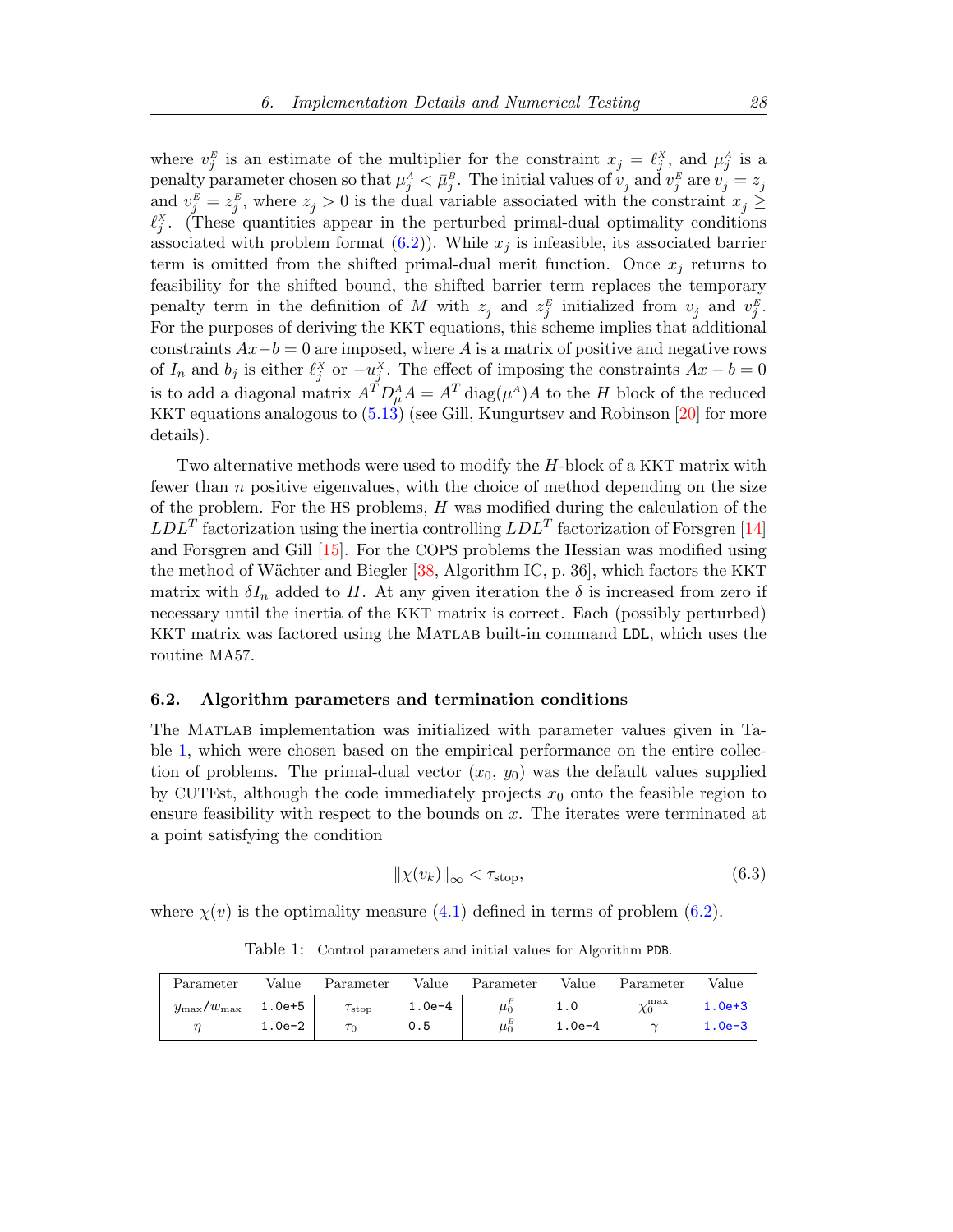where $v_j^E$ is an estimate of the multiplier for the constraint $x_j = \ell_j^X$, and $\mu_j^A$ is a penalty parameter chosen so that $\mu_j^A < \bar{\mu}_j^B$. The initial values of $v_j$ and $v_j^E$ are $v_j = z_j$ and $v_j^E = z_j^E$, where $z_j > 0$ is the dual variable associated with the constraint $x_j \geq \ell_j^X$. (These quantities appear in the perturbed primal-dual optimality conditions associated with problem format (6.2)). While $x_j$ is infeasible, its associated barrier term is omitted from the shifted primal-dual merit function. Once $x_j$ returns to feasibility for the shifted bound, the shifted barrier term replaces the temporary penalty term in the definition of $M$ with $z_j$ and $z_j^E$ initialized from $v_j$ and $v_j^E$. For the purposes of deriving the KKT equations, this scheme implies that additional constraints $Ax - b = 0$ are imposed, where $A$ is a matrix of positive and negative rows of $I_n$ and $b_j$ is either $\ell_j^X$ or $-u_j^X$. The effect of imposing the constraints $Ax - b = 0$ is to add a diagonal matrix $A^T D_\mu^A A = A^T \operatorname{diag}(\mu^A) A$ to the $H$ block of the reduced KKT equations analogous to (5.13) (see Gill, Kungurtsev and Robinson [20] for more details).

Two alternative methods were used to modify the $H$-block of a KKT matrix with fewer than $n$ positive eigenvalues, with the choice of method depending on the size of the problem. For the HS problems, $H$ was modified during the calculation of the $LDL^T$ factorization using the inertia controlling $LDL^T$ factorization of Forsgren [14] and Forsgren and Gill [15]. For the COPS problems the Hessian was modified using the method of Wächter and Biegler [38, Algorithm IC, p. 36], which factors the KKT matrix with $\delta I_n$ added to $H$. At any given iteration the $\delta$ is increased from zero if necessary until the inertia of the KKT matrix is correct. Each (possibly perturbed) KKT matrix was factored using the MATLAB built-in command `LDL`, which uses the routine MA57.

### 6.2. Algorithm parameters and termination conditions

The MATLAB implementation was initialized with parameter values given in Table 1, which were chosen based on the empirical performance on the entire collection of problems. The primal-dual vector $(x_0, y_0)$ was the default values supplied by CUTEst, although the code immediately projects $x_0$ onto the feasible region to ensure feasibility with respect to the bounds on $x$. The iterates were terminated at a point satisfying the condition

$$\|\chi(v_k)\|_\infty < \tau_{\text{stop}}, \tag{6.3}$$

where $\chi(v)$ is the optimality measure (4.1) defined in terms of problem (6.2).

Table 1: Control parameters and initial values for Algorithm PDB.

| Parameter | Value | Parameter | Value | Parameter | Value | Parameter | Value |
|---|---|---|---|---|---|---|---|
| $y_{\max}/w_{\max}$ | 1.0e+5 | $\tau_{\text{stop}}$ | 1.0e-4 | $\mu_0^P$ | 1.0 | $\chi_0^{\max}$ | 1.0e+3 |
| $\eta$ | 1.0e-2 | $\tau_0$ | 0.5 | $\mu_0^B$ | 1.0e-4 | $\gamma$ | 1.0e-3 |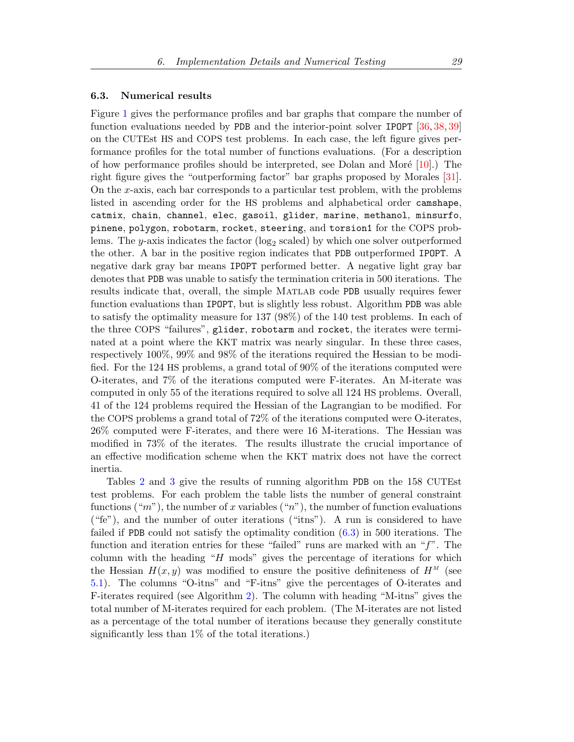### 6.3. Numerical results

Figure 1 gives the performance profiles and bar graphs that compare the number of function evaluations needed by PDB and the interior-point solver IPOPT [36, 38, 39] on the CUTEst HS and COPS test problems. In each case, the left figure gives performance profiles for the total number of functions evaluations. (For a description of how performance profiles should be interpreted, see Dolan and Moré [10].) The right figure gives the "outperforming factor" bar graphs proposed by Morales [31]. On the $x$-axis, each bar corresponds to a particular test problem, with the problems listed in ascending order for the HS problems and alphabetical order camshape, catmix, chain, channel, elec, gasoil, glider, marine, methanol, minsurfo, pinene, polygon, robotarm, rocket, steering, and torsion1 for the COPS problems. The $y$-axis indicates the factor ($\log_2$ scaled) by which one solver outperformed the other. A bar in the positive region indicates that PDB outperformed IPOPT. A negative dark gray bar means IPOPT performed better. A negative light gray bar denotes that PDB was unable to satisfy the termination criteria in 500 iterations. The results indicate that, overall, the simple MATLAB code PDB usually requires fewer function evaluations than IPOPT, but is slightly less robust. Algorithm PDB was able to satisfy the optimality measure for 137 (98%) of the 140 test problems. In each of the three COPS "failures", glider, robotarm and rocket, the iterates were terminated at a point where the KKT matrix was nearly singular. In these three cases, respectively 100%, 99% and 98% of the iterations required the Hessian to be modified. For the 124 HS problems, a grand total of 90% of the iterations computed were O-iterates, and 7% of the iterations computed were F-iterates. An M-iterate was computed in only 55 of the iterations required to solve all 124 HS problems. Overall, 41 of the 124 problems required the Hessian of the Lagrangian to be modified. For the COPS problems a grand total of 72% of the iterations computed were O-iterates, 26% computed were F-iterates, and there were 16 M-iterations. The Hessian was modified in 73% of the iterates. The results illustrate the crucial importance of an effective modification scheme when the KKT matrix does not have the correct inertia.

Tables 2 and 3 give the results of running algorithm PDB on the 158 CUTEst test problems. For each problem the table lists the number of general constraint functions ("$m$"), the number of $x$ variables ("$n$"), the number of function evaluations ("fe"), and the number of outer iterations ("itns"). A run is considered to have failed if PDB could not satisfy the optimality condition (6.3) in 500 iterations. The function and iteration entries for these "failed" runs are marked with an "$f$". The column with the heading "$H$ mods" gives the percentage of iterations for which the Hessian $H(x, y)$ was modified to ensure the positive definiteness of $H^M$ (see 5.1). The columns "O-itns" and "F-itns" give the percentages of O-iterates and F-iterates required (see Algorithm 2). The column with heading "M-itns" gives the total number of M-iterates required for each problem. (The M-iterates are not listed as a percentage of the total number of iterations because they generally constitute significantly less than 1% of the total iterations.)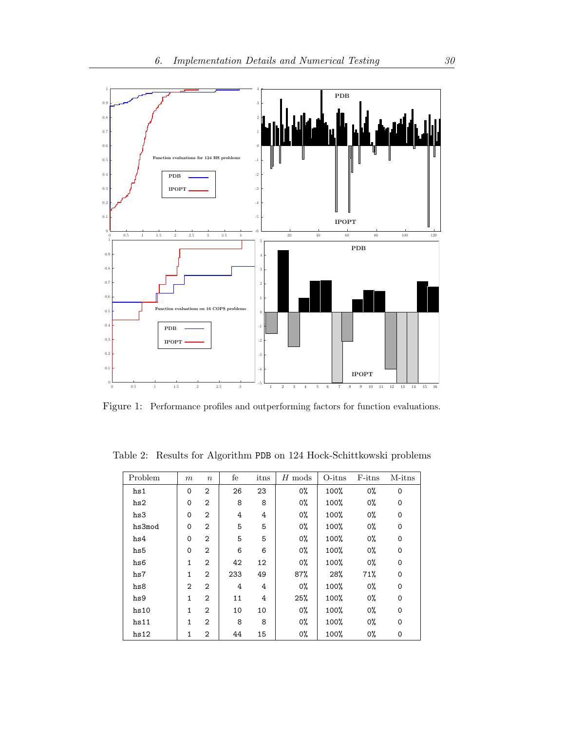Figure 1: Performance profiles and outperforming factors for function evaluations.

Table 2: Results for Algorithm PDB on 124 Hock-Schittkowski problems

| Problem | $m$ | $n$ | fe | itns | $H$ mods | O-itns | F-itns | M-itns |
|---|---|---|---|---|---|---|---|---|
| hs1 | 0 | 2 | 26 | 23 | 0% | 100% | 0% | 0 |
| hs2 | 0 | 2 | 8 | 8 | 0% | 100% | 0% | 0 |
| hs3 | 0 | 2 | 4 | 4 | 0% | 100% | 0% | 0 |
| hs3mod | 0 | 2 | 5 | 5 | 0% | 100% | 0% | 0 |
| hs4 | 0 | 2 | 5 | 5 | 0% | 100% | 0% | 0 |
| hs5 | 0 | 2 | 6 | 6 | 0% | 100% | 0% | 0 |
| hs6 | 1 | 2 | 42 | 12 | 0% | 100% | 0% | 0 |
| hs7 | 1 | 2 | 233 | 49 | 87% | 28% | 71% | 0 |
| hs8 | 2 | 2 | 4 | 4 | 0% | 100% | 0% | 0 |
| hs9 | 1 | 2 | 11 | 4 | 25% | 100% | 0% | 0 |
| hs10 | 1 | 2 | 10 | 10 | 0% | 100% | 0% | 0 |
| hs11 | 1 | 2 | 8 | 8 | 0% | 100% | 0% | 0 |
| hs12 | 1 | 2 | 44 | 15 | 0% | 100% | 0% | 0 |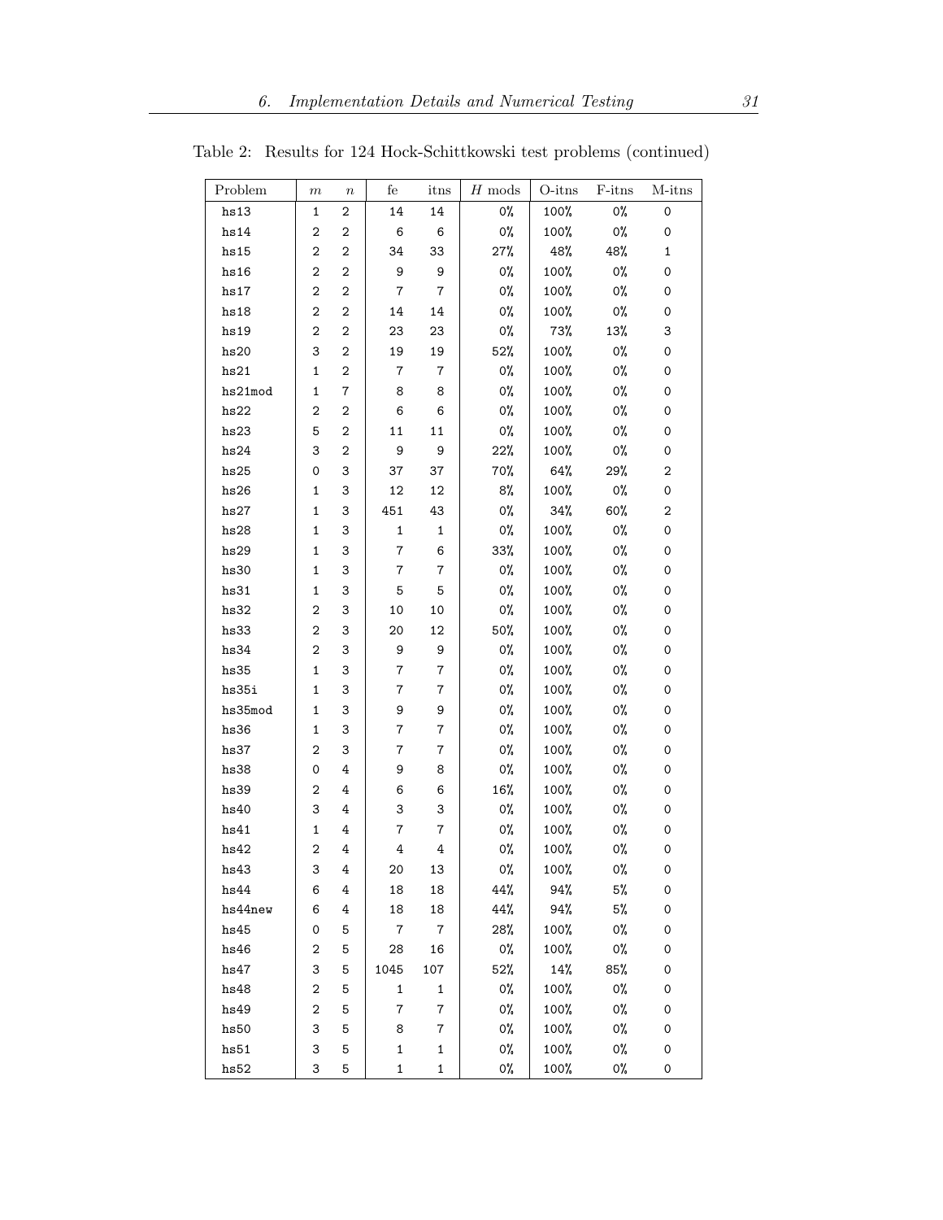Table 2: Results for 124 Hock-Schittkowski test problems (continued)

| Problem | $m$ | $n$ | fe | itns | $H$ mods | O-itns | F-itns | M-itns |
|---|---|---|---|---|---|---|---|---|
| hs13 | 1 | 2 | 14 | 14 | 0% | 100% | 0% | 0 |
| hs14 | 2 | 2 | 6 | 6 | 0% | 100% | 0% | 0 |
| hs15 | 2 | 2 | 34 | 33 | 27% | 48% | 48% | 1 |
| hs16 | 2 | 2 | 9 | 9 | 0% | 100% | 0% | 0 |
| hs17 | 2 | 2 | 7 | 7 | 0% | 100% | 0% | 0 |
| hs18 | 2 | 2 | 14 | 14 | 0% | 100% | 0% | 0 |
| hs19 | 2 | 2 | 23 | 23 | 0% | 73% | 13% | 3 |
| hs20 | 3 | 2 | 19 | 19 | 52% | 100% | 0% | 0 |
| hs21 | 1 | 2 | 7 | 7 | 0% | 100% | 0% | 0 |
| hs21mod | 1 | 7 | 8 | 8 | 0% | 100% | 0% | 0 |
| hs22 | 2 | 2 | 6 | 6 | 0% | 100% | 0% | 0 |
| hs23 | 5 | 2 | 11 | 11 | 0% | 100% | 0% | 0 |
| hs24 | 3 | 2 | 9 | 9 | 22% | 100% | 0% | 0 |
| hs25 | 0 | 3 | 37 | 37 | 70% | 64% | 29% | 2 |
| hs26 | 1 | 3 | 12 | 12 | 8% | 100% | 0% | 0 |
| hs27 | 1 | 3 | 451 | 43 | 0% | 34% | 60% | 2 |
| hs28 | 1 | 3 | 1 | 1 | 0% | 100% | 0% | 0 |
| hs29 | 1 | 3 | 7 | 6 | 33% | 100% | 0% | 0 |
| hs30 | 1 | 3 | 7 | 7 | 0% | 100% | 0% | 0 |
| hs31 | 1 | 3 | 5 | 5 | 0% | 100% | 0% | 0 |
| hs32 | 2 | 3 | 10 | 10 | 0% | 100% | 0% | 0 |
| hs33 | 2 | 3 | 20 | 12 | 50% | 100% | 0% | 0 |
| hs34 | 2 | 3 | 9 | 9 | 0% | 100% | 0% | 0 |
| hs35 | 1 | 3 | 7 | 7 | 0% | 100% | 0% | 0 |
| hs35i | 1 | 3 | 7 | 7 | 0% | 100% | 0% | 0 |
| hs35mod | 1 | 3 | 9 | 9 | 0% | 100% | 0% | 0 |
| hs36 | 1 | 3 | 7 | 7 | 0% | 100% | 0% | 0 |
| hs37 | 2 | 3 | 7 | 7 | 0% | 100% | 0% | 0 |
| hs38 | 0 | 4 | 9 | 8 | 0% | 100% | 0% | 0 |
| hs39 | 2 | 4 | 6 | 6 | 16% | 100% | 0% | 0 |
| hs40 | 3 | 4 | 3 | 3 | 0% | 100% | 0% | 0 |
| hs41 | 1 | 4 | 7 | 7 | 0% | 100% | 0% | 0 |
| hs42 | 2 | 4 | 4 | 4 | 0% | 100% | 0% | 0 |
| hs43 | 3 | 4 | 20 | 13 | 0% | 100% | 0% | 0 |
| hs44 | 6 | 4 | 18 | 18 | 44% | 94% | 5% | 0 |
| hs44new | 6 | 4 | 18 | 18 | 44% | 94% | 5% | 0 |
| hs45 | 0 | 5 | 7 | 7 | 28% | 100% | 0% | 0 |
| hs46 | 2 | 5 | 28 | 16 | 0% | 100% | 0% | 0 |
| hs47 | 3 | 5 | 1045 | 107 | 52% | 14% | 85% | 0 |
| hs48 | 2 | 5 | 1 | 1 | 0% | 100% | 0% | 0 |
| hs49 | 2 | 5 | 7 | 7 | 0% | 100% | 0% | 0 |
| hs50 | 3 | 5 | 8 | 7 | 0% | 100% | 0% | 0 |
| hs51 | 3 | 5 | 1 | 1 | 0% | 100% | 0% | 0 |
| hs52 | 3 | 5 | 1 | 1 | 0% | 100% | 0% | 0 |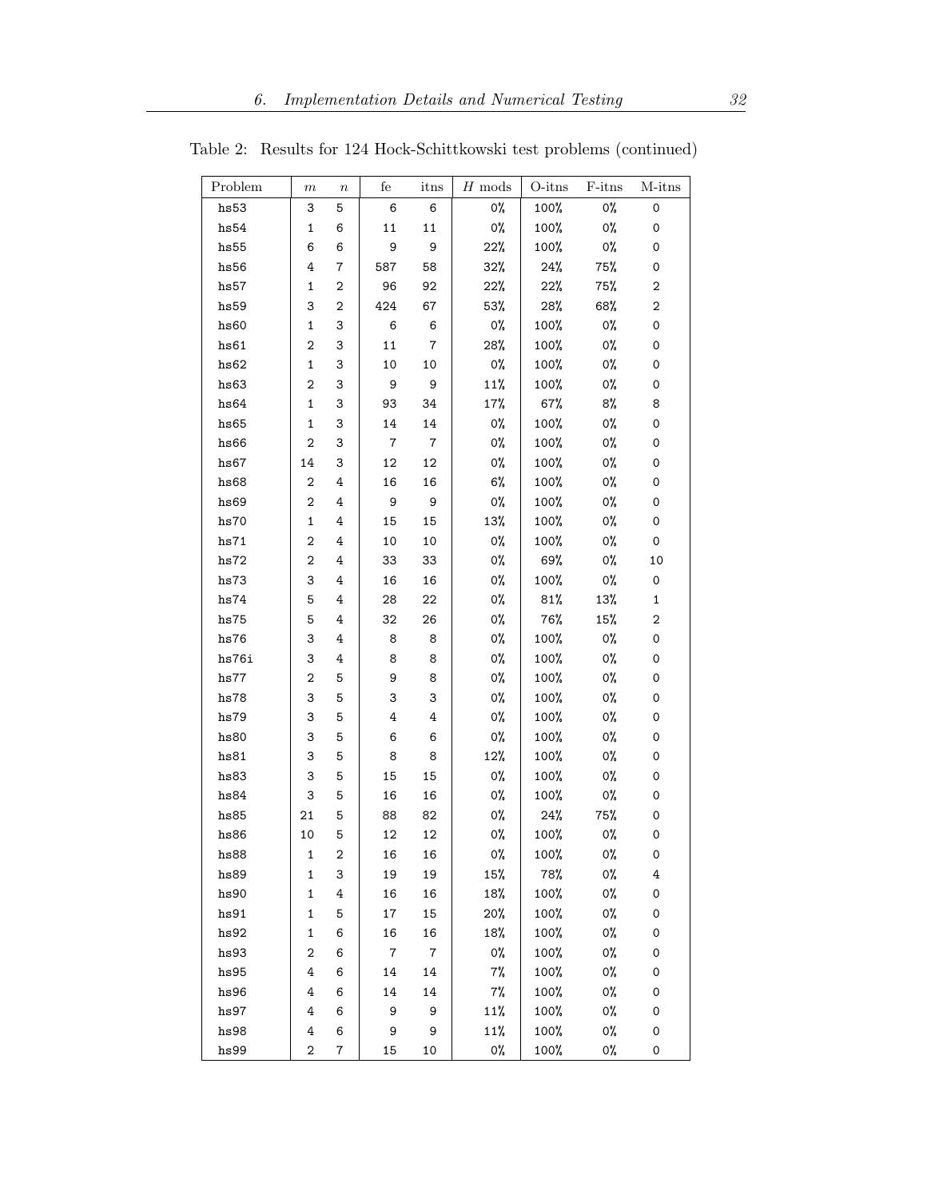Table 2: Results for 124 Hock-Schittkowski test problems (continued)

| Problem | $m$ | $n$ | fe | itns | $H$ mods | O-itns | F-itns | M-itns |
|---|---|---|---|---|---|---|---|---|
| hs53 | 3 | 5 | 6 | 6 | 0% | 100% | 0% | 0 |
| hs54 | 1 | 6 | 11 | 11 | 0% | 100% | 0% | 0 |
| hs55 | 6 | 6 | 9 | 9 | 22% | 100% | 0% | 0 |
| hs56 | 4 | 7 | 587 | 58 | 32% | 24% | 75% | 0 |
| hs57 | 1 | 2 | 96 | 92 | 22% | 22% | 75% | 2 |
| hs59 | 3 | 2 | 424 | 67 | 53% | 28% | 68% | 2 |
| hs60 | 1 | 3 | 6 | 6 | 0% | 100% | 0% | 0 |
| hs61 | 2 | 3 | 11 | 7 | 28% | 100% | 0% | 0 |
| hs62 | 1 | 3 | 10 | 10 | 0% | 100% | 0% | 0 |
| hs63 | 2 | 3 | 9 | 9 | 11% | 100% | 0% | 0 |
| hs64 | 1 | 3 | 93 | 34 | 17% | 67% | 8% | 8 |
| hs65 | 1 | 3 | 14 | 14 | 0% | 100% | 0% | 0 |
| hs66 | 2 | 3 | 7 | 7 | 0% | 100% | 0% | 0 |
| hs67 | 14 | 3 | 12 | 12 | 0% | 100% | 0% | 0 |
| hs68 | 2 | 4 | 16 | 16 | 6% | 100% | 0% | 0 |
| hs69 | 2 | 4 | 9 | 9 | 0% | 100% | 0% | 0 |
| hs70 | 1 | 4 | 15 | 15 | 13% | 100% | 0% | 0 |
| hs71 | 2 | 4 | 10 | 10 | 0% | 100% | 0% | 0 |
| hs72 | 2 | 4 | 33 | 33 | 0% | 69% | 0% | 10 |
| hs73 | 3 | 4 | 16 | 16 | 0% | 100% | 0% | 0 |
| hs74 | 5 | 4 | 28 | 22 | 0% | 81% | 13% | 1 |
| hs75 | 5 | 4 | 32 | 26 | 0% | 76% | 15% | 2 |
| hs76 | 3 | 4 | 8 | 8 | 0% | 100% | 0% | 0 |
| hs76i | 3 | 4 | 8 | 8 | 0% | 100% | 0% | 0 |
| hs77 | 2 | 5 | 9 | 8 | 0% | 100% | 0% | 0 |
| hs78 | 3 | 5 | 3 | 3 | 0% | 100% | 0% | 0 |
| hs79 | 3 | 5 | 4 | 4 | 0% | 100% | 0% | 0 |
| hs80 | 3 | 5 | 6 | 6 | 0% | 100% | 0% | 0 |
| hs81 | 3 | 5 | 8 | 8 | 12% | 100% | 0% | 0 |
| hs83 | 3 | 5 | 15 | 15 | 0% | 100% | 0% | 0 |
| hs84 | 3 | 5 | 16 | 16 | 0% | 100% | 0% | 0 |
| hs85 | 21 | 5 | 88 | 82 | 0% | 24% | 75% | 0 |
| hs86 | 10 | 5 | 12 | 12 | 0% | 100% | 0% | 0 |
| hs88 | 1 | 2 | 16 | 16 | 0% | 100% | 0% | 0 |
| hs89 | 1 | 3 | 19 | 19 | 15% | 78% | 0% | 4 |
| hs90 | 1 | 4 | 16 | 16 | 18% | 100% | 0% | 0 |
| hs91 | 1 | 5 | 17 | 15 | 20% | 100% | 0% | 0 |
| hs92 | 1 | 6 | 16 | 16 | 18% | 100% | 0% | 0 |
| hs93 | 2 | 6 | 7 | 7 | 0% | 100% | 0% | 0 |
| hs95 | 4 | 6 | 14 | 14 | 7% | 100% | 0% | 0 |
| hs96 | 4 | 6 | 14 | 14 | 7% | 100% | 0% | 0 |
| hs97 | 4 | 6 | 9 | 9 | 11% | 100% | 0% | 0 |
| hs98 | 4 | 6 | 9 | 9 | 11% | 100% | 0% | 0 |
| hs99 | 2 | 7 | 15 | 10 | 0% | 100% | 0% | 0 |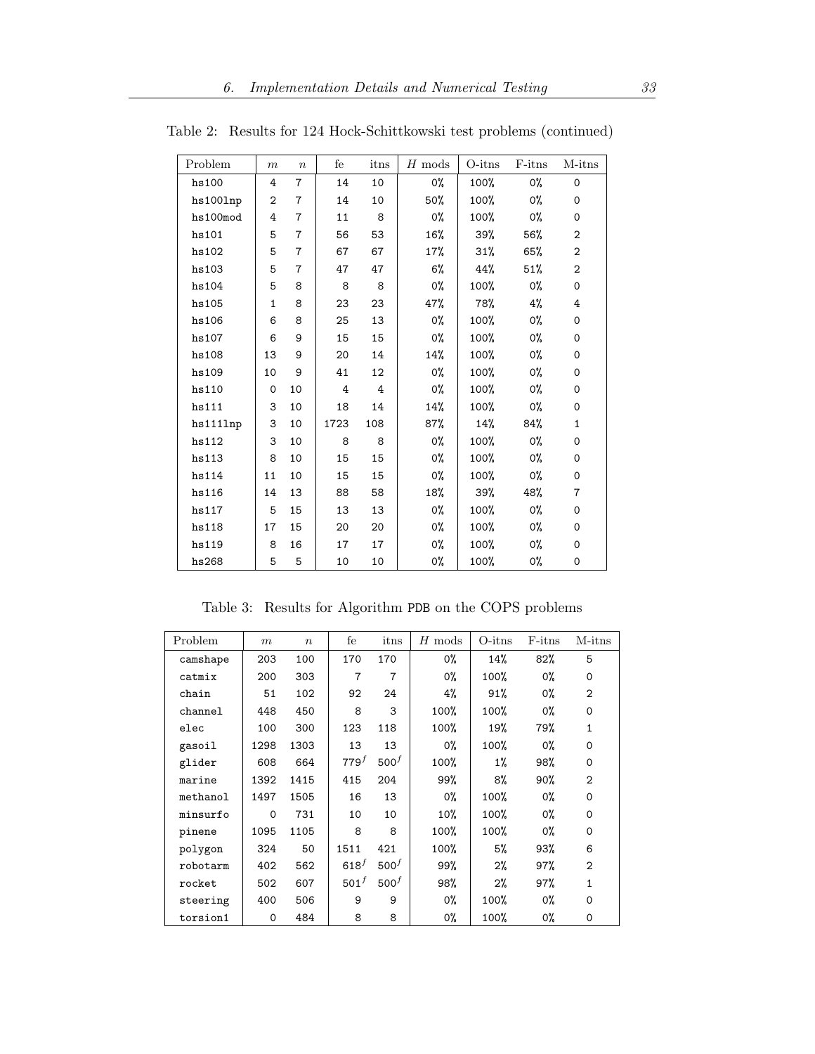Table 2: Results for 124 Hock-Schittkowski test problems (continued)

| Problem | $m$ | $n$ | fe | itns | $H$ mods | O-itns | F-itns | M-itns |
|---|---|---|---|---|---|---|---|---|
| hs100 | 4 | 7 | 14 | 10 | 0% | 100% | 0% | 0 |
| hs100lnp | 2 | 7 | 14 | 10 | 50% | 100% | 0% | 0 |
| hs100mod | 4 | 7 | 11 | 8 | 0% | 100% | 0% | 0 |
| hs101 | 5 | 7 | 56 | 53 | 16% | 39% | 56% | 2 |
| hs102 | 5 | 7 | 67 | 67 | 17% | 31% | 65% | 2 |
| hs103 | 5 | 7 | 47 | 47 | 6% | 44% | 51% | 2 |
| hs104 | 5 | 8 | 8 | 8 | 0% | 100% | 0% | 0 |
| hs105 | 1 | 8 | 23 | 23 | 47% | 78% | 4% | 4 |
| hs106 | 6 | 8 | 25 | 13 | 0% | 100% | 0% | 0 |
| hs107 | 6 | 9 | 15 | 15 | 0% | 100% | 0% | 0 |
| hs108 | 13 | 9 | 20 | 14 | 14% | 100% | 0% | 0 |
| hs109 | 10 | 9 | 41 | 12 | 0% | 100% | 0% | 0 |
| hs110 | 0 | 10 | 4 | 4 | 0% | 100% | 0% | 0 |
| hs111 | 3 | 10 | 18 | 14 | 14% | 100% | 0% | 0 |
| hs111lnp | 3 | 10 | 1723 | 108 | 87% | 14% | 84% | 1 |
| hs112 | 3 | 10 | 8 | 8 | 0% | 100% | 0% | 0 |
| hs113 | 8 | 10 | 15 | 15 | 0% | 100% | 0% | 0 |
| hs114 | 11 | 10 | 15 | 15 | 0% | 100% | 0% | 0 |
| hs116 | 14 | 13 | 88 | 58 | 18% | 39% | 48% | 7 |
| hs117 | 5 | 15 | 13 | 13 | 0% | 100% | 0% | 0 |
| hs118 | 17 | 15 | 20 | 20 | 0% | 100% | 0% | 0 |
| hs119 | 8 | 16 | 17 | 17 | 0% | 100% | 0% | 0 |
| hs268 | 5 | 5 | 10 | 10 | 0% | 100% | 0% | 0 |

Table 3: Results for Algorithm PDB on the COPS problems

| Problem | $m$ | $n$ | fe | itns | $H$ mods | O-itns | F-itns | M-itns |
|---|---|---|---|---|---|---|---|---|
| camshape | 203 | 100 | 170 | 170 | 0% | 14% | 82% | 5 |
| catmix | 200 | 303 | 7 | 7 | 0% | 100% | 0% | 0 |
| chain | 51 | 102 | 92 | 24 | 4% | 91% | 0% | 2 |
| channel | 448 | 450 | 8 | 3 | 100% | 100% | 0% | 0 |
| elec | 100 | 300 | 123 | 118 | 100% | 19% | 79% | 1 |
| gasoil | 1298 | 1303 | 13 | 13 | 0% | 100% | 0% | 0 |
| glider | 608 | 664 | $779^f$ | $500^f$ | 100% | 1% | 98% | 0 |
| marine | 1392 | 1415 | 415 | 204 | 99% | 8% | 90% | 2 |
| methanol | 1497 | 1505 | 16 | 13 | 0% | 100% | 0% | 0 |
| minsurfo | 0 | 731 | 10 | 10 | 10% | 100% | 0% | 0 |
| pinene | 1095 | 1105 | 8 | 8 | 100% | 100% | 0% | 0 |
| polygon | 324 | 50 | 1511 | 421 | 100% | 5% | 93% | 6 |
| robotarm | 402 | 562 | $618^f$ | $500^f$ | 99% | 2% | 97% | 2 |
| rocket | 502 | 607 | $501^f$ | $500^f$ | 98% | 2% | 97% | 1 |
| steering | 400 | 506 | 9 | 9 | 0% | 100% | 0% | 0 |
| torsion1 | 0 | 484 | 8 | 8 | 0% | 100% | 0% | 0 |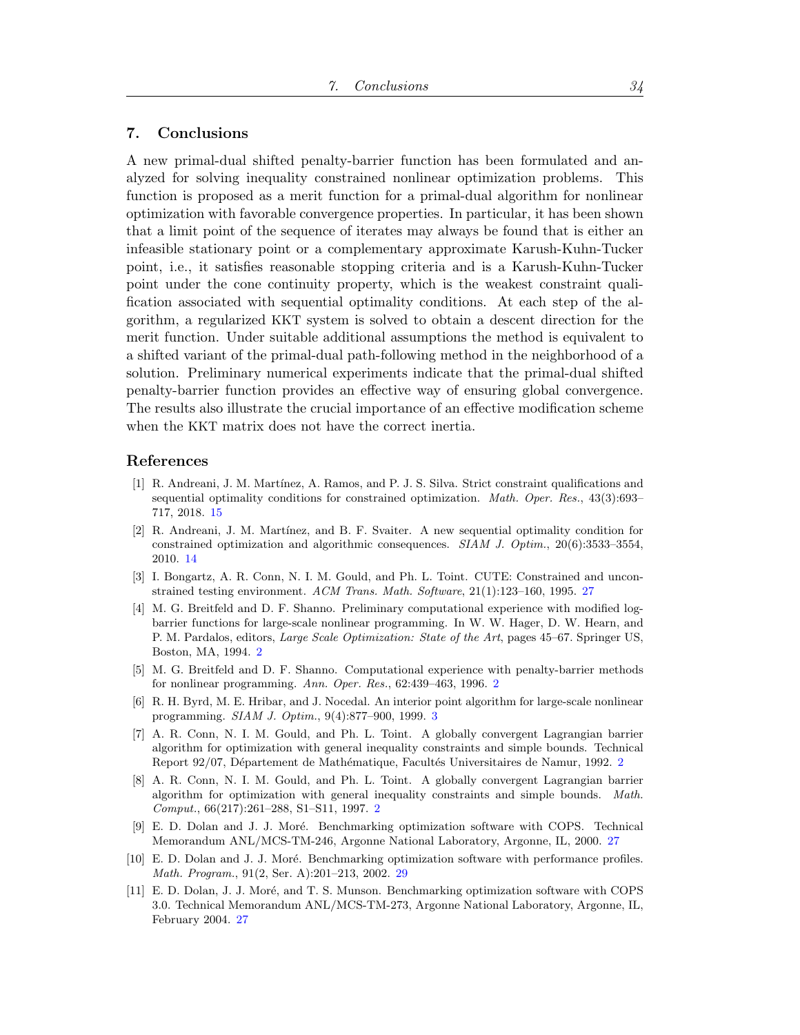## 7. Conclusions

A new primal-dual shifted penalty-barrier function has been formulated and analyzed for solving inequality constrained nonlinear optimization problems. This function is proposed as a merit function for a primal-dual algorithm for nonlinear optimization with favorable convergence properties. In particular, it has been shown that a limit point of the sequence of iterates may always be found that is either an infeasible stationary point or a complementary approximate Karush-Kuhn-Tucker point, i.e., it satisfies reasonable stopping criteria and is a Karush-Kuhn-Tucker point under the cone continuity property, which is the weakest constraint qualification associated with sequential optimality conditions. At each step of the algorithm, a regularized KKT system is solved to obtain a descent direction for the merit function. Under suitable additional assumptions the method is equivalent to a shifted variant of the primal-dual path-following method in the neighborhood of a solution. Preliminary numerical experiments indicate that the primal-dual shifted penalty-barrier function provides an effective way of ensuring global convergence. The results also illustrate the crucial importance of an effective modification scheme when the KKT matrix does not have the correct inertia.

## References

[1] R. Andreani, J. M. Martínez, A. Ramos, and P. J. S. Silva. Strict constraint qualifications and sequential optimality conditions for constrained optimization. *Math. Oper. Res.*, 43(3):693–717, 2018. 15

[2] R. Andreani, J. M. Martínez, and B. F. Svaiter. A new sequential optimality condition for constrained optimization and algorithmic consequences. *SIAM J. Optim.*, 20(6):3533–3554, 2010. 14

[3] I. Bongartz, A. R. Conn, N. I. M. Gould, and Ph. L. Toint. CUTE: Constrained and unconstrained testing environment. *ACM Trans. Math. Software*, 21(1):123–160, 1995. 27

[4] M. G. Breitfeld and D. F. Shanno. Preliminary computational experience with modified log-barrier functions for large-scale nonlinear programming. In W. W. Hager, D. W. Hearn, and P. M. Pardalos, editors, *Large Scale Optimization: State of the Art*, pages 45–67. Springer US, Boston, MA, 1994. 2

[5] M. G. Breitfeld and D. F. Shanno. Computational experience with penalty-barrier methods for nonlinear programming. *Ann. Oper. Res.*, 62:439–463, 1996. 2

[6] R. H. Byrd, M. E. Hribar, and J. Nocedal. An interior point algorithm for large-scale nonlinear programming. *SIAM J. Optim.*, 9(4):877–900, 1999. 3

[7] A. R. Conn, N. I. M. Gould, and Ph. L. Toint. A globally convergent Lagrangian barrier algorithm for optimization with general inequality constraints and simple bounds. Technical Report 92/07, Département de Mathématique, Facultés Universitaires de Namur, 1992. 2

[8] A. R. Conn, N. I. M. Gould, and Ph. L. Toint. A globally convergent Lagrangian barrier algorithm for optimization with general inequality constraints and simple bounds. *Math. Comput.*, 66(217):261–288, S1–S11, 1997. 2

[9] E. D. Dolan and J. J. Moré. Benchmarking optimization software with COPS. Technical Memorandum ANL/MCS-TM-246, Argonne National Laboratory, Argonne, IL, 2000. 27

[10] E. D. Dolan and J. J. Moré. Benchmarking optimization software with performance profiles. *Math. Program.*, 91(2, Ser. A):201–213, 2002. 29

[11] E. D. Dolan, J. J. Moré, and T. S. Munson. Benchmarking optimization software with COPS 3.0. Technical Memorandum ANL/MCS-TM-273, Argonne National Laboratory, Argonne, IL, February 2004. 27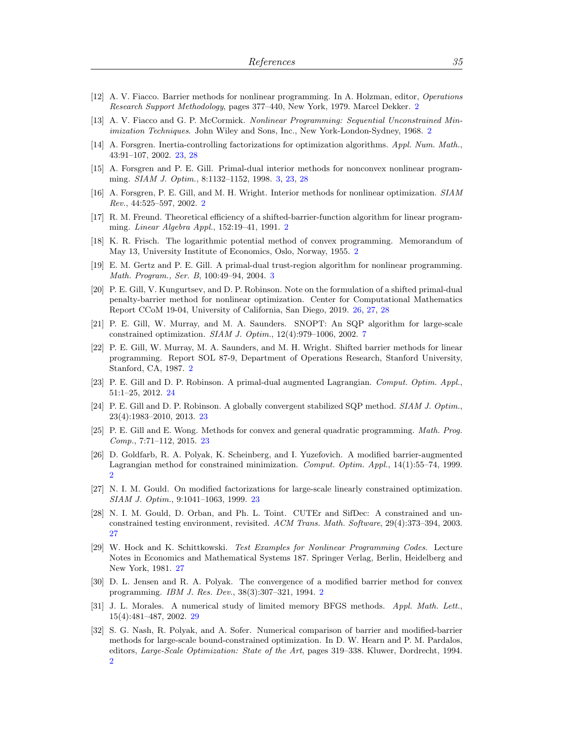[12] A. V. Fiacco. Barrier methods for nonlinear programming. In A. Holzman, editor, *Operations Research Support Methodology*, pages 377–440, New York, 1979. Marcel Dekker. 2

[13] A. V. Fiacco and G. P. McCormick. *Nonlinear Programming: Sequential Unconstrained Minimization Techniques*. John Wiley and Sons, Inc., New York-London-Sydney, 1968. 2

[14] A. Forsgren. Inertia-controlling factorizations for optimization algorithms. *Appl. Num. Math.*, 43:91–107, 2002. 23, 28

[15] A. Forsgren and P. E. Gill. Primal-dual interior methods for nonconvex nonlinear programming. *SIAM J. Optim.*, 8:1132–1152, 1998. 3, 23, 28

[16] A. Forsgren, P. E. Gill, and M. H. Wright. Interior methods for nonlinear optimization. *SIAM Rev.*, 44:525–597, 2002. 2

[17] R. M. Freund. Theoretical efficiency of a shifted-barrier-function algorithm for linear programming. *Linear Algebra Appl.*, 152:19–41, 1991. 2

[18] K. R. Frisch. The logarithmic potential method of convex programming. Memorandum of May 13, University Institute of Economics, Oslo, Norway, 1955. 2

[19] E. M. Gertz and P. E. Gill. A primal-dual trust-region algorithm for nonlinear programming. *Math. Program., Ser. B*, 100:49–94, 2004. 3

[20] P. E. Gill, V. Kungurtsev, and D. P. Robinson. Note on the formulation of a shifted primal-dual penalty-barrier method for nonlinear optimization. Center for Computational Mathematics Report CCoM 19-04, University of California, San Diego, 2019. 26, 27, 28

[21] P. E. Gill, W. Murray, and M. A. Saunders. SNOPT: An SQP algorithm for large-scale constrained optimization. *SIAM J. Optim.*, 12(4):979–1006, 2002. 7

[22] P. E. Gill, W. Murray, M. A. Saunders, and M. H. Wright. Shifted barrier methods for linear programming. Report SOL 87-9, Department of Operations Research, Stanford University, Stanford, CA, 1987. 2

[23] P. E. Gill and D. P. Robinson. A primal-dual augmented Lagrangian. *Comput. Optim. Appl.*, 51:1–25, 2012. 24

[24] P. E. Gill and D. P. Robinson. A globally convergent stabilized SQP method. *SIAM J. Optim.*, 23(4):1983–2010, 2013. 23

[25] P. E. Gill and E. Wong. Methods for convex and general quadratic programming. *Math. Prog. Comp.*, 7:71–112, 2015. 23

[26] D. Goldfarb, R. A. Polyak, K. Scheinberg, and I. Yuzefovich. A modified barrier-augmented Lagrangian method for constrained minimization. *Comput. Optim. Appl.*, 14(1):55–74, 1999. 2

[27] N. I. M. Gould. On modified factorizations for large-scale linearly constrained optimization. *SIAM J. Optim.*, 9:1041–1063, 1999. 23

[28] N. I. M. Gould, D. Orban, and Ph. L. Toint. CUTEr and SifDec: A constrained and unconstrained testing environment, revisited. *ACM Trans. Math. Software*, 29(4):373–394, 2003. 27

[29] W. Hock and K. Schittkowski. *Test Examples for Nonlinear Programming Codes*. Lecture Notes in Economics and Mathematical Systems 187. Springer Verlag, Berlin, Heidelberg and New York, 1981. 27

[30] D. L. Jensen and R. A. Polyak. The convergence of a modified barrier method for convex programming. *IBM J. Res. Dev.*, 38(3):307–321, 1994. 2

[31] J. L. Morales. A numerical study of limited memory BFGS methods. *Appl. Math. Lett.*, 15(4):481–487, 2002. 29

[32] S. G. Nash, R. Polyak, and A. Sofer. Numerical comparison of barrier and modified-barrier methods for large-scale bound-constrained optimization. In D. W. Hearn and P. M. Pardalos, editors, *Large-Scale Optimization: State of the Art*, pages 319–338. Kluwer, Dordrecht, 1994. 2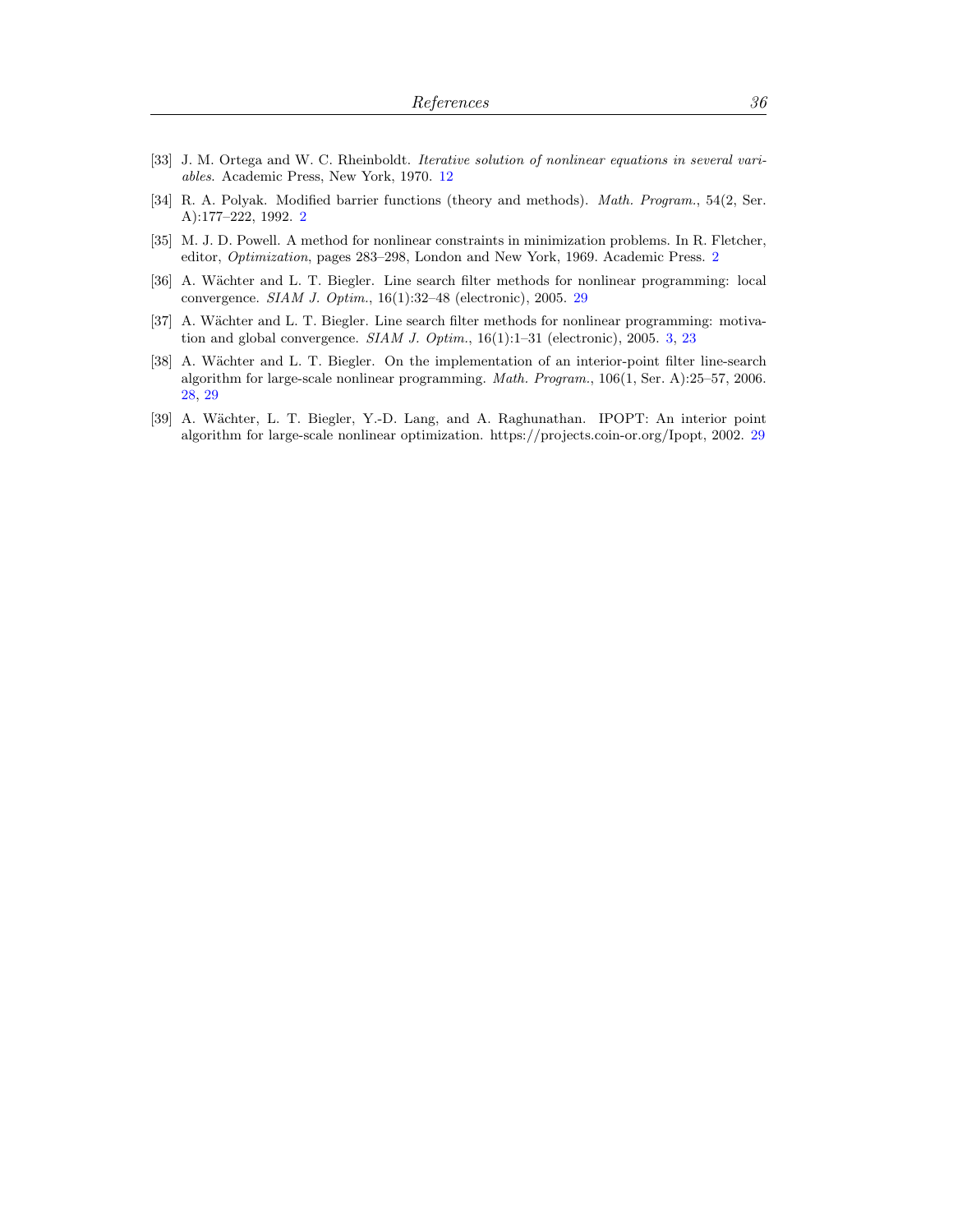[33] J. M. Ortega and W. C. Rheinboldt. *Iterative solution of nonlinear equations in several variables*. Academic Press, New York, 1970. 12

[34] R. A. Polyak. Modified barrier functions (theory and methods). *Math. Program.*, 54(2, Ser. A):177–222, 1992. 2

[35] M. J. D. Powell. A method for nonlinear constraints in minimization problems. In R. Fletcher, editor, *Optimization*, pages 283–298, London and New York, 1969. Academic Press. 2

[36] A. Wächter and L. T. Biegler. Line search filter methods for nonlinear programming: local convergence. *SIAM J. Optim.*, 16(1):32–48 (electronic), 2005. 29

[37] A. Wächter and L. T. Biegler. Line search filter methods for nonlinear programming: motivation and global convergence. *SIAM J. Optim.*, 16(1):1–31 (electronic), 2005. 3, 23

[38] A. Wächter and L. T. Biegler. On the implementation of an interior-point filter line-search algorithm for large-scale nonlinear programming. *Math. Program.*, 106(1, Ser. A):25–57, 2006. 28, 29

[39] A. Wächter, L. T. Biegler, Y.-D. Lang, and A. Raghunathan. IPOPT: An interior point algorithm for large-scale nonlinear optimization. https://projects.coin-or.org/Ipopt, 2002. 29